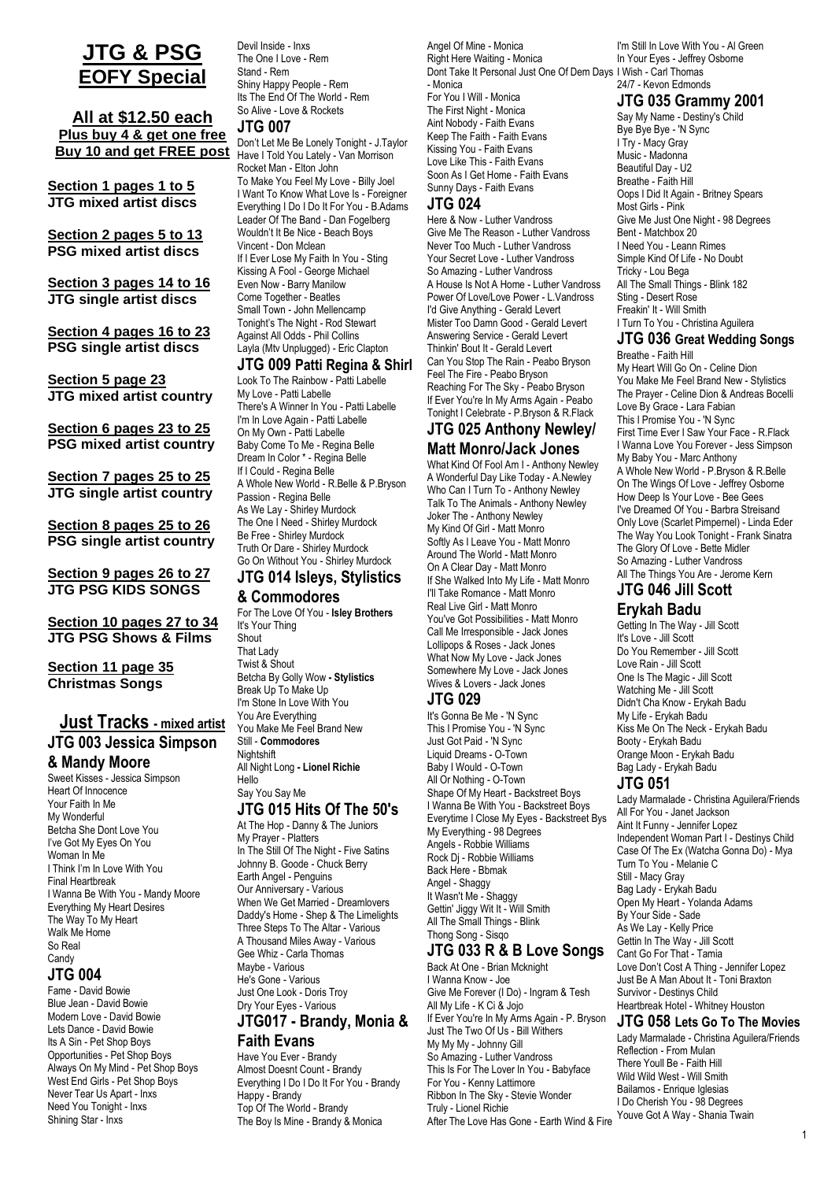# JTG & PSG EOFY Special

**All at $12.50 each**
**Plus buy 4 & get one free**
**Buy 10 and get FREE post**

**Section 1 pages 1 to 5**
**JTG mixed artist discs**

**Section 2 pages 5 to 13**
**PSG mixed artist discs**

**Section 3 pages 14 to 16**
**JTG single artist discs**

**Section 4 pages 16 to 23**
**PSG single artist discs**

**Section 5 page 23**
**JTG mixed artist country**

**Section 6 pages 23 to 25**
**PSG mixed artist country**

**Section 7 pages 25 to 25**
**JTG single artist country**

**Section 8 pages 25 to 26**
**PSG single artist country**

**Section 9 pages 26 to 27**
**JTG PSG KIDS SONGS**

**Section 10 pages 27 to 34**
**JTG PSG Shows & Films**

**Section 11 page 35**
**Christmas Songs**

## Just Tracks - mixed artist

### JTG 003 Jessica Simpson & Mandy Moore

Sweet Kisses - Jessica Simpson
Heart Of Innocence
Your Faith In Me
My Wonderful
Betcha She Dont Love You
I've Got My Eyes On You
Woman In Me
I Think I'm In Love With You
Final Heartbreak
I Wanna Be With You - Mandy Moore
Everything My Heart Desires
The Way To My Heart
Walk Me Home
So Real
Candy

### JTG 004

Fame - David Bowie
Blue Jean - David Bowie
Modern Love - David Bowie
Lets Dance - David Bowie
Its A Sin - Pet Shop Boys
Opportunities - Pet Shop Boys
Always On My Mind - Pet Shop Boys
West End Girls - Pet Shop Boys
Never Tear Us Apart - Inxs
Need You Tonight - Inxs
Shining Star - Inxs
Devil Inside - Inxs
The One I Love - Rem
Stand - Rem
Shiny Happy People - Rem
Its The End Of The World - Rem
So Alive - Love & Rockets

### JTG 007

Don't Let Me Be Lonely Tonight - J.Taylor
Have I Told You Lately - Van Morrison
Rocket Man - Elton John
To Make You Feel My Love - Billy Joel
I Want To Know What Love Is - Foreigner
Everything I Do I Do It For You - B.Adams
Leader Of The Band - Dan Fogelberg
Wouldn't It Be Nice - Beach Boys
Vincent - Don Mclean
If I Ever Lose My Faith In You - Sting
Kissing A Fool - George Michael
Even Now - Barry Manilow
Come Together - Beatles
Small Town - John Mellencamp
Tonight's The Night - Rod Stewart
Against All Odds - Phil Collins
Layla (Mtv Unplugged) - Eric Clapton

### JTG 009 Patti Regina & Shirl

Look To The Rainbow - Patti Labelle
My Love - Patti Labelle
There's A Winner In You - Patti Labelle
I'm In Love Again - Patti Labelle
On My Own - Patti Labelle
Baby Come To Me - Regina Belle
Dream In Color * - Regina Belle
If I Could - Regina Belle
A Whole New World - R.Belle & P.Bryson
Passion - Regina Belle
As We Lay - Shirley Murdock
The One I Need - Shirley Murdock
Be Free - Shirley Murdock
Truth Or Dare - Shirley Murdock
Go On Without You - Shirley Murdock

### JTG 014 Isleys, Stylistics & Commodores

For The Love Of You - **Isley Brothers**
It's Your Thing
Shout
That Lady
Twist & Shout
Betcha By Golly Wow **- Stylistics**
Break Up To Make Up
I'm Stone In Love With You
You Are Everything
You Make Me Feel Brand New
Still - **Commodores**
Nightshift
All Night Long **- Lionel Richie**
Hello
Say You Say Me

### JTG 015 Hits Of The 50's

At The Hop - Danny & The Juniors
My Prayer - Platters
In The Still Of The Night - Five Satins
Johnny B. Goode - Chuck Berry
Earth Angel - Penguins
Our Anniversary - Various
When We Get Married - Dreamlovers
Daddy's Home - Shep & The Limelights
Three Steps To The Altar - Various
A Thousand Miles Away - Various
Gee Whiz - Carla Thomas
Maybe - Various
He's Gone - Various
Just One Look - Doris Troy
Dry Your Eyes - Various

### JTG017 - Brandy, Monia & Faith Evans

Have You Ever - Brandy
Almost Doesnt Count - Brandy
Everything I Do I Do It For You - Brandy
Happy - Brandy
Top Of The World - Brandy
The Boy Is Mine - Brandy & Monica
Angel Of Mine - Monica
Right Here Waiting - Monica
Dont Take It Personal Just One Of Dem Days - Monica
For You I Will - Monica
The First Night - Monica
Aint Nobody - Faith Evans
Keep The Faith - Faith Evans
Kissing You - Faith Evans
Love Like This - Faith Evans
Soon As I Get Home - Faith Evans
Sunny Days - Faith Evans

### JTG 024

Here & Now - Luther Vandross
Give Me The Reason - Luther Vandross
Never Too Much - Luther Vandross
Your Secret Love - Luther Vandross
So Amazing - Luther Vandross
A House Is Not A Home - Luther Vandross
Power Of Love/Love Power - L.Vandross
I'd Give Anything - Gerald Levert
Mister Too Damn Good - Gerald Levert
Answering Service - Gerald Levert
Thinkin' Bout It - Gerald Levert
Can You Stop The Rain - Peabo Bryson
Feel The Fire - Peabo Bryson
Reaching For The Sky - Peabo Bryson
If Ever You're In My Arms Again - Peabo
Tonight I Celebrate - P.Bryson & R.Flack

### JTG 025 Anthony Newley/ Matt Monro/Jack Jones

What Kind Of Fool Am I - Anthony Newley
A Wonderful Day Like Today - A.Newley
Who Can I Turn To - Anthony Newley
Talk To The Animals - Anthony Newley
Joker The - Anthony Newley
My Kind Of Girl - Matt Monro
Softly As I Leave You - Matt Monro
Around The World - Matt Monro
On A Clear Day - Matt Monro
If She Walked Into My Life - Matt Monro
I'll Take Romance - Matt Monro
Real Live Girl - Matt Monro
You've Got Possibilities - Matt Monro
Call Me Irresponsible - Jack Jones
Lollipops & Roses - Jack Jones
What Now My Love - Jack Jones
Somewhere My Love - Jack Jones
Wives & Lovers - Jack Jones

### JTG 029

It's Gonna Be Me - 'N Sync
This I Promise You - 'N Sync
Just Got Paid - 'N Sync
Liquid Dreams - O-Town
Baby I Would - O-Town
All Or Nothing - O-Town
Shape Of My Heart - Backstreet Boys
I Wanna Be With You - Backstreet Boys
Everytime I Close My Eyes - Backstreet Bys
My Everything - 98 Degrees
Angels - Robbie Williams
Rock Dj - Robbie Williams
Back Here - Bbmak
Angel - Shaggy
It Wasn't Me - Shaggy
Gettin' Jiggy Wit It - Will Smith
All The Small Things - Blink
Thong Song - Sisqo

### JTG 033 R & B Love Songs

Back At One - Brian Mcknight
I Wanna Know - Joe
Give Me Forever (I Do) - Ingram & Tesh
All My Life - K Ci & Jojo
If Ever You're In My Arms Again - P. Bryson
Just The Two Of Us - Bill Withers
My My My - Johnny Gill
So Amazing - Luther Vandross
This Is For The Lover In You - Babyface
For You - Kenny Lattimore
Ribbon In The Sky - Stevie Wonder
Truly - Lionel Richie
After The Love Has Gone - Earth Wind & Fire
I Wish - Carl Thomas
I'm Still In Love With You - Al Green
In Your Eyes - Jeffrey Osborne
24/7 - Kevon Edmonds

### JTG 035 Grammy 2001

Say My Name - Destiny's Child
Bye Bye Bye - 'N Sync
I Try - Macy Gray
Music - Madonna
Beautiful Day - U2
Breathe - Faith Hill
Oops I Did It Again - Britney Spears
Most Girls - Pink
Give Me Just One Night - 98 Degrees
Bent - Matchbox 20
I Need You - Leann Rimes
Simple Kind Of Life - No Doubt
Tricky - Lou Bega
All The Small Things - Blink 182
Sting - Desert Rose
Freakin' It - Will Smith
I Turn To You - Christina Aguilera

### JTG 036 Great Wedding Songs

Breathe - Faith Hill
My Heart Will Go On - Celine Dion
You Make Me Feel Brand New - Stylistics
The Prayer - Celine Dion & Andreas Bocelli
Love By Grace - Lara Fabian
This I Promise You - 'N Sync
First Time Ever I Saw Your Face - R.Flack
I Wanna Love You Forever - Jess Simpson
My Baby You - Marc Anthony
A Whole New World - P.Bryson & R.Belle
On The Wings Of Love - Jeffrey Osborne
How Deep Is Your Love - Bee Gees
I've Dreamed Of You - Barbra Streisand
Only Love (Scarlet Pimpernel) - Linda Eder
The Way You Look Tonight - Frank Sinatra
The Glory Of Love - Bette Midler
So Amazing - Luther Vandross
All The Things You Are - Jerome Kern

### JTG 046 Jill Scott Erykah Badu

Getting In The Way - Jill Scott
It's Love - Jill Scott
Do You Remember - Jill Scott
Love Rain - Jill Scott
One Is The Magic - Jill Scott
Watching Me - Jill Scott
Didn't Cha Know - Erykah Badu
My Life - Erykah Badu
Kiss Me On The Neck - Erykah Badu
Booty - Erykah Badu
Orange Moon - Erykah Badu
Bag Lady - Erykah Badu

### JTG 051

Lady Marmalade - Christina Aguilera/Friends
All For You - Janet Jackson
Aint It Funny - Jennifer Lopez
Independent Woman Part I - Destinys Child
Case Of The Ex (Watcha Gonna Do) - Mya
Turn To You - Melanie C
Still - Macy Gray
Bag Lady - Erykah Badu
Open My Heart - Yolanda Adams
By Your Side - Sade
As We Lay - Kelly Price
Gettin In The Way - Jill Scott
Cant Go For That - Tamia
Love Don't Cost A Thing - Jennifer Lopez
Just Be A Man About It - Toni Braxton
Survivor - Destinys Child
Heartbreak Hotel - Whitney Houston

### JTG 058 Lets Go To The Movies

Lady Marmalade - Christina Aguilera/Friends
Reflection - From Mulan
There Youll Be - Faith Hill
Wild Wild West - Will Smith
Bailamos - Enrique Iglesias
I Do Cherish You - 98 Degrees
Youve Got A Way - Shania Twain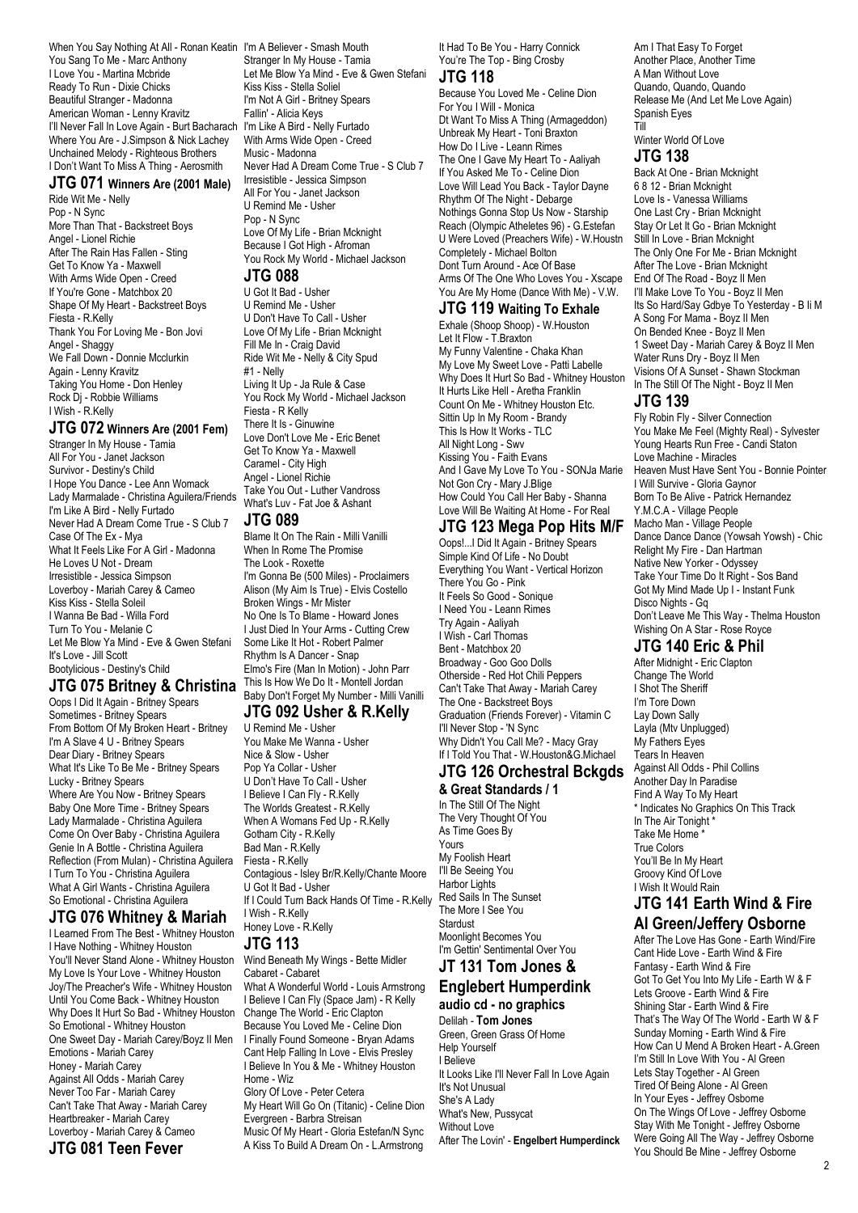When You Say Nothing At All - Ronan Keatin
You Sang To Me - Marc Anthony
I Love You - Martina Mcbride
Ready To Run - Dixie Chicks
Beautiful Stranger - Madonna
American Woman - Lenny Kravitz
I'll Never Fall In Love Again - Burt Bacharach
Where You Are - J.Simpson & Nick Lachey
Unchained Melody - Righteous Brothers
I Don't Want To Miss A Thing - Aerosmith

## JTG 071 Winners Are (2001 Male)

Ride Wit Me - Nelly
Pop - N Sync
More Than That - Backstreet Boys
Angel - Lionel Richie
After The Rain Has Fallen - Sting
Get To Know Ya - Maxwell
With Arms Wide Open - Creed
If You're Gone - Matchbox 20
Shape Of My Heart - Backstreet Boys
Fiesta - R.Kelly
Thank You For Loving Me - Bon Jovi
Angel - Shaggy
We Fall Down - Donnie Mcclurkin
Again - Lenny Kravitz
Taking You Home - Don Henley
Rock Dj - Robbie Williams
I Wish - R.Kelly

## JTG 072 Winners Are (2001 Fem)

Stranger In My House - Tamia
All For You - Janet Jackson
Survivor - Destiny's Child
I Hope You Dance - Lee Ann Womack
Lady Marmalade - Christina Aguilera/Friends
I'm Like A Bird - Nelly Furtado
Never Had A Dream Come True - S Club 7
Case Of The Ex - Mya
What It Feels Like For A Girl - Madonna
He Loves U Not - Dream
Irresistible - Jessica Simpson
Loverboy - Mariah Carey & Cameo
Kiss Kiss - Stella Soleil
I Wanna Be Bad - Willa Ford
Turn To You - Melanie C
Let Me Blow Ya Mind - Eve & Gwen Stefani
It's Love - Jill Scott
Bootylicious - Destiny's Child

## JTG 075 Britney & Christina

Oops I Did It Again - Britney Spears
Sometimes - Britney Spears
From Bottom Of My Broken Heart - Britney
I'm A Slave 4 U - Britney Spears
Dear Diary - Britney Spears
What It's Like To Be Me - Britney Spears
Lucky - Britney Spears
Where Are You Now - Britney Spears
Baby One More Time - Britney Spears
Lady Marmalade - Christina Aguilera
Come On Over Baby - Christina Aguilera
Genie In A Bottle - Christina Aguilera
Reflection (From Mulan) - Christina Aguilera
I Turn To You - Christina Aguilera
What A Girl Wants - Christina Aguilera
So Emotional - Christina Aguilera

## JTG 076 Whitney & Mariah

I Learned From The Best - Whitney Houston
I Have Nothing - Whitney Houston
You'll Never Stand Alone - Whitney Houston
My Love Is Your Love - Whitney Houston
Joy/The Preacher's Wife - Whitney Houston
Until You Come Back - Whitney Houston
Why Does It Hurt So Bad - Whitney Houston
So Emotional - Whitney Houston
One Sweet Day - Mariah Carey/Boyz II Men
Emotions - Mariah Carey
Honey - Mariah Carey
Against All Odds - Mariah Carey
Never Too Far - Mariah Carey
Can't Take That Away - Mariah Carey
Heartbreaker - Mariah Carey
Loverboy - Mariah Carey & Cameo

## JTG 081 Teen Fever

I'm A Believer - Smash Mouth
Stranger In My House - Tamia
Let Me Blow Ya Mind - Eve & Gwen Stefani
Kiss Kiss - Stella Soliel
I'm Not A Girl - Britney Spears
Fallin' - Alicia Keys
I'm Like A Bird - Nelly Furtado
With Arms Wide Open - Creed
Music - Madonna
Never Had A Dream Come True - S Club 7
Irresistible - Jessica Simpson
All For You - Janet Jackson
U Remind Me - Usher
Pop - N Sync
Love Of My Life - Brian Mcknight
Because I Got High - Afroman
You Rock My World - Michael Jackson

## JTG 088

U Got It Bad - Usher
U Remind Me - Usher
U Don't Have To Call - Usher
Love Of My Life - Brian Mcknight
Fill Me In - Craig David
Ride Wit Me - Nelly & City Spud
#1 - Nelly
Living It Up - Ja Rule & Case
You Rock My World - Michael Jackson
Fiesta - R Kelly
There It Is - Ginuwine
Love Don't Love Me - Eric Benet
Get To Know Ya - Maxwell
Caramel - City High
Angel - Lionel Richie
Take You Out - Luther Vandross
What's Luv - Fat Joe & Ashant

## JTG 089

Blame It On The Rain - Milli Vanilli
When In Rome The Promise
The Look - Roxette
I'm Gonna Be (500 Miles) - Proclaimers
Alison (My Aim Is True) - Elvis Costello
Broken Wings - Mr Mister
No One Is To Blame - Howard Jones
I Just Died In Your Arms - Cutting Crew
Some Like It Hot - Robert Palmer
Rhythm Is A Dancer - Snap
Elmo's Fire (Man In Motion) - John Parr
This Is How We Do It - Montell Jordan
Baby Don't Forget My Number - Milli Vanilli

## JTG 092 Usher & R.Kelly

U Remind Me - Usher
You Make Me Wanna - Usher
Nice & Slow - Usher
Pop Ya Collar - Usher
U Don't Have To Call - Usher
I Believe I Can Fly - R.Kelly
The Worlds Greatest - R.Kelly
When A Womans Fed Up - R.Kelly
Gotham City - R.Kelly
Bad Man - R.Kelly
Fiesta - R.Kelly
Contagious - Isley Br/R.Kelly/Chante Moore
U Got It Bad - Usher
If I Could Turn Back Hands Of Time - R.Kelly
I Wish - R.Kelly
Honey Love - R.Kelly

## JTG 113

Wind Beneath My Wings - Bette Midler
Cabaret - Cabaret
What A Wonderful World - Louis Armstrong
I Believe I Can Fly (Space Jam) - R Kelly
Change The World - Eric Clapton
Because You Loved Me - Celine Dion
I Finally Found Someone - Bryan Adams
Cant Help Falling In Love - Elvis Presley
I Believe In You & Me - Whitney Houston
Home - Wiz
Glory Of Love - Peter Cetera
My Heart Will Go On (Titanic) - Celine Dion
Evergreen - Barbra Streisan
Music Of My Heart - Gloria Estefan/N Sync
A Kiss To Build A Dream On - L.Armstrong
It Had To Be You - Harry Connick
You're The Top - Bing Crosby

## JTG 118

Because You Loved Me - Celine Dion
For You I Will - Monica
Dt Want To Miss A Thing (Armageddon)
Unbreak My Heart - Toni Braxton
How Do I Live - Leann Rimes
The One I Gave My Heart To - Aaliyah
If You Asked Me To - Celine Dion
Love Will Lead You Back - Taylor Dayne
Rhythm Of The Night - Debarge
Nothings Gonna Stop Us Now - Starship
Reach (Olympic Atheletes 96) - G.Estefan
U Were Loved (Preachers Wife) - W.Houstn
Completely - Michael Bolton
Dont Turn Around - Ace Of Base
Arms Of The One Who Loves You - Xscape
You Are My Home (Dance With Me) - V.W.

## JTG 119 Waiting To Exhale

Exhale (Shoop Shoop) - W.Houston
Let It Flow - T.Braxton
My Funny Valentine - Chaka Khan
My Love My Sweet Love - Patti Labelle
Why Does It Hurt So Bad - Whitney Houston
It Hurts Like Hell - Aretha Franklin
Count On Me - Whitney Houston Etc.
Sittin Up In My Room - Brandy
This Is How It Works - TLC
All Night Long - Swv
Kissing You - Faith Evans
And I Gave My Love To You - SONJa Marie
Not Gon Cry - Mary J.Blige
How Could You Call Her Baby - Shanna
Love Will Be Waiting At Home - For Real

## JTG 123 Mega Pop Hits M/F

Oops!...I Did It Again - Britney Spears
Simple Kind Of Life - No Doubt
Everything You Want - Vertical Horizon
There You Go - Pink
It Feels So Good - Sonique
I Need You - Leann Rimes
Try Again - Aaliyah
I Wish - Carl Thomas
Bent - Matchbox 20
Broadway - Goo Goo Dolls
Otherside - Red Hot Chili Peppers
Can't Take That Away - Mariah Carey
The One - Backstreet Boys
Graduation (Friends Forever) - Vitamin C
I'll Never Stop - 'N Sync
Why Didn't You Call Me? - Macy Gray
If I Told You That - W.Houston&G.Michael

## JTG 126 Orchestral Bckgds & Great Standards / 1

In The Still Of The Night
The Very Thought Of You
As Time Goes By
Yours
My Foolish Heart
I'll Be Seeing You
Harbor Lights
Red Sails In The Sunset
The More I See You
Stardust
Moonlight Becomes You
I'm Gettin' Sentimental Over You

## JT 131 Tom Jones & Englebert Humperdink

**audio cd - no graphics**

Delilah - **Tom Jones**
Green, Green Grass Of Home
Help Yourself
I Believe
It Looks Like I'll Never Fall In Love Again
It's Not Unusual
She's A Lady
What's New, Pussycat
Without Love
After The Lovin' - **Engelbert Humperdinck**
Am I That Easy To Forget
Another Place, Another Time
A Man Without Love
Quando, Quando, Quando
Release Me (And Let Me Love Again)
Spanish Eyes
Till
Winter World Of Love

## JTG 138

Back At One - Brian Mcknight
6 8 12 - Brian Mcknight
Love Is - Vanessa Williams
One Last Cry - Brian Mcknight
Stay Or Let It Go - Brian Mcknight
Still In Love - Brian Mcknight
The Only One For Me - Brian Mcknight
After The Love - Brian Mcknight
End Of The Road - Boyz II Men
I'll Make Love To You - Boyz II Men
Its So Hard/Say Gdbye To Yesterday - B Ii M
A Song For Mama - Boyz II Men
On Bended Knee - Boyz II Men
1 Sweet Day - Mariah Carey & Boyz II Men
Water Runs Dry - Boyz II Men
Visions Of A Sunset - Shawn Stockman
In The Still Of The Night - Boyz II Men

## JTG 139

Fly Robin Fly - Silver Connection
You Make Me Feel (Mighty Real) - Sylvester
Young Hearts Run Free - Candi Staton
Love Machine - Miracles
Heaven Must Have Sent You - Bonnie Pointer
I Will Survive - Gloria Gaynor
Born To Be Alive - Patrick Hernandez
Y.M.C.A - Village People
Macho Man - Village People
Dance Dance Dance (Yowsah Yowsh) - Chic
Relight My Fire - Dan Hartman
Native New Yorker - Odyssey
Take Your Time Do It Right - Sos Band
Got My Mind Made Up I - Instant Funk
Disco Nights - Gq
Don't Leave Me This Way - Thelma Houston
Wishing On A Star - Rose Royce

## JTG 140 Eric & Phil

After Midnight - Eric Clapton
Change The World
I Shot The Sheriff
I'm Tore Down
Lay Down Sally
Layla (Mtv Unplugged)
My Fathers Eyes
Tears In Heaven
Against All Odds - Phil Collins
Another Day In Paradise
Find A Way To My Heart
* Indicates No Graphics On This Track
In The Air Tonight *
Take Me Home *
True Colors
You'll Be In My Heart
Groovy Kind Of Love
I Wish It Would Rain

## JTG 141 Earth Wind & Fire Al Green/Jeffery Osborne

After The Love Has Gone - Earth Wind/Fire
Cant Hide Love - Earth Wind & Fire
Fantasy - Earth Wind & Fire
Got To Get You Into My Life - Earth W & F
Lets Groove - Earth Wind & Fire
Shining Star - Earth Wind & Fire
That's The Way Of The World - Earth W & F
Sunday Morning - Earth Wind & Fire
How Can U Mend A Broken Heart - A.Green
I'm Still In Love With You - Al Green
Lets Stay Together - Al Green
Tired Of Being Alone - Al Green
In Your Eyes - Jeffrey Osborne
On The Wings Of Love - Jeffrey Osborne
Stay With Me Tonight - Jeffrey Osborne
Were Going All The Way - Jeffrey Osborne
You Should Be Mine - Jeffrey Osborne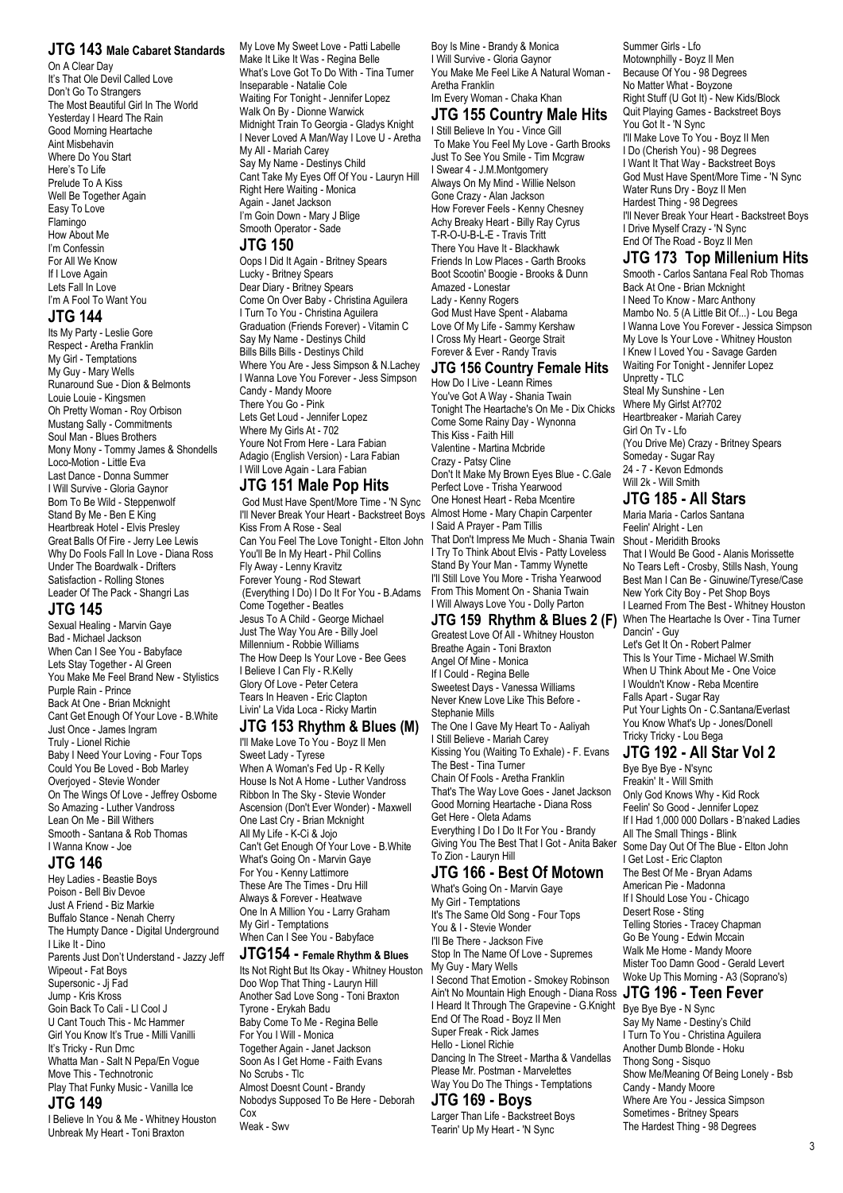## JTG 143 Male Cabaret Standards

On A Clear Day
It's That Ole Devil Called Love
Don't Go To Strangers
The Most Beautiful Girl In The World
Yesterday I Heard The Rain
Good Morning Heartache
Aint Misbehavin
Where Do You Start
Here's To Life
Prelude To A Kiss
Well Be Together Again
Easy To Love
Flamingo
How About Me
I'm Confessin
For All We Know
If I Love Again
Lets Fall In Love
I'm A Fool To Want You

## JTG 144

Its My Party - Leslie Gore
Respect - Aretha Franklin
My Girl - Temptations
My Guy - Mary Wells
Runaround Sue - Dion & Belmonts
Louie Louie - Kingsmen
Oh Pretty Woman - Roy Orbison
Mustang Sally - Commitments
Soul Man - Blues Brothers
Mony Mony - Tommy James & Shondells
Loco-Motion - Little Eva
Last Dance - Donna Summer
I Will Survive - Gloria Gaynor
Born To Be Wild - Steppenwolf
Stand By Me - Ben E King
Heartbreak Hotel - Elvis Presley
Great Balls Of Fire - Jerry Lee Lewis
Why Do Fools Fall In Love - Diana Ross
Under The Boardwalk - Drifters
Satisfaction - Rolling Stones
Leader Of The Pack - Shangri Las

## JTG 145

Sexual Healing - Marvin Gaye
Bad - Michael Jackson
When Can I See You - Babyface
Lets Stay Together - Al Green
You Make Me Feel Brand New - Stylistics
Purple Rain - Prince
Back At One - Brian Mcknight
Cant Get Enough Of Your Love - B.White
Just Once - James Ingram
Truly - Lionel Richie
Baby I Need Your Loving - Four Tops
Could You Be Loved - Bob Marley
Overjoyed - Stevie Wonder
On The Wings Of Love - Jeffrey Osborne
So Amazing - Luther Vandross
Lean On Me - Bill Withers
Smooth - Santana & Rob Thomas
I Wanna Know - Joe

## JTG 146

Hey Ladies - Beastie Boys
Poison - Bell Biv Devoe
Just A Friend - Biz Markie
Buffalo Stance - Nenah Cherry
The Humpty Dance - Digital Underground
I Like It - Dino
Parents Just Don't Understand - Jazzy Jeff
Wipeout - Fat Boys
Supersonic - Jj Fad
Jump - Kris Kross
Goin Back To Cali - Ll Cool J
U Cant Touch This - Mc Hammer
Girl You Know It's True - Milli Vanilli
It's Tricky - Run Dmc
Whatta Man - Salt N Pepa/En Vogue
Move This - Technotronic
Play That Funky Music - Vanilla Ice

## JTG 149

I Believe In You & Me - Whitney Houston
Unbreak My Heart - Toni Braxton
My Love My Sweet Love - Patti Labelle
Make It Like It Was - Regina Belle
What's Love Got To Do With - Tina Turner
Inseparable - Natalie Cole
Waiting For Tonight - Jennifer Lopez
Walk On By - Dionne Warwick
Midnight Train To Georgia - Gladys Knight
I Never Loved A Man/Way I Love U - Aretha
My All - Mariah Carey
Say My Name - Destinys Child
Cant Take My Eyes Off Of You - Lauryn Hill
Right Here Waiting - Monica
Again - Janet Jackson
I'm Goin Down - Mary J Blige
Smooth Operator - Sade

## JTG 150

Oops I Did It Again - Britney Spears
Lucky - Britney Spears
Dear Diary - Britney Spears
Come On Over Baby - Christina Aguilera
I Turn To You - Christina Aguilera
Graduation (Friends Forever) - Vitamin C
Say My Name - Destinys Child
Bills Bills Bills - Destinys Child
Where You Are - Jess Simpson & N.Lachey
I Wanna Love You Forever - Jess Simpson
Candy - Mandy Moore
There You Go - Pink
Lets Get Loud - Jennifer Lopez
Where My Girls At - 702
Youre Not From Here - Lara Fabian
Adagio (English Version) - Lara Fabian
I Will Love Again - Lara Fabian

## JTG 151 Male Pop Hits

God Must Have Spent/More Time - 'N Sync
I'll Never Break Your Heart - Backstreet Boys
Kiss From A Rose - Seal
Can You Feel The Love Tonight - Elton John
You'll Be In My Heart - Phil Collins
Fly Away - Lenny Kravitz
Forever Young - Rod Stewart
(Everything I Do) I Do It For You - B.Adams
Come Together - Beatles
Jesus To A Child - George Michael
Just The Way You Are - Billy Joel
Millennium - Robbie Williams
The How Deep Is Your Love - Bee Gees
I Believe I Can Fly - R.Kelly
Glory Of Love - Peter Cetera
Tears In Heaven - Eric Clapton
Livin' La Vida Loca - Ricky Martin

## JTG 153 Rhythm & Blues (M)

I'll Make Love To You - Boyz II Men
Sweet Lady - Tyrese
When A Woman's Fed Up - R Kelly
House Is Not A Home - Luther Vandross
Ribbon In The Sky - Stevie Wonder
Ascension (Don't Ever Wonder) - Maxwell
One Last Cry - Brian Mcknight
All My Life - K-Ci & Jojo
Can't Get Enough Of Your Love - B.White
What's Going On - Marvin Gaye
For You - Kenny Lattimore
These Are The Times - Dru Hill
Always & Forever - Heatwave
One In A Million You - Larry Graham
My Girl - Temptations
When Can I See You - Babyface

## JTG154 - Female Rhythm & Blues

Its Not Right But Its Okay - Whitney Houston
Doo Wop That Thing - Lauryn Hill
Another Sad Love Song - Toni Braxton
Tyrone - Erykah Badu
Baby Come To Me - Regina Belle
For You I Will - Monica
Together Again - Janet Jackson
Soon As I Get Home - Faith Evans
No Scrubs - Tlc
Almost Doesnt Count - Brandy
Nobodys Supposed To Be Here - Deborah Cox
Weak - Swv
Boy Is Mine - Brandy & Monica
I Will Survive - Gloria Gaynor
You Make Me Feel Like A Natural Woman - Aretha Franklin
Im Every Woman - Chaka Khan

## JTG 155 Country Male Hits

I Still Believe In You - Vince Gill
To Make You Feel My Love - Garth Brooks
Just To See You Smile - Tim Mcgraw
I Swear 4 - J.M.Montgomery
Always On My Mind - Willie Nelson
Gone Crazy - Alan Jackson
How Forever Feels - Kenny Chesney
Achy Breaky Heart - Billy Ray Cyrus
T-R-O-U-B-L-E - Travis Tritt
There You Have It - Blackhawk
Friends In Low Places - Garth Brooks
Boot Scootin' Boogie - Brooks & Dunn
Amazed - Lonestar
Lady - Kenny Rogers
God Must Have Spent - Alabama
Love Of My Life - Sammy Kershaw
I Cross My Heart - George Strait
Forever & Ever - Randy Travis

## JTG 156 Country Female Hits

How Do I Live - Leann Rimes
You've Got A Way - Shania Twain
Tonight The Heartache's On Me - Dix Chicks
Come Some Rainy Day - Wynonna
This Kiss - Faith Hill
Valentine - Martina Mcbride
Crazy - Patsy Cline
Don't It Make My Brown Eyes Blue - C.Gale
Perfect Love - Trisha Yearwood
One Honest Heart - Reba Mcentire
Almost Home - Mary Chapin Carpenter
I Said A Prayer - Pam Tillis
That Don't Impress Me Much - Shania Twain
I Try To Think About Elvis - Patty Loveless
Stand By Your Man - Tammy Wynette
I'll Still Love You More - Trisha Yearwood
From This Moment On - Shania Twain
I Will Always Love You - Dolly Parton

## JTG 159 Rhythm & Blues 2 (F)

Greatest Love Of All - Whitney Houston
Breathe Again - Toni Braxton
Angel Of Mine - Monica
If I Could - Regina Belle
Sweetest Days - Vanessa Williams
Never Knew Love Like This Before - Stephanie Mills
The One I Gave My Heart To - Aaliyah
I Still Believe - Mariah Carey
Kissing You (Waiting To Exhale) - F. Evans
The Best - Tina Turner
Chain Of Fools - Aretha Franklin
That's The Way Love Goes - Janet Jackson
Good Morning Heartache - Diana Ross
Get Here - Oleta Adams
Everything I Do I Do It For You - Brandy
Giving You The Best That I Got - Anita Baker
To Zion - Lauryn Hill

## JTG 166 - Best Of Motown

What's Going On - Marvin Gaye
My Girl - Temptations
It's The Same Old Song - Four Tops
You & I - Stevie Wonder
I'll Be There - Jackson Five
Stop In The Name Of Love - Supremes
My Guy - Mary Wells
I Second That Emotion - Smokey Robinson
Ain't No Mountain High Enough - Diana Ross
I Heard It Through The Grapevine - G.Knight
End Of The Road - Boyz II Men
Super Freak - Rick James
Hello - Lionel Richie
Dancing In The Street - Martha & Vandellas
Please Mr. Postman - Marvelettes
Way You Do The Things - Temptations

## JTG 169 - Boys

Larger Than Life - Backstreet Boys
Tearin' Up My Heart - 'N Sync
Summer Girls - Lfo
Motownphilly - Boyz II Men
Because Of You - 98 Degrees
No Matter What - Boyzone
Right Stuff (U Got It) - New Kids/Block
Quit Playing Games - Backstreet Boys
You Got It - 'N Sync
I'll Make Love To You - Boyz II Men
I Do (Cherish You) - 98 Degrees
I Want It That Way - Backstreet Boys
God Must Have Spent/More Time - 'N Sync
Water Runs Dry - Boyz II Men
Hardest Thing - 98 Degrees
I'll Never Break Your Heart - Backstreet Boys
I Drive Myself Crazy - 'N Sync
End Of The Road - Boyz II Men

## JTG 173 Top Millenium Hits

Smooth - Carlos Santana Feal Rob Thomas
Back At One - Brian Mcknight
I Need To Know - Marc Anthony
Mambo No. 5 (A Little Bit Of...) - Lou Bega
I Wanna Love You Forever - Jessica Simpson
My Love Is Your Love - Whitney Houston
I Knew I Loved You - Savage Garden
Waiting For Tonight - Jennifer Lopez
Unpretty - TLC
Steal My Sunshine - Len
Where My Girlst At?702
Heartbreaker - Mariah Carey
Girl On Tv - Lfo
(You Drive Me) Crazy - Britney Spears
Someday - Sugar Ray
24 - 7 - Kevon Edmonds
Will 2k - Will Smith

## JTG 185 - All Stars

Maria Maria - Carlos Santana
Feelin' Alright - Len
Shout - Meridith Brooks
That I Would Be Good - Alanis Morissette
No Tears Left - Crosby, Stills Nash, Young
Best Man I Can Be - Ginuwine/Tyrese/Case
New York City Boy - Pet Shop Boys
I Learned From The Best - Whitney Houston
When The Heartache Is Over - Tina Turner
Dancin' - Guy
Let's Get It On - Robert Palmer
This Is Your Time - Michael W.Smith
When U Think About Me - One Voice
I Wouldn't Know - Reba Mcentire
Falls Apart - Sugar Ray
Put Your Lights On - C.Santana/Everlast
You Know What's Up - Jones/Donell
Tricky Tricky - Lou Bega

## JTG 192 - All Star Vol 2

Bye Bye Bye - N'sync
Freakin' It - Will Smith
Only God Knows Why - Kid Rock
Feelin' So Good - Jennifer Lopez
If I Had 1,000 000 Dollars - B'naked Ladies
All The Small Things - Blink
Some Day Out Of The Blue - Elton John
I Get Lost - Eric Clapton
The Best Of Me - Bryan Adams
American Pie - Madonna
If I Should Lose You - Chicago
Desert Rose - Sting
Telling Stories - Tracey Chapman
Go Be Young - Edwin Mccain
Walk Me Home - Mandy Moore
Mister Too Damn Good - Gerald Levert
Woke Up This Morning - A3 (Soprano's)

## JTG 196 - Teen Fever

Bye Bye Bye - N Sync
Say My Name - Destiny's Child
I Turn To You - Christina Aguilera
Another Dumb Blonde - Hoku
Thong Song - Sisquo
Show Me/Meaning Of Being Lonely - Bsb
Candy - Mandy Moore
Where Are You - Jessica Simpson
Sometimes - Britney Spears
The Hardest Thing - 98 Degrees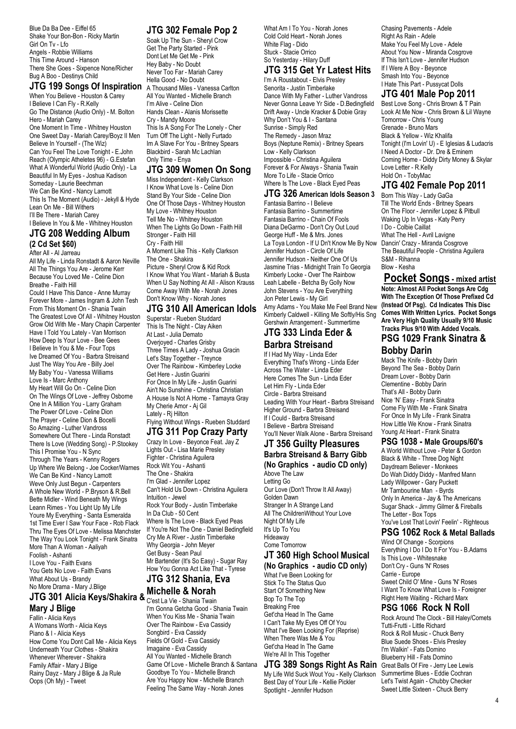Blue Da Ba Dee - Eiffel 65
Shake Your Bon-Bon - Ricky Martin
Girl On Tv - Lfo
Angels - Robbie Williams
This Time Around - Hanson
There She Goes - Sixpence None/Richer
Bug A Boo - Destinys Child

## JTG 199 Songs Of Inspiration

When You Believe - Houston & Carey
I Believe I Can Fly - R.Kelly
Go The Distance (Audio Only) - M. Bolton
Hero - Mariah Carey
One Moment In Time - Whitney Houston
One Sweet Day - Mariah Carey/Boyz II Men
Believe In Yourself - (The Wiz)
Can You Feel The Love Tonight - E.John
Reach (Olympic Atheletes 96) - G.Estefan
What A Wonderful World (Audio Only) - La
Beautiful In My Eyes - Joshua Kadison
Someday - Laurie Beechman
We Can Be Kind - Nancy Lamott
This Is The Moment (Audio) - Jekyll & Hyde
Lean On Me - Bill Withers
I'll Be There - Mariah Carey
I Believe In You & Me - Whitney Houston

## JTG 208 Wedding Album (2 Cd Set $60)

After All - Al Jarreau
All My Life - Linda Ronstadt & Aaron Neville
All The Things You Are - Jerome Kerr
Because You Loved Me - Celine Dion
Breathe - Faith Hill
Could I Have This Dance - Anne Murray
Forever More - James Ingram & John Tesh
From This Moment On - Shania Twain
The Greatest Love Of All - Whitney Houston
Grow Old With Me - Mary Chapin Carpenter
Have I Told You Lately - Van Morrison
How Deep Is Your Love - Bee Gees
I Believe In You & Me - Four Tops
Ive Dreamed Of You - Barbra Streisand
Just The Way You Are - Billy Joel
My Baby You - Vanessa Williams
Love Is - Marc Anthony
My Heart Will Go On - Celine Dion
On The Wings Of Love - Jeffrey Osborne
One In A Million You - Larry Graham
The Power Of Love - Celine Dion
The Prayer - Celine Dion & Bocelli
So Amazing - Luther Vandross
Somewhere Out There - Linda Ronstadt
There Is Love (Wedding Song) - P.Stookey
This I Promise You - N Sync
Through The Years - Kenny Rogers
Up Where We Belong - Joe Cocker/Warnes
We Can Be Kind - Nancy Lamott
Weve Only Just Begun - Carpenters
A Whole New World - P.Bryson & R.Bell
Bette Midler - Wind Beneath My Wings
Leann Rimes - You Light Up My Life
Youre My Everything - Santa Esmeralda
1st Time Ever I Saw Your Face - Rob Flack
Thru The Eyes Of Love - Melissa Manchster
The Way You Look Tonight - Frank Sinatra
More Than A Woman - Aaliyah
Foolish - Ashanti
I Love You - Faith Evans
You Gets No Love - Faith Evans
What About Us - Brandy
No More Drama - Mary J.Blige

## JTG 301 Alicia Keys/Shakira & Mary J Blige

Fallin - Alicia Keys
A Womans Worth - Alicia Keys
Piano & I - Alicia Keys
How Come You Dont Call Me - Alicia Keys
Underneath Your Clothes - Shakira
Whenever Wherever - Shakira
Family Affair - Mary J Blige
Rainy Dayz - Mary J Blige & Ja Rule
Oops (Oh My) - Tweet

## JTG 302 Female Pop 2

Soak Up The Sun - Sheryl Crow
Get The Party Started - Pink
Dont Let Me Get Me - Pink
Hey Baby - No Doubt
Never Too Far - Mariah Carey
Hella Good - No Doubt
A Thousand Miles - Vanessa Carlton
All You Wanted - Michelle Branch
I'm Alive - Celine Dion
Hands Clean - Alanis Morissette
Cry - Mandy Moore
This Is A Song For The Lonely - Cher
Turn Off The Light - Nelly Furtado
Im A Slave For You - Britney Spears
Blackbird - Sarah Mc Lachlan
Only Time - Enya

## JTG 309 Women On Song

Miss Independent - Kelly Clarkson
I Know What Love Is - Celine Dion
Stand By Your Side - Celine Dion
One Of Those Days - Whitney Houston
My Love - Whitney Houston
Tell Me No - Whitney Houston
When The Lights Go Down - Faith Hill
Stronger - Faith Hill
Cry - Faith Hill
A Moment Like This - Kelly Clarkson
The One - Shakira
Picture - Sheryl Crow & Kid Rock
I Know What You Want - Mariah & Busta
When U Say Nothing At All - Alison Krauss
Come Away With Me - Norah Jones
Don't Know Why - Norah Jones

## JTG 310 All American Idols

Superstar - Rueben Studdard
This Is The Night - Clay Aiken
At Last - Julia Demato
Overjoyed - Charles Grisby
Three Times A Lady - Joshua Gracin
Let's Stay Together - Treynce
Over The Rainbow - Kimberley Locke
Get Here - Justin Guarini
For Once In My Life - Justin Guarini
Ain't No Sunshine - Christina Christian
A House Is Not A Home - Tamayra Gray
My Cherie Amor - Aj Gil
Lately - Rj Hilton
Flying Without Wings - Rueben Studdard

## JTG 311 Pop Crazy Party

Crazy In Love - Beyonce Feat. Jay Z
Lights Out - Lisa Marie Presley
Fighter - Christina Aguilera
Rock Wit You - Ashanti
The One - Shakira
I'm Glad - Jennifer Lopez
Can't Hold Us Down - Christina Aguilera
Intuition - Jewel
Rock Your Body - Justin Timberlake
In Da Club - 50 Cent
Where Is The Love - Black Eyed Peas
If You're Not The One - Daniel Bedingfield
Cry Me A River - Justin Timberlake
Why Georgia - John Meyer
Get Busy - Sean Paul
Mr Bartender (It's So Easy) - Sugar Ray
How You Gonna Act Like That - Tyrese

## JTG 312 Shania, Eva Michelle & Norah

C'est La Vie - Shania Twain
I'm Gonna Getcha Good - Shania Twain
When You Kiss Me - Shania Twain
Over The Rainbow - Eva Cassidy
Songbird - Eva Cassidy
Fields Of Gold - Eva Cassidy
Imagaine - Eva Cassidy
All You Wanted - Michelle Branch
Game Of Love - Michelle Branch & Santana
Goodbye To You - Michelle Branch
Are You Happy Now - Michelle Branch
Feeling The Same Way - Norah Jones
What Am I To You - Norah Jones
Cold Cold Heart - Norah Jones
White Flag - Dido
Stuck - Stacie Orrico
So Yesterday - Hilary Duff

## JTG 315 Get Yr Latest Hits

I'm A Roustabout - Elvis Presley
Senorita - Justin Timberlake
Dance With My Father - Luther Vandross
Never Gonna Leave Yr Side - D.Bedingfield
Drift Away - Uncle Kracker & Dobie Gray
Why Don't You & I - Santana
Sunrise - Simply Red
The Remedy - Jason Mraz
Boys (Neptune Remix) - Britney Spears
Low - Kelly Clarkson
Impossible - Christina Aguilera
Forever & For Always - Shania Twain
More To Life - Stacie Orrico
Where Is The Love - Black Eyed Peas

## JTG 326 American Idols Season 3

Fantasia Barrino - I Believe
Fantasia Barrino - Summertime
Fantasia Barrino - Chain Of Fools
Diana DeGarmo - Don't Cry Out Loud
George Huff - Me & Mrs. Jones
La Toya London - If U Dn't Know Me By Now
Jennifer Hudson - Circle Of Life
Jennifer Hudson - Neither One Of Us
Jasmine Trias - Midnight Train To Georgia
Kimberly Locke - Over The Rainbow
Leah Labelle - Betcha By Golly Now
John Stevens - You Are Everything
Jon Peter Lewis - My Girl
Amy Adams - You Make Me Feel Brand New
Kimberly Caldwell - Killing Me Softly/His Sng
Gershwin Arrangement - Summertime

## JTG 333 Linda Eder & Barbra Streisand

If I Had My Way - Linda Eder
Everything That's Wrong - Linda Eder
Across The Water - Linda Eder
Here Comes The Sun - Linda Eder
Let Him Fly - Linda Eder
Circle - Barbra Streisand
Leading With Your Heart - Barbra Streisand
Higher Ground - Barbra Streisand
If I Could - Barbra Streisand
I Believe - Barbra Streisand
You'll Never Walk Alone - Barbra Streisand

## JT 356 Guilty Pleasures Barbra Streisand & Barry Gibb (No Graphics - audio CD only)

Above The Law
Letting Go
Our Love (Don't Throw It All Away)
Golden Dawn
Stranger In A Strange Land
All The ChildrenWithout Your Love
Night Of My Life
It's Up To You
Hideaway
Come Tomorrow

## JT 360 High School Musical (No Graphics - audio CD only)

What I've Been Looking for
Stick To The Status Quo
Start Of Something New
Bop To The Top
Breaking Free
Get'cha Head In The Game
I Can't Take My Eyes Off Of You
What I've Been Looking For (Reprise)
When There Was Me & You
Get'cha Head In The Game
We're All In This Together

## JTG 389 Songs Right As Rain

My Life Wld Suck Wout You - Kelly Clarkson
Best Day of Your Life - Kellie Pickler
Spotlight - Jennifer Hudson
Chasing Pavements - Adele
Right As Rain - Adele
Make You Feel My Love - Adele
About You Now - Miranda Cosgrove
If This Isn't Love - Jennifer Hudson
If I Were A Boy - Beyonce
Smash Into You - Beyonce
I Hate This Part - Pussycat Dolls

## JTG 401 Male Pop 2011

Best Love Song - Chris Brown & T Pain
Look At Me Now - Chris Brown & Lil Wayne
Tomorrow - Chris Young
Grenade - Bruno Mars
Black & Yellow - Wiz Khalifa
Tonight (I'm Lovin' U) - E Iglesias & Ludacris
I Need A Doctor - Dr. Dre & Eminem
Coming Home - Diddy Dirty Money & Skylar
Love Letter - R.Kelly
Hold On - TobyMac

## JTG 402 Female Pop 2011

Born This Way - Lady GaGa
Till The Worlds Ends - Britney Spears
On The Floor - Jennifer Lopez & Pitbull
Waking Up In Vegas - Katy Perry
I Do - Colbie Caillat
What The Hell - Avril Lavigne
Dancin' Crazy - Miranda Cosgrove
The Beautiful People - Christina Aguilera
S&M - Rihanna
Blow - Kesha

# Pocket Songs - mixed artist

**Note: Almost All Pocket Songs Are Cdg With The Exception Of Those Prefixed Cd (Instead Of Psg). Cd Indicates This Disc Comes With Written Lyrics. Pocket Songs Are Very High Quality Usually 9/10 Music Tracks Plus 9/10 With Added Vocals.**

## PSG 1029 Frank Sinatra & Bobby Darin

Mack The Knife - Bobby Darin
Beyond The Sea - Bobby Darin
Dream Lover - Bobby Darin
Clementine - Bobby Darin
That's All - Bobby Darin
Nice 'N' Easy - Frank Sinatra
Come Fly With Me - Frank Sinatra
For Once In My Life - Frank Sinatra
How Little We Know - Frank Sinatra
Young At Heart - Frank Sinatra

## PSG 1038 - Male Groups/60's

A World Without Love - Peter & Gordon
Black & White - Three Dog Night
Daydream Believer - Monkees
Do Wah Diddy Diddy - Manfred Mann
Lady Willpower - Gary Puckett
Mr Tambourine Man - Byrds
Only In America - Jay & The Americans
Sugar Shack - Jimmy Gilmer & Fireballs
The Letter - Box Tops
You've Lost That Lovin' Feelin' - Righteous

## PSG 1062 Rock & Metal Ballads

Wind Of Change - Scorpions
Everything I Do I Do It For You - B.Adams
Is This Love - Whitesnake
Don't Cry - Guns 'N' Roses
Carrie - Europe
Sweet Child O' Mine - Guns 'N' Roses
I Want To Know What Love Is - Foreigner
Right Here Waiting - Richard Marx

## PSG 1066 Rock N Roll

Rock Around The Clock - Bill Haley/Comets
Tutti-Frutti - Little Richard
Rock & Roll Music - Chuck Berry
Blue Suede Shoes - Elvis Presley
I'm Walkin' - Fats Domino
Blueberry Hill - Fats Domino
Great Balls Of Fire - Jerry Lee Lewis
Summertime Blues - Eddie Cochran
Let's Twist Again - Chubby Checker
Sweet Little Sixteen - Chuck Berry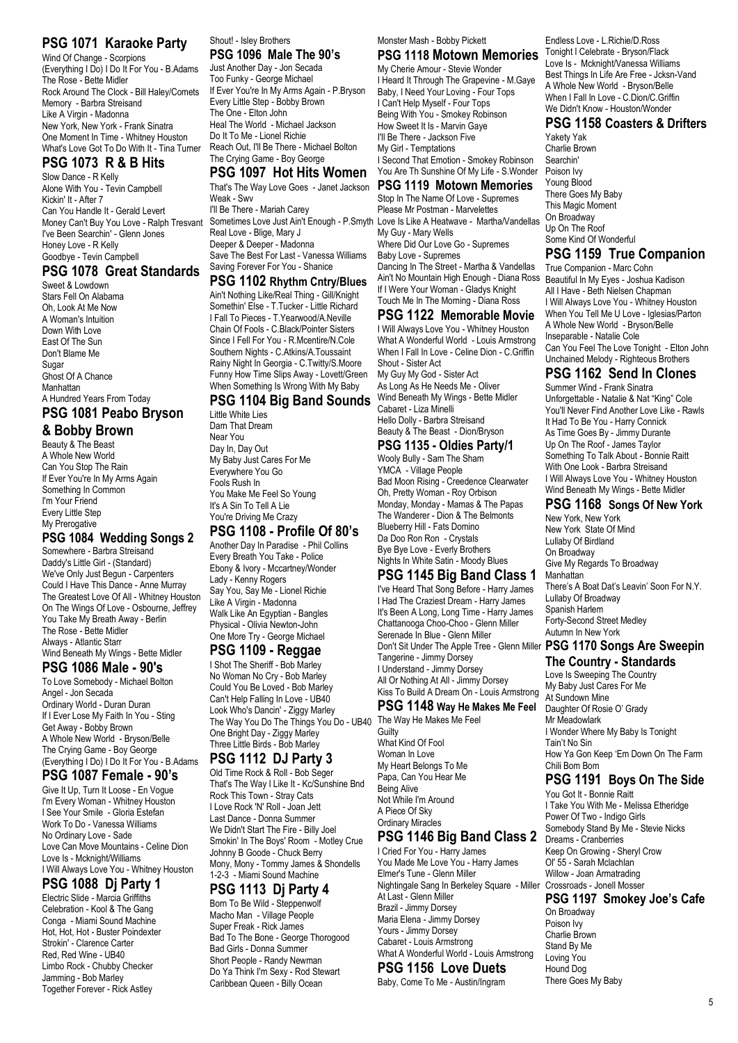## PSG 1071 Karaoke Party

Wind Of Change - Scorpions
(Everything I Do) I Do It For You - B.Adams
The Rose - Bette Midler
Rock Around The Clock - Bill Haley/Comets
Memory - Barbra Streisand
Like A Virgin - Madonna
New York, New York - Frank Sinatra
One Moment In Time - Whitney Houston
What's Love Got To Do With It - Tina Turner

## PSG 1073 R & B Hits

Slow Dance - R Kelly
Alone With You - Tevin Campbell
Kickin' It - After 7
Can You Handle It - Gerald Levert
Money Can't Buy You Love - Ralph Tresvant
I've Been Searchin' - Glenn Jones
Honey Love - R Kelly
Goodbye - Tevin Campbell

## PSG 1078 Great Standards

Sweet & Lowdown
Stars Fell On Alabama
Oh, Look At Me Now
A Woman's Intuition
Down With Love
East Of The Sun
Don't Blame Me
Sugar
Ghost Of A Chance
Manhattan
A Hundred Years From Today

## PSG 1081 Peabo Bryson & Bobby Brown

Beauty & The Beast
A Whole New World
Can You Stop The Rain
If Ever You're In My Arms Again
Something In Common
I'm Your Friend
Every Little Step
My Prerogative

## PSG 1084 Wedding Songs 2

Somewhere - Barbra Streisand
Daddy's Little Girl - (Standard)
We've Only Just Begun - Carpenters
Could I Have This Dance - Anne Murray
The Greatest Love Of All - Whitney Houston
On The Wings Of Love - Osbourne, Jeffrey
You Take My Breath Away - Berlin
The Rose - Bette Midler
Always - Atlantic Starr
Wind Beneath My Wings - Bette Midler

## PSG 1086 Male - 90's

To Love Somebody - Michael Bolton
Angel - Jon Secada
Ordinary World - Duran Duran
If I Ever Lose My Faith In You - Sting
Get Away - Bobby Brown
A Whole New World - Bryson/Belle
The Crying Game - Boy George
(Everything I Do) I Do It For You - B.Adams

## PSG 1087 Female - 90's

Give It Up, Turn It Loose - En Vogue
I'm Every Woman - Whitney Houston
I See Your Smile - Gloria Estefan
Work To Do - Vanessa Williams
No Ordinary Love - Sade
Love Can Move Mountains - Celine Dion
Love Is - Mcknight/Williams
I Will Always Love You - Whitney Houston

## PSG 1088 Dj Party 1

Electric Slide - Marcia Griffiths
Celebration - Kool & The Gang
Conga - Miami Sound Machine
Hot, Hot, Hot - Buster Poindexter
Strokin' - Clarence Carter
Red, Red Wine - UB40
Limbo Rock - Chubby Checker
Jamming - Bob Marley
Together Forever - Rick Astley
Shout! - Isley Brothers

## PSG 1096 Male The 90's

Just Another Day - Jon Secada
Too Funky - George Michael
If Ever You're In My Arms Again - P.Bryson
Every Little Step - Bobby Brown
The One - Elton John
Heal The World - Michael Jackson
Do It To Me - Lionel Richie
Reach Out, I'll Be There - Michael Bolton
The Crying Game - Boy George

## PSG 1097 Hot Hits Women

That's The Way Love Goes - Janet Jackson
Weak - Swv
I'll Be There - Mariah Carey
Sometimes Love Just Ain't Enough - P.Smyth
Real Love - Blige, Mary J
Deeper & Deeper - Madonna
Save The Best For Last - Vanessa Williams
Saving Forever For You - Shanice

## PSG 1102 Rhythm Cntry/Blues

Ain't Nothing Like/Real Thing - Gill/Knight
Somethin' Else - T.Tucker - Little Richard
I Fall To Pieces - T.Yearwood/A.Neville
Chain Of Fools - C.Black/Pointer Sisters
Since I Fell For You - R.Mcentire/N.Cole
Southern Nights - C.Atkins/A.Toussaint
Rainy Night In Georgia - C.Twitty/S.Moore
Funny How Time Slips Away - Lovett/Green
When Something Is Wrong With My Baby

## PSG 1104 Big Band Sounds

Little White Lies
Darn That Dream
Near You
Day In, Day Out
My Baby Just Cares For Me
Everywhere You Go
Fools Rush In
You Make Me Feel So Young
It's A Sin To Tell A Lie
You're Driving Me Crazy

## PSG 1108 - Profile Of 80's

Another Day In Paradise - Phil Collins
Every Breath You Take - Police
Ebony & Ivory - Mccartney/Wonder
Lady - Kenny Rogers
Say You, Say Me - Lionel Richie
Like A Virgin - Madonna
Walk Like An Egyptian - Bangles
Physical - Olivia Newton-John
One More Try - George Michael

## PSG 1109 - Reggae

I Shot The Sheriff - Bob Marley
No Woman No Cry - Bob Marley
Could You Be Loved - Bob Marley
Can't Help Falling In Love - UB40
Look Who's Dancin' - Ziggy Marley
The Way You Do The Things You Do - UB40
One Bright Day - Ziggy Marley
Three Little Birds - Bob Marley

## PSG 1112 DJ Party 3

Old Time Rock & Roll - Bob Seger
That's The Way I Like It - Kc/Sunshine Bnd
Rock This Town - Stray Cats
I Love Rock 'N' Roll - Joan Jett
Last Dance - Donna Summer
We Didn't Start The Fire - Billy Joel
Smokin' In The Boys' Room - Motley Crue
Johnny B Goode - Chuck Berry
Mony, Mony - Tommy James & Shondells
1-2-3 - Miami Sound Machine

## PSG 1113 Dj Party 4

Born To Be Wild - Steppenwolf
Macho Man - Village People
Super Freak - Rick James
Bad To The Bone - George Thorogood
Bad Girls - Donna Summer
Short People - Randy Newman
Do Ya Think I'm Sexy - Rod Stewart
Caribbean Queen - Billy Ocean
Monster Mash - Bobby Pickett

## PSG 1118 Motown Memories

My Cherie Amour - Stevie Wonder
I Heard It Through The Grapevine - M.Gaye
Baby, I Need Your Loving - Four Tops
I Can't Help Myself - Four Tops
Being With You - Smokey Robinson
How Sweet It Is - Marvin Gaye
I'll Be There - Jackson Five
My Girl - Temptations
I Second That Emotion - Smokey Robinson
You Are Th Sunshine Of My Life - S.Wonder

## PSG 1119 Motown Memories

Stop In The Name Of Love - Supremes
Please Mr Postman - Marvelettes
Love Is Like A Heatwave - Martha/Vandellas
My Guy - Mary Wells
Where Did Our Love Go - Supremes
Baby Love - Supremes
Dancing In The Street - Martha & Vandellas
Ain't No Mountain High Enough - Diana Ross
If I Were Your Woman - Gladys Knight
Touch Me In The Morning - Diana Ross

## PSG 1122 Memorable Movie

I Will Always Love You - Whitney Houston
What A Wonderful World - Louis Armstrong
When I Fall In Love - Celine Dion - C.Griffin
Shout - Sister Act
My Guy My God - Sister Act
As Long As He Needs Me - Oliver
Wind Beneath My Wings - Bette Midler
Cabaret - Liza Minelli
Hello Dolly - Barbra Streisand
Beauty & The Beast - Dion/Bryson

## PSG 1135 - Oldies Party/1

Wooly Bully - Sam The Sham
YMCA - Village People
Bad Moon Rising - Creedence Clearwater
Oh, Pretty Woman - Roy Orbison
Monday, Monday - Mamas & The Papas
The Wanderer - Dion & The Belmonts
Blueberry Hill - Fats Domino
Da Doo Ron Ron - Crystals
Bye Bye Love - Everly Brothers
Nights In White Satin - Moody Blues

## PSG 1145 Big Band Class 1

I've Heard That Song Before - Harry James
I Had The Craziest Dream - Harry James
It's Been A Long, Long Time - Harry James
Chattanooga Choo-Choo - Glenn Miller
Serenade In Blue - Glenn Miller
Don't Sit Under The Apple Tree - Glenn Miller
Tangerine - Jimmy Dorsey
I Understand - Jimmy Dorsey
All Or Nothing At All - Jimmy Dorsey
Kiss To Build A Dream On - Louis Armstrong

## PSG 1148 Way He Makes Me Feel

The Way He Makes Me Feel
Guilty
What Kind Of Fool
Woman In Love
My Heart Belongs To Me
Papa, Can You Hear Me
Being Alive
Not While I'm Around
A Piece Of Sky
Ordinary Miracles

## PSG 1146 Big Band Class 2

I Cried For You - Harry James
You Made Me Love You - Harry James
Elmer's Tune - Glenn Miller
Nightingale Sang In Berkeley Square - Miller
At Last - Glenn Miller
Brazil - Jimmy Dorsey
Maria Elena - Jimmy Dorsey
Yours - Jimmy Dorsey
Cabaret - Louis Armstrong
What A Wonderful World - Louis Armstrong

## PSG 1156 Love Duets

Baby, Come To Me - Austin/Ingram
Endless Love - L.Richie/D.Ross
Tonight I Celebrate - Bryson/Flack
Love Is - Mcknight/Vanessa Williams
Best Things In Life Are Free - Jcksn-Vand
A Whole New World - Bryson/Belle
When I Fall In Love - C.Dion/C.Griffin
We Didn't Know - Houston/Wonder

## PSG 1158 Coasters & Drifters

Yakety Yak
Charlie Brown
Searchin'
Poison Ivy
Young Blood
There Goes My Baby
This Magic Moment
On Broadway
Up On The Roof
Some Kind Of Wonderful

## PSG 1159 True Companion

True Companion - Marc Cohn
Beautiful In My Eyes - Joshua Kadison
All I Have - Beth Nielsen Chapman
I Will Always Love You - Whitney Houston
When You Tell Me U Love - Iglesias/Parton
A Whole New World - Bryson/Belle
Inseparable - Natalie Cole
Can You Feel The Love Tonight - Elton John
Unchained Melody - Righteous Brothers

## PSG 1162 Send In Clones

Summer Wind - Frank Sinatra
Unforgettable - Natalie & Nat "King" Cole
You'll Never Find Another Love Like - Rawls
It Had To Be You - Harry Connick
As Time Goes By - Jimmy Durante
Up On The Roof - James Taylor
Something To Talk About - Bonnie Raitt
With One Look - Barbra Streisand
I Will Always Love You - Whitney Houston
Wind Beneath My Wings - Bette Midler

## PSG 1168 Songs Of New York

New York, New York
New York State Of Mind
Lullaby Of Birdland
On Broadway
Give My Regards To Broadway
Manhattan
There's A Boat Dat's Leavin' Soon For N.Y.
Lullaby Of Broadway
Spanish Harlem
Forty-Second Street Medley
Autumn In New York

## PSG 1170 Songs Are Sweepin The Country - Standards

Love Is Sweeping The Country
My Baby Just Cares For Me
At Sundown Mine
Daughter Of Rosie O' Grady
Mr Meadowlark
I Wonder Where My Baby Is Tonight
Tain't No Sin
How Ya Gon Keep 'Em Down On The Farm
Chili Bom Bom

## PSG 1191 Boys On The Side

You Got It - Bonnie Raitt
I Take You With Me - Melissa Etheridge
Power Of Two - Indigo Girls
Somebody Stand By Me - Stevie Nicks
Dreams - Cranberries
Keep On Growing - Sheryl Crow
Ol' 55 - Sarah Mclachlan
Willow - Joan Armatrading
Crossroads - Jonell Mosser

## PSG 1197 Smokey Joe's Cafe

On Broadway
Poison Ivy
Charlie Brown
Stand By Me
Loving You
Hound Dog
There Goes My Baby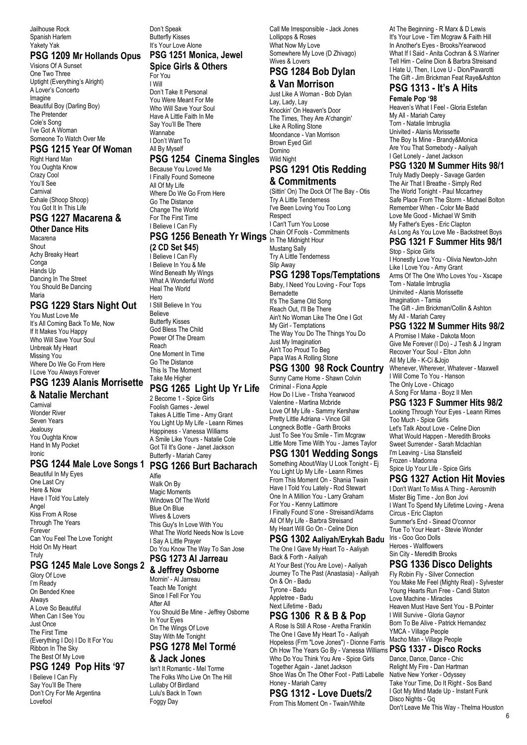Jailhouse Rock
Spanish Harlem
Yakety Yak

## PSG 1209 Mr Hollands Opus

Visions Of A Sunset
One Two Three
Uptight (Everything's Alright)
A Lover's Concerto
Imagine
Beautiful Boy (Darling Boy)
The Pretender
Cole's Song
I've Got A Woman
Someone To Watch Over Me

## PSG 1215 Year Of Woman

Right Hand Man
You Oughta Know
Crazy Cool
You'll See
Carnival
Exhale (Shoop Shoop)
You Got It In This Life

## PSG 1227 Macarena & Other Dance Hits

Macarena
Shout
Achy Breaky Heart
Conga
Hands Up
Dancing In The Street
You Should Be Dancing
Maria

## PSG 1229 Stars Night Out

You Must Love Me
It's All Coming Back To Me, Now
If It Makes You Happy
Who Will Save Your Soul
Unbreak My Heart
Missing You
Where Do We Go From Here
I Love You Always Forever

## PSG 1239 Alanis Morrisette & Natalie Merchant

Carnival
Wonder River
Seven Years
Jealousy
You Oughta Know
Hand In My Pocket
Ironic

## PSG 1244 Male Love Songs 1

Beautiful In My Eyes
One Last Cry
Here & Now
Have I Told You Lately
Angel
Kiss From A Rose
Through The Years
Forever
Can You Feel The Love Tonight
Hold On My Heart
Truly

## PSG 1245 Male Love Songs 2

Glory Of Love
I'm Ready
On Bended Knee
Always
A Love So Beautiful
When Can I See You
Just Once
The First Time
(Everything I Do) I Do It For You
Ribbon In The Sky
The Best Of My Love

## PSG 1249 Pop Hits '97

I Believe I Can Fly
Say You'll Be There
Don't Cry For Me Argentina
Lovefool
Don't Speak
Butterfly Kisses
It's Your Love Alone

## PSG 1251 Monica, Jewel Spice Girls & Others

For You
I Will
Don't Take It Personal
You Were Meant For Me
Who Will Save Your Soul
Have A Little Faith In Me
Say You'll Be There
Wannabe
I Don't Want To
All By Myself

## PSG 1254 Cinema Singles

Because You Loved Me
I Finally Found Someone
All Of My Life
Where Do We Go From Here
Go The Distance
Change The World
For The First Time
I Believe I Can Fly

## PSG 1256 Beneath Yr Wings (2 CD Set $45)

I Believe I Can Fly
I Believe In You & Me
Wind Beneath My Wings
What A Wonderful World
Heal The World
Hero
I Still Believe In You
Believe
Butterfly Kisses
God Bless The Child
Power Of The Dream
Reach
One Moment In Time
Go The Distance
This Is The Moment
Take Me Higher

## PSG 1265 Light Up Yr Life

2 Become 1 - Spice Girls
Foolish Games - Jewel
Takes A Little Time - Amy Grant
You Light Up My Life - Leann Rimes
Happiness - Vanessa Williams
A Smile Like Yours - Natalie Cole
Got Til It's Gone - Janet Jackson
Butterfly - Mariah Carey

## PSG 1266 Burt Bacharach

Alfie
Walk On By
Magic Moments
Windows Of The World
Blue On Blue
Wives & Lovers
This Guy's In Love With You
What The World Needs Now Is Love
I Say A Little Prayer
Do You Know The Way To San Jose

## PSG 1273 Al Jarreau & Jeffrey Osborne

Mornin' - Al Jarreau
Teach Me Tonight
Since I Fell For You
After All
You Should Be Mine - Jeffrey Osborne
In Your Eyes
On The Wings Of Love
Stay With Me Tonight

## PSG 1278 Mel Tormé & Jack Jones

Isn't It Romantic - Mel Torme
The Folks Who Live On The Hill
Lullaby Of Birdland
Lulu's Back In Town
Foggy Day
Call Me Irresponsible - Jack Jones
Lollipops & Roses
What Now My Love
Somewhere My Love (D Zhivago)
Wives & Lovers

## PSG 1284 Bob Dylan & Van Morrison

Just Like A Woman - Bob Dylan
Lay, Lady, Lay
Knockin' On Heaven's Door
The Times, They Are A'changin'
Like A Rolling Stone
Moondance - Van Morrison
Brown Eyed Girl
Domino
Wild Night

## PSG 1291 Otis Redding & Commitments

(Sittin' On) The Dock Of The Bay - Otis
Try A Little Tenderness
I've Been Loving You Too Long
Respect
I Can't Turn You Loose
Chain Of Fools - Commitments
In The Midnight Hour
Mustang Sally
Try A Little Tenderness
Slip Away

## PSG 1298 Tops/Temptations

Baby, I Need You Loving - Four Tops
Bernadette
It's The Same Old Song
Reach Out, I'll Be There
Ain't No Woman Like The One I Got
My Girl - Temptations
The Way You Do The Things You Do
Just My Imagination
Ain't Too Proud To Beg
Papa Was A Rolling Stone

## PSG 1300 98 Rock Country

Sunny Came Home - Shawn Colvin
Criminal - Fiona Apple
How Do I Live - Trisha Yearwood
Valentine - Martina Mcbride
Love Of My Life - Sammy Kershaw
Pretty Little Adriana - Vince Gill
Longneck Bottle - Garth Brooks
Just To See You Smile - Tim Mcgraw
Little More Time With You - James Taylor

## PSG 1301 Wedding Songs

Something About/Way U Look Tonight - Ej
You Light Up My Life - Leann Rimes
From This Moment On - Shania Twain
Have I Told You Lately - Rod Stewart
One In A Million You - Larry Graham
For You - Kenny Lattimore
I Finally Found S'one - Streisand/Adams
All Of My Life - Barbra Streisand
My Heart Will Go On - Celine Dion

## PSG 1302 Aaliyah/Erykah Badu

The One I Gave My Heart To - Aaliyah
Back & Forth - Aaliyah
At Your Best (You Are Love) - Aaliyah
Journey To The Past (Anastasia) - Aaliyah
On & On - Badu
Tyrone - Badu
Appletree - Badu
Next Lifetime - Badu

## PSG 1306 R & B & Pop

A Rose Is Still A Rose - Aretha Franklin
The One I Gave My Heart To - Aaliyah
Hopeless (Frm "Love Jones") - Dionne Farris
Oh How The Years Go By - Vanessa Williams
Who Do You Think You Are - Spice Girls
Together Again - Janet Jackson
Shoe Was On The Other Foot - Patti Labelle
Honey - Mariah Carey

## PSG 1312 - Love Duets/2

From This Moment On - Twain/White
At The Beginning - R Marx & D Lewis
It's Your Love - Tim Mcgraw & Faith Hill
In Another's Eyes - Brooks/Yearwood
What If I Said - Anita Cochran & S.Wariner
Tell Him - Celine Dion & Barbra Streisand
I Hate U, Then, I Love U - Dion/Pavarotti
The Gift - Jim Brickman Feat Raye&Ashton

## PSG 1313 - It's A Hits

**Female Pop '98**

Heaven's What I Feel - Gloria Estefan
My All - Mariah Carey
Torn - Natalie Imbruglia
Univited - Alanis Morissette
The Boy Is Mine - Brandy&Monica
Are You That Somebody - Aaliyah
I Get Lonely - Janet Jackson

## PSG 1320 M Summer Hits 98/1

Truly Madly Deeply - Savage Garden
The Air That I Breathe - Simply Red
The World Tonight - Paul Mccartney
Safe Place From The Storm - Michael Bolton
Remember When - Color Me Badd
Love Me Good - Michael W Smith
My Father's Eyes - Eric Clapton
As Long As You Love Me - Backstreet Boys

## PSG 1321 F Summer Hits 98/1

Stop - Spice Girls
I Honestly Love You - Olivia Newton-John
Like I Love You - Amy Grant
Arms Of The One Who Loves You - Xscape
Torn - Natalie Imbruglia
Uninvited - Alanis Morissette
Imagination - Tamia
The Gift - Jim Brickman/Collin & Ashton
My All - Mariah Carey

## PSG 1322 M Summer Hits 98/2

A Promise I Make - Dakota Moon
Give Me Forever (I Do) - J Tesh & J Ingram
Recover Your Soul - Elton John
All My Life - K-Ci &Jojo
Whenever, Wherever, Whatever - Maxwell
I Will Come To You - Hanson
The Only Love - Chicago
A Song For Mama - Boyz II Men

## PSG 1323 F Summer Hits 98/2

Looking Through Your Eyes - Leann Rimes
Too Much - Spice Girls
Let's Talk About Love - Celine Dion
What Would Happen - Meredith Brooks
Sweet Surrender - Sarah Mclachlan
I'm Leaving - Lisa Stansfield
Frozen - Madonna
Spice Up Your Life - Spice Girls

## PSG 1327 Action Hit Movies

I Don't Want To Miss A Thing - Aerosmith
Mister Big Time - Jon Bon Jovi
I Want To Spend My Lifetime Loving - Arena
Circus - Eric Clapton
Summer's End - Sinead O'connor
True To Your Heart - Stevie Wonder
Iris - Goo Goo Dolls
Heroes - Wallflowers
Sin City - Meredith Brooks

## PSG 1336 Disco Delights

Fly Robin Fly - Silver Connection
You Make Me Feel (Mighty Real) - Sylvester
Young Hearts Run Free - Candi Staton
Love Machine - Miracles
Heaven Must Have Sent You - B.Pointer
I Will Survive - Gloria Gaynor
Born To Be Alive - Patrick Hernandez
YMCA - Village People
Macho Man - Village People

## PSG 1337 - Disco Rocks

Dance, Dance, Dance - Chic
Relight My Fire - Dan Hartman
Native New Yorker - Odyssey
Take Your Time, Do It Right - Sos Band
I Got My Mind Made Up - Instant Funk
Disco Nights - Gq
Don't Leave Me This Way - Thelma Houston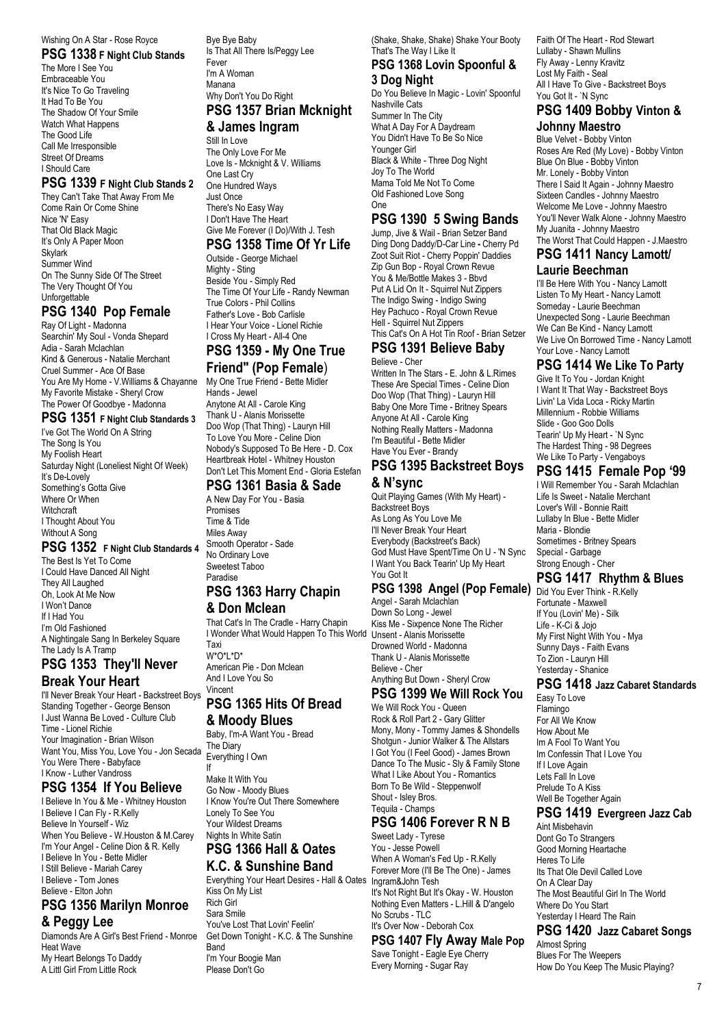Wishing On A Star - Rose Royce

## PSG 1338 F Night Club Stands

The More I See You
Embraceable You
It's Nice To Go Traveling
It Had To Be You
The Shadow Of Your Smile
Watch What Happens
The Good Life
Call Me Irresponsible
Street Of Dreams
I Should Care

## PSG 1339 F Night Club Stands 2

They Can't Take That Away From Me
Come Rain Or Come Shine
Nice 'N' Easy
That Old Black Magic
It's Only A Paper Moon
Skylark
Summer Wind
On The Sunny Side Of The Street
The Very Thought Of You
Unforgettable

## PSG 1340 Pop Female

Ray Of Light - Madonna
Searchin' My Soul - Vonda Shepard
Adia - Sarah Mclachlan
Kind & Generous - Natalie Merchant
Cruel Summer - Ace Of Base
You Are My Home - V.Williams & Chayanne
My Favorite Mistake - Sheryl Crow
The Power Of Goodbye - Madonna

## PSG 1351 F Night Club Standards 3

I've Got The World On A String
The Song Is You
My Foolish Heart
Saturday Night (Loneliest Night Of Week)
It's De-Lovely
Something's Gotta Give
Where Or When
Witchcraft
I Thought About You
Without A Song

## PSG 1352 F Night Club Standards 4

The Best Is Yet To Come
I Could Have Danced All Night
They All Laughed
Oh, Look At Me Now
I Won't Dance
If I Had You
I'm Old Fashioned
A Nightingale Sang In Berkeley Square
The Lady Is A Tramp

## PSG 1353 They'll Never Break Your Heart

I'll Never Break Your Heart - Backstreet Boys
Standing Together - George Benson
I Just Wanna Be Loved - Culture Club
Time - Lionel Richie
Your Imagination - Brian Wilson
Want You, Miss You, Love You - Jon Secada
You Were There - Babyface
I Know - Luther Vandross

## PSG 1354 If You Believe

I Believe In You & Me - Whitney Houston
I Believe I Can Fly - R.Kelly
Believe In Yourself - Wiz
When You Believe - W.Houston & M.Carey
I'm Your Angel - Celine Dion & R. Kelly
I Believe In You - Bette Midler
I Still Believe - Mariah Carey
I Believe - Tom Jones
Believe - Elton John

## PSG 1356 Marilyn Monroe & Peggy Lee

Diamonds Are A Girl's Best Friend - Monroe
Heat Wave
My Heart Belongs To Daddy
A Littl Girl From Little Rock
Bye Bye Baby
Is That All There Is/Peggy Lee
Fever
I'm A Woman
Manana
Why Don't You Do Right

## PSG 1357 Brian Mcknight & James Ingram

Still In Love
The Only Love For Me
Love Is - Mcknight & V. Williams
One Last Cry
One Hundred Ways
Just Once
There's No Easy Way
I Don't Have The Heart
Give Me Forever (I Do)/With J. Tesh

## PSG 1358 Time Of Yr Life

Outside - George Michael
Mighty - Sting
Beside You - Simply Red
The Time Of Your Life - Randy Newman
True Colors - Phil Collins
Father's Love - Bob Carlisle
I Hear Your Voice - Lionel Richie
I Cross My Heart - All-4 One

## PSG 1359 - My One True Friend" (Pop Female)

My One True Friend - Bette Midler
Hands - Jewel
Anytone At All - Carole King
Thank U - Alanis Morissette
Doo Wop (That Thing) - Lauryn Hill
To Love You More - Celine Dion
Nobody's Supposed To Be Here - D. Cox
Heartbreak Hotel - Whitney Houston
Don't Let This Moment End - Gloria Estefan

## PSG 1361 Basia & Sade

A New Day For You - Basia
Promises
Time & Tide
Miles Away
Smooth Operator - Sade
No Ordinary Love
Sweetest Taboo
Paradise

## PSG 1363 Harry Chapin & Don Mclean

That Cat's In The Cradle - Harry Chapin
I Wonder What Would Happen To This World
Taxi
W*O*L*D*
American Pie - Don Mclean
And I Love You So
Vincent

## PSG 1365 Hits Of Bread & Moody Blues

Baby, I'm-A Want You - Bread
The Diary
Everything I Own
If
Make It With You
Go Now - Moody Blues
I Know You're Out There Somewhere
Lonely To See You
Your Wildest Dreams
Nights In White Satin

## PSG 1366 Hall & Oates K.C. & Sunshine Band

Everything Your Heart Desires - Hall & Oates
Kiss On My List
Rich Girl
Sara Smile
You've Lost That Lovin' Feelin'
Get Down Tonight - K.C. & The Sunshine Band
I'm Your Boogie Man
Please Don't Go
(Shake, Shake, Shake) Shake Your Booty
That's The Way I Like It

## PSG 1368 Lovin Spoonful & 3 Dog Night

Do You Believe In Magic - Lovin' Spoonful
Nashville Cats
Summer In The City
What A Day For A Daydream
You Didn't Have To Be So Nice
Younger Girl
Black & White - Three Dog Night
Joy To The World
Mama Told Me Not To Come
Old Fashioned Love Song
One

## PSG 1390 5 Swing Bands

Jump, Jive & Wail - Brian Setzer Band
Ding Dong Daddy/D-Car Line - Cherry Pd
Zoot Suit Riot - Cherry Poppin' Daddies
Zip Gun Bop - Royal Crown Revue
You & Me/Bottle Makes 3 - Bbvd
Put A Lid On It - Squirrel Nut Zippers
The Indigo Swing - Indigo Swing
Hey Pachuco - Royal Crown Revue
Hell - Squirrel Nut Zippers
This Cat's On A Hot Tin Roof - Brian Setzer

## PSG 1391 Believe Baby

Believe - Cher
Written In The Stars - E. John & L.Rimes
These Are Special Times - Celine Dion
Doo Wop (That Thing) - Lauryn Hill
Baby One More Time - Britney Spears
Anyone At All - Carole King
Nothing Really Matters - Madonna
I'm Beautiful - Bette Midler
Have You Ever - Brandy

## PSG 1395 Backstreet Boys & N'sync

Quit Playing Games (With My Heart) - Backstreet Boys
As Long As You Love Me
I'll Never Break Your Heart
Everybody (Backstreet's Back)
God Must Have Spent/Time On U - 'N Sync
I Want You Back Tearin' Up My Heart
You Got It

## PSG 1398 Angel (Pop Female)

Angel - Sarah Mclachlan
Down So Long - Jewel
Kiss Me - Sixpence None The Richer
Unsent - Alanis Morissette
Drowned World - Madonna
Thank U - Alanis Morissette
Believe - Cher
Anything But Down - Sheryl Crow

## PSG 1399 We Will Rock You

We Will Rock You - Queen
Rock & Roll Part 2 - Gary Glitter
Mony, Mony - Tommy James & Shondells
Shotgun - Junior Walker & The Allstars
I Got You (I Feel Good) - James Brown
Dance To The Music - Sly & Family Stone
What I Like About You - Romantics
Born To Be Wild - Steppenwolf
Shout - Isley Bros.
Tequila - Champs

## PSG 1406 Forever R N B

Sweet Lady - Tyrese
You - Jesse Powell
When A Woman's Fed Up - R.Kelly
Forever More (I'll Be The One) - James Ingram&John Tesh
It's Not Right But It's Okay - W. Houston
Nothing Even Matters - L.Hill & D'angelo
No Scrubs - TLC
It's Over Now - Deborah Cox

## PSG 1407 Fly Away Male Pop

Save Tonight - Eagle Eye Cherry
Every Morning - Sugar Ray
Faith Of The Heart - Rod Stewart
Lullaby - Shawn Mullins
Fly Away - Lenny Kravitz
Lost My Faith - Seal
All I Have To Give - Backstreet Boys
You Got It - `N Sync

## PSG 1409 Bobby Vinton & Johnny Maestro

Blue Velvet - Bobby Vinton
Roses Are Red (My Love) - Bobby Vinton
Blue On Blue - Bobby Vinton
Mr. Lonely - Bobby Vinton
There I Said It Again - Johnny Maestro
Sixteen Candles - Johnny Maestro
Welcome Me Love - Johnny Maestro
You'll Never Walk Alone - Johnny Maestro
My Juanita - Johnny Maestro
The Worst That Could Happen - J.Maestro

## PSG 1411 Nancy Lamott/ Laurie Beechman

I'll Be Here With You - Nancy Lamott
Listen To My Heart - Nancy Lamott
Someday - Laurie Beechman
Unexpected Song - Laurie Beechman
We Can Be Kind - Nancy Lamott
We Live On Borrowed Time - Nancy Lamott
Your Love - Nancy Lamott

## PSG 1414 We Like To Party

Give It To You - Jordan Knight
I Want It That Way - Backstreet Boys
Livin' La Vida Loca - Ricky Martin
Millennium - Robbie Williams
Slide - Goo Goo Dolls
Tearin' Up My Heart - `N Sync
The Hardest Thing - 98 Degrees
We Like To Party - Vengaboys

## PSG 1415 Female Pop '99

I Will Remember You - Sarah Mclachlan
Life Is Sweet - Natalie Merchant
Lover's Will - Bonnie Raitt
Lullaby In Blue - Bette Midler
Maria - Blondie
Sometimes - Britney Spears
Special - Garbage
Strong Enough - Cher

## PSG 1417 Rhythm & Blues

Did You Ever Think - R.Kelly
Fortunate - Maxwell
If You (Lovin' Me) - Silk
Life - K-Ci & Jojo
My First Night With You - Mya
Sunny Days - Faith Evans
To Zion - Lauryn Hill
Yesterday - Shanice

## PSG 1418 Jazz Cabaret Standards

Easy To Love
Flamingo
For All We Know
How About Me
Im A Fool To Want You
Im Confessin That I Love You
If I Love Again
Lets Fall In Love
Prelude To A Kiss
Well Be Together Again

## PSG 1419 Evergreen Jazz Cab

Aint Misbehavin
Dont Go To Strangers
Good Morning Heartache
Heres To Life
Its That Ole Devil Called Love
On A Clear Day
The Most Beautiful Girl In The World
Where Do You Start
Yesterday I Heard The Rain

## PSG 1420 Jazz Cabaret Songs

Almost Spring
Blues For The Weepers
How Do You Keep The Music Playing?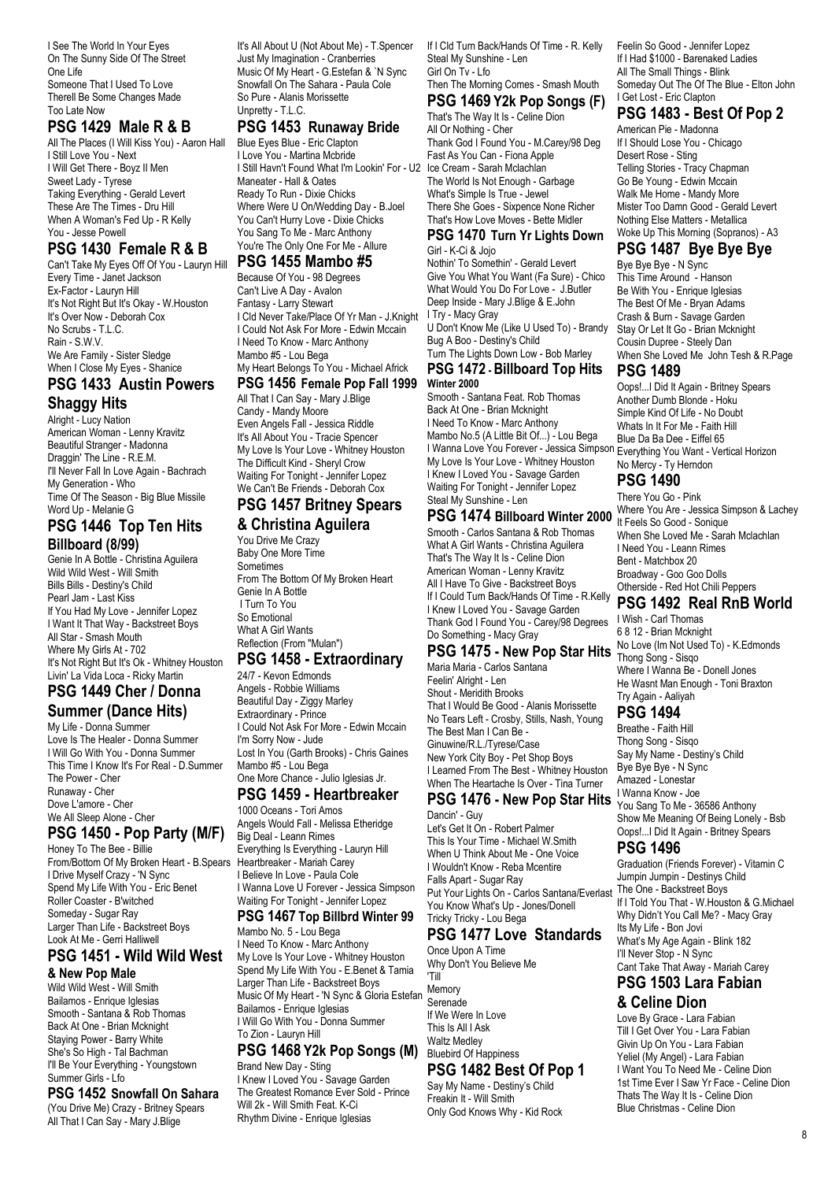I See The World In Your Eyes
On The Sunny Side Of The Street
One Life
Someone That I Used To Love
Therell Be Some Changes Made
Too Late Now

## PSG 1429 Male R & B

All The Places (I Will Kiss You) - Aaron Hall
I Still Love You - Next
I Will Get There - Boyz II Men
Sweet Lady - Tyrese
Taking Everything - Gerald Levert
These Are The Times - Dru Hill
When A Woman's Fed Up - R Kelly
You - Jesse Powell

## PSG 1430 Female R & B

Can't Take My Eyes Off Of You - Lauryn Hill
Every Time - Janet Jackson
Ex-Factor - Lauryn Hill
It's Not Right But It's Okay - W.Houston
It's Over Now - Deborah Cox
No Scrubs - T.L.C.
Rain - S.W.V.
We Are Family - Sister Sledge
When I Close My Eyes - Shanice

## PSG 1433 Austin Powers Shaggy Hits

Alright - Lucy Nation
American Woman - Lenny Kravitz
Beautiful Stranger - Madonna
Draggin' The Line - R.E.M.
I'll Never Fall In Love Again - Bachrach
My Generation - Who
Time Of The Season - Big Blue Missile
Word Up - Melanie G

## PSG 1446 Top Ten Hits Billboard (8/99)

Genie In A Bottle - Christina Aguilera
Wild Wild West - Will Smith
Bills Bills - Destiny's Child
Pearl Jam - Last Kiss
If You Had My Love - Jennifer Lopez
I Want It That Way - Backstreet Boys
All Star - Smash Mouth
Where My Girls At - 702
It's Not Right But It's Ok - Whitney Houston
Livin' La Vida Loca - Ricky Martin

## PSG 1449 Cher / Donna Summer (Dance Hits)

My Life - Donna Summer
Love Is The Healer - Donna Summer
I Will Go With You - Donna Summer
This Time I Know It's For Real - D.Summer
The Power - Cher
Runaway - Cher
Dove L'amore - Cher
We All Sleep Alone - Cher

## PSG 1450 - Pop Party (M/F)

Honey To The Bee - Billie
From/Bottom Of My Broken Heart - B.Spears
I Drive Myself Crazy - 'N Sync
Spend My Life With You - Eric Benet
Roller Coaster - B'witched
Someday - Sugar Ray
Larger Than Life - Backstreet Boys
Look At Me - Gerri Halliwell

## PSG 1451 - Wild Wild West & New Pop Male

Wild Wild West - Will Smith
Bailamos - Enrique Iglesias
Smooth - Santana & Rob Thomas
Back At One - Brian Mcknight
Staying Power - Barry White
She's So High - Tal Bachman
I'll Be Your Everything - Youngstown
Summer Girls - Lfo

## PSG 1452 Snowfall On Sahara

(You Drive Me) Crazy - Britney Spears
All That I Can Say - Mary J.Blige
It's All About U (Not About Me) - T.Spencer
Just My Imagination - Cranberries
Music Of My Heart - G.Estefan & `N Sync
Snowfall On The Sahara - Paula Cole
So Pure - Alanis Morissette
Unpretty - T.L.C.

## PSG 1453 Runaway Bride

Blue Eyes Blue - Eric Clapton
I Love You - Martina Mcbride
I Still Havn't Found What I'm Lookin' For - U2
Maneater - Hall & Oates
Ready To Run - Dixie Chicks
Where Were U On/Wedding Day - B.Joel
You Can't Hurry Love - Dixie Chicks
You Sang To Me - Marc Anthony
You're The Only One For Me - Allure

## PSG 1455 Mambo #5

Because Of You - 98 Degrees
Can't Live A Day - Avalon
Fantasy - Larry Stewart
I Cld Never Take/Place Of Yr Man - J.Knight
I Could Not Ask For More - Edwin Mccain
I Need To Know - Marc Anthony
Mambo #5 - Lou Bega
My Heart Belongs To You - Michael Africk

## PSG 1456 Female Pop Fall 1999

All That I Can Say - Mary J.Blige
Candy - Mandy Moore
Even Angels Fall - Jessica Riddle
It's All About You - Tracie Spencer
My Love Is Your Love - Whitney Houston
The Difficult Kind - Sheryl Crow
Waiting For Tonight - Jennifer Lopez
We Can't Be Friends - Deborah Cox

## PSG 1457 Britney Spears & Christina Aguilera

You Drive Me Crazy
Baby One More Time
Sometimes
From The Bottom Of My Broken Heart
Genie In A Bottle
I Turn To You
So Emotional
What A Girl Wants
Reflection (From "Mulan")

## PSG 1458 - Extraordinary

24/7 - Kevon Edmonds
Angels - Robbie Williams
Beautiful Day - Ziggy Marley
Extraordinary - Prince
I Could Not Ask For More - Edwin Mccain
I'm Sorry Now - Jude
Lost In You (Garth Brooks) - Chris Gaines
Mambo #5 - Lou Bega
One More Chance - Julio Iglesias Jr.

## PSG 1459 - Heartbreaker

1000 Oceans - Tori Amos
Angels Would Fall - Melissa Etheridge
Big Deal - Leann Rimes
Everything Is Everything - Lauryn Hill
Heartbreaker - Mariah Carey
I Believe In Love - Paula Cole
I Wanna Love U Forever - Jessica Simpson
Waiting For Tonight - Jennifer Lopez

## PSG 1467 Top Billbrd Winter 99

Mambo No. 5 - Lou Bega
I Need To Know - Marc Anthony
My Love Is Your Love - Whitney Houston
Spend My Life With You - E.Benet & Tamia
Larger Than Life - Backstreet Boys
Music Of My Heart - 'N Sync & Gloria Estefan
Bailamos - Enrique Iglesias
I Will Go With You - Donna Summer
To Zion - Lauryn Hill

## PSG 1468 Y2k Pop Songs (M)

Brand New Day - Sting
I Knew I Loved You - Savage Garden
The Greatest Romance Ever Sold - Prince
Will 2k - Will Smith Feat. K-Ci
Rhythm Divine - Enrique Iglesias
If I Cld Turn Back/Hands Of Time - R. Kelly
Steal My Sunshine - Len
Girl On Tv - Lfo
Then The Morning Comes - Smash Mouth

## PSG 1469 Y2k Pop Songs (F)

That's The Way It Is - Celine Dion
All Or Nothing - Cher
Thank God I Found You - M.Carey/98 Deg
Fast As You Can - Fiona Apple
Ice Cream - Sarah Mclachlan
The World Is Not Enough - Garbage
What's Simple Is True - Jewel
There She Goes - Sixpence None Richer
That's How Love Moves - Bette Midler

## PSG 1470 Turn Yr Lights Down

Girl - K-Ci & Jojo
Nothin' To Somethin' - Gerald Levert
Give You What You Want (Fa Sure) - Chico
What Would You Do For Love - J.Butler
Deep Inside - Mary J.Blige & E.John
I Try - Macy Gray
U Don't Know Me (Like U Used To) - Brandy
Bug A Boo - Destiny's Child
Turn The Lights Down Low - Bob Marley

## PSG 1472 - Billboard Top Hits Winter 2000

Smooth - Santana Feat. Rob Thomas
Back At One - Brian Mcknight
I Need To Know - Marc Anthony
Mambo No.5 (A Little Bit Of...) - Lou Bega
I Wanna Love You Forever - Jessica Simpson
My Love Is Your Love - Whitney Houston
I Knew I Loved You - Savage Garden
Waiting For Tonight - Jennifer Lopez
Steal My Sunshine - Len

## PSG 1474 Billboard Winter 2000

Smooth - Carlos Santana & Rob Thomas
What A Girl Wants - Christina Aguilera
That's The Way It Is - Celine Dion
American Woman - Lenny Kravitz
All I Have To Give - Backstreet Boys
If I Could Turn Back/Hands Of Time - R.Kelly
I Knew I Loved You - Savage Garden
Thank God I Found You - Carey/98 Degrees
Do Something - Macy Gray

## PSG 1475 - New Pop Star Hits

Maria Maria - Carlos Santana
Feelin' Alright - Len
Shout - Meridith Brooks
That I Would Be Good - Alanis Morissette
No Tears Left - Crosby, Stills, Nash, Young
The Best Man I Can Be - Ginuwine/R.L./Tyrese/Case
New York City Boy - Pet Shop Boys
I Learned From The Best - Whitney Houston
When The Heartache Is Over - Tina Turner

## PSG 1476 - New Pop Star Hits

Dancin' - Guy
Let's Get It On - Robert Palmer
This Is Your Time - Michael W.Smith
When U Think About Me - One Voice
I Wouldn't Know - Reba Mcentire
Falls Apart - Sugar Ray
Put Your Lights On - Carlos Santana/Everlast
You Know What's Up - Jones/Donell
Tricky Tricky - Lou Bega

## PSG 1477 Love Standards

Once Upon A Time
Why Don't You Believe Me
'Till
Memory
Serenade
If We Were In Love
This Is All I Ask
Waltz Medley
Bluebird Of Happiness

## PSG 1482 Best Of Pop 1

Say My Name - Destiny's Child
Freakin It - Will Smith
Only God Knows Why - Kid Rock
Feelin So Good - Jennifer Lopez
If I Had $1000 - Barenaked Ladies
All The Small Things - Blink
Someday Out The Of The Blue - Elton John
I Get Lost - Eric Clapton

## PSG 1483 - Best Of Pop 2

American Pie - Madonna
If I Should Lose You - Chicago
Desert Rose - Sting
Telling Stories - Tracy Chapman
Go Be Young - Edwin Mccain
Walk Me Home - Mandy More
Mister Too Damn Good - Gerald Levert
Nothing Else Matters - Metallica
Woke Up This Morning (Sopranos) - A3

## PSG 1487 Bye Bye Bye

Bye Bye Bye - N Sync
This Time Around - Hanson
Be With You - Enrique Iglesias
The Best Of Me - Bryan Adams
Crash & Burn - Savage Garden
Stay Or Let It Go - Brian Mcknight
Cousin Dupree - Steely Dan
When She Loved Me John Tesh & R.Page

## PSG 1489

Oops!...I Did It Again - Britney Spears
Another Dumb Blonde - Hoku
Simple Kind Of Life - No Doubt
Whats In It For Me - Faith Hill
Blue Da Ba Dee - Eiffel 65
Everything You Want - Vertical Horizon
No Mercy - Ty Herndon

## PSG 1490

There You Go - Pink
Where You Are - Jessica Simpson & Lachey
It Feels So Good - Sonique
When She Loved Me - Sarah Mclachlan
I Need You - Leann Rimes
Bent - Matchbox 20
Broadway - Goo Goo Dolls
Otherside - Red Hot Chili Peppers

## PSG 1492 Real RnB World

I Wish - Carl Thomas
6 8 12 - Brian Mcknight
No Love (Im Not Used To) - K.Edmonds
Thong Song - Sisqo
Where I Wanna Be - Donell Jones
He Wasnt Man Enough - Toni Braxton
Try Again - Aaliyah

## PSG 1494

Breathe - Faith Hill
Thong Song - Sisqo
Say My Name - Destiny's Child
Bye Bye Bye - N Sync
Amazed - Lonestar
I Wanna Know - Joe
You Sang To Me - 36586 Anthony
Show Me Meaning Of Being Lonely - Bsb
Oops!...I Did It Again - Britney Spears

## PSG 1496

Graduation (Friends Forever) - Vitamin C
Jumpin Jumpin - Destinys Child
The One - Backstreet Boys
If I Told You That - W.Houston & G.Michael
Why Didn't You Call Me? - Macy Gray
Its My Life - Bon Jovi
What's My Age Again - Blink 182
I'll Never Stop - N Sync
Cant Take That Away - Mariah Carey

## PSG 1503 Lara Fabian & Celine Dion

Love By Grace - Lara Fabian
Till I Get Over You - Lara Fabian
Givin Up On You - Lara Fabian
Yeliel (My Angel) - Lara Fabian
I Want You To Need Me - Celine Dion
1st Time Ever I Saw Yr Face - Celine Dion
Thats The Way It Is - Celine Dion
Blue Christmas - Celine Dion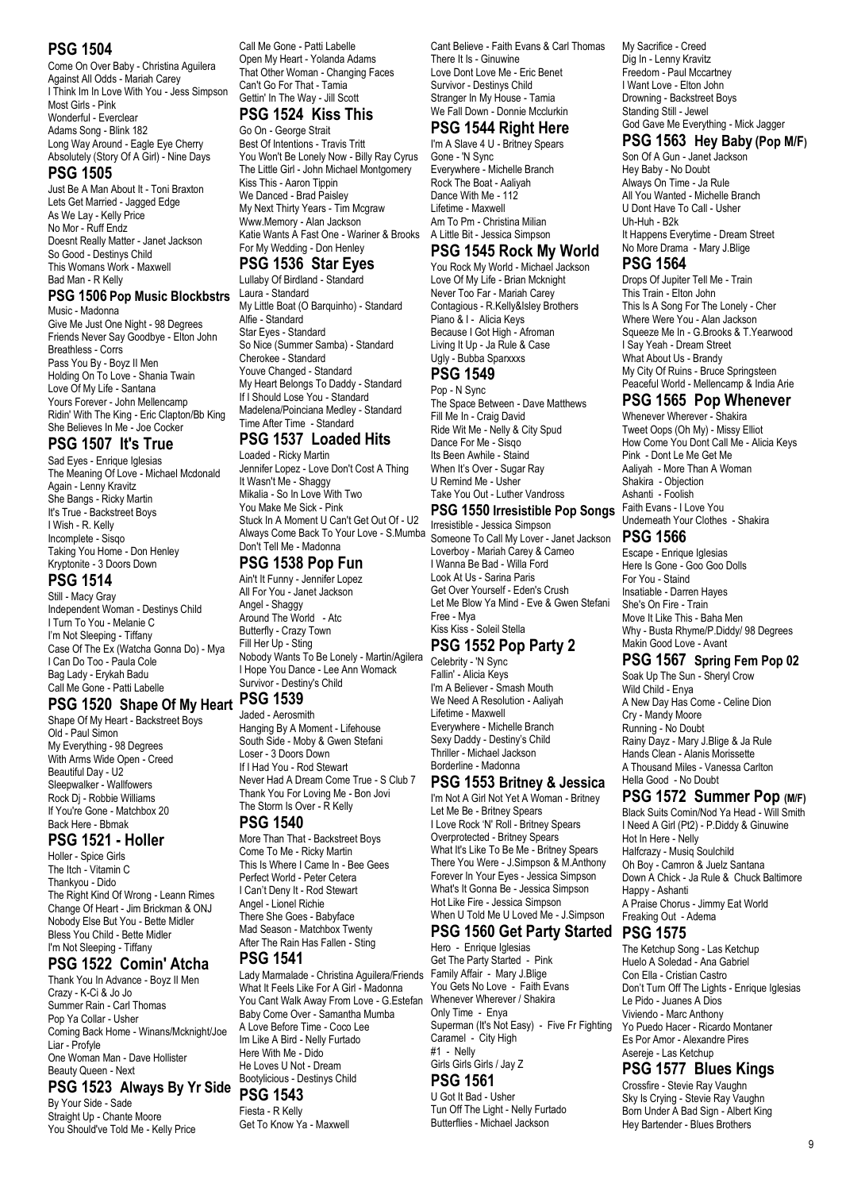## PSG 1504

Come On Over Baby - Christina Aguilera
Against All Odds - Mariah Carey
I Think Im In Love With You - Jess Simpson
Most Girls - Pink
Wonderful - Everclear
Adams Song - Blink 182
Long Way Around - Eagle Eye Cherry
Absolutely (Story Of A Girl) - Nine Days

## PSG 1505

Just Be A Man About It - Toni Braxton
Lets Get Married - Jagged Edge
As We Lay - Kelly Price
No Mor - Ruff Endz
Doesnt Really Matter - Janet Jackson
So Good - Destinys Child
This Womans Work - Maxwell
Bad Man - R Kelly

## PSG 1506 Pop Music Blockbstrs

Music - Madonna
Give Me Just One Night - 98 Degrees
Friends Never Say Goodbye - Elton John
Breathless - Corrs
Pass You By - Boyz II Men
Holding On To Love - Shania Twain
Love Of My Life - Santana
Yours Forever - John Mellencamp
Ridin' With The King - Eric Clapton/Bb King
She Believes In Me - Joe Cocker

## PSG 1507 It's True

Sad Eyes - Enrique Iglesias
The Meaning Of Love - Michael Mcdonald
Again - Lenny Kravitz
She Bangs - Ricky Martin
It's True - Backstreet Boys
I Wish - R. Kelly
Incomplete - Sisqo
Taking You Home - Don Henley
Kryptonite - 3 Doors Down

## PSG 1514

Still - Macy Gray
Independent Woman - Destinys Child
I Turn To You - Melanie C
I'm Not Sleeping - Tiffany
Case Of The Ex (Watcha Gonna Do) - Mya
I Can Do Too - Paula Cole
Bag Lady - Erykah Badu
Call Me Gone - Patti Labelle

## PSG 1520 Shape Of My Heart

Shape Of My Heart - Backstreet Boys
Old - Paul Simon
My Everything - 98 Degrees
With Arms Wide Open - Creed
Beautiful Day - U2
Sleepwalker - Wallfowers
Rock Dj - Robbie Williams
If You're Gone - Matchbox 20
Back Here - Bbmak

## PSG 1521 - Holler

Holler - Spice Girls
The Itch - Vitamin C
Thankyou - Dido
The Right Kind Of Wrong - Leann Rimes
Change Of Heart - Jim Brickman & ONJ
Nobody Else But You - Bette Midler
Bless You Child - Bette Midler
I'm Not Sleeping - Tiffany

## PSG 1522 Comin' Atcha

Thank You In Advance - Boyz II Men
Crazy - K-Ci & Jo Jo
Summer Rain - Carl Thomas
Pop Ya Collar - Usher
Coming Back Home - Winans/Mcknight/Joe
Liar - Profyle
One Woman Man - Dave Hollister
Beauty Queen - Next

## PSG 1523 Always By Yr Side

By Your Side - Sade
Straight Up - Chante Moore
You Should've Told Me - Kelly Price
Call Me Gone - Patti Labelle
Open My Heart - Yolanda Adams
That Other Woman - Changing Faces
Can't Go For That - Tamia
Gettin' In The Way - Jill Scott

## PSG 1524 Kiss This

Go On - George Strait
Best Of Intentions - Travis Tritt
You Won't Be Lonely Now - Billy Ray Cyrus
The Little Girl - John Michael Montgomery
Kiss This - Aaron Tippin
We Danced - Brad Paisley
My Next Thirty Years - Tim Mcgraw
Www.Memory - Alan Jackson
Katie Wants A Fast One - Wariner & Brooks
For My Wedding - Don Henley

## PSG 1536 Star Eyes

Lullaby Of Birdland - Standard
Laura - Standard
My Little Boat (O Barquinho) - Standard
Alfie - Standard
Star Eyes - Standard
So Nice (Summer Samba) - Standard
Cherokee - Standard
Youve Changed - Standard
My Heart Belongs To Daddy - Standard
If I Should Lose You - Standard
Madelena/Poinciana Medley - Standard
Time After Time - Standard

## PSG 1537 Loaded Hits

Loaded - Ricky Martin
Jennifer Lopez - Love Don't Cost A Thing
It Wasn't Me - Shaggy
Mikalia - So In Love With Two
You Make Me Sick - Pink
Stuck In A Moment U Can't Get Out Of - U2
Always Come Back To Your Love - S.Mumba
Don't Tell Me - Madonna

## PSG 1538 Pop Fun

Ain't It Funny - Jennifer Lopez
All For You - Janet Jackson
Angel - Shaggy
Around The World - Atc
Butterfly - Crazy Town
Fill Her Up - Sting
Nobody Wants To Be Lonely - Martin/Agilera
I Hope You Dance - Lee Ann Womack
Survivor - Destiny's Child

## PSG 1539

Jaded - Aerosmith
Hanging By A Moment - Lifehouse
South Side - Moby & Gwen Stefani
Loser - 3 Doors Down
If I Had You - Rod Stewart
Never Had A Dream Come True - S Club 7
Thank You For Loving Me - Bon Jovi
The Storm Is Over - R Kelly

## PSG 1540

More Than That - Backstreet Boys
Come To Me - Ricky Martin
This Is Where I Came In - Bee Gees
Perfect World - Peter Cetera
I Can't Deny It - Rod Stewart
Angel - Lionel Richie
There She Goes - Babyface
Mad Season - Matchbox Twenty
After The Rain Has Fallen - Sting

## PSG 1541

Lady Marmalade - Christina Aguilera/Friends
What It Feels Like For A Girl - Madonna
You Cant Walk Away From Love - G.Estefan
Baby Come Over - Samantha Mumba
A Love Before Time - Coco Lee
Im Like A Bird - Nelly Furtado
Here With Me - Dido
He Loves U Not - Dream
Bootylicious - Destinys Child

## PSG 1543

Fiesta - R Kelly
Get To Know Ya - Maxwell
Cant Believe - Faith Evans & Carl Thomas
There It Is - Ginuwine
Love Dont Love Me - Eric Benet
Survivor - Destinys Child
Stranger In My House - Tamia
We Fall Down - Donnie Mcclurkin

## PSG 1544 Right Here

I'm A Slave 4 U - Britney Spears
Gone - 'N Sync
Everywhere - Michelle Branch
Rock The Boat - Aaliyah
Dance With Me - 112
Lifetime - Maxwell
Am To Pm - Christina Milian
A Little Bit - Jessica Simpson

## PSG 1545 Rock My World

You Rock My World - Michael Jackson
Love Of My Life - Brian Mcknight
Never Too Far - Mariah Carey
Contagious - R.Kelly&Isley Brothers
Piano & I - Alicia Keys
Because I Got High - Afroman
Living It Up - Ja Rule & Case
Ugly - Bubba Sparxxxs

## PSG 1549

Pop - N Sync
The Space Between - Dave Matthews
Fill Me In - Craig David
Ride Wit Me - Nelly & City Spud
Dance For Me - Sisqo
Its Been Awhile - Staind
When It's Over - Sugar Ray
U Remind Me - Usher
Take You Out - Luther Vandross

## PSG 1550 Irresistible Pop Songs

Irresistible - Jessica Simpson
Someone To Call My Lover - Janet Jackson
Loverboy - Mariah Carey & Cameo
I Wanna Be Bad - Willa Ford
Look At Us - Sarina Paris
Get Over Yourself - Eden's Crush
Let Me Blow Ya Mind - Eve & Gwen Stefani
Free - Mya
Kiss Kiss - Soleil Stella

## PSG 1552 Pop Party 2

Celebrity - 'N Sync
Fallin' - Alicia Keys
I'm A Believer - Smash Mouth
We Need A Resolution - Aaliyah
Lifetime - Maxwell
Everywhere - Michelle Branch
Sexy Daddy - Destiny's Child
Thriller - Michael Jackson
Borderline - Madonna

## PSG 1553 Britney & Jessica

I'm Not A Girl Not Yet A Woman - Britney
Let Me Be - Britney Spears
I Love Rock 'N' Roll - Britney Spears
Overprotected - Britney Spears
What It's Like To Be Me - Britney Spears
There You Were - J.Simpson & M.Anthony
Forever In Your Eyes - Jessica Simpson
What's It Gonna Be - Jessica Simpson
Hot Like Fire - Jessica Simpson
When U Told Me U Loved Me - J.Simpson

## PSG 1560 Get Party Started

Hero - Enrique Iglesias
Get The Party Started - Pink
Family Affair - Mary J.Blige
You Gets No Love - Faith Evans
Whenever Wherever / Shakira
Only Time - Enya
Superman (It's Not Easy) - Five Fr Fighting
Caramel - City High
#1 - Nelly
Girls Girls Girls / Jay Z

## PSG 1561

U Got It Bad - Usher
Tun Off The Light - Nelly Furtado
Butterflies - Michael Jackson
My Sacrifice - Creed
Dig In - Lenny Kravitz
Freedom - Paul Mccartney
I Want Love - Elton John
Drowning - Backstreet Boys
Standing Still - Jewel
God Gave Me Everything - Mick Jagger

## PSG 1563 Hey Baby (Pop M/F)

Son Of A Gun - Janet Jackson
Hey Baby - No Doubt
Always On Time - Ja Rule
All You Wanted - Michelle Branch
U Dont Have To Call - Usher
Uh-Huh - B2k
It Happens Everytime - Dream Street
No More Drama - Mary J.Blige

## PSG 1564

Drops Of Jupiter Tell Me - Train
This Train - Elton John
This Is A Song For The Lonely - Cher
Where Were You - Alan Jackson
Squeeze Me In - G.Brooks & T.Yearwood
I Say Yeah - Dream Street
What About Us - Brandy
My City Of Ruins - Bruce Springsteen
Peaceful World - Mellencamp & India Arie

## PSG 1565 Pop Whenever

Whenever Wherever - Shakira
Tweet Oops (Oh My) - Missy Elliot
How Come You Dont Call Me - Alicia Keys
Pink - Dont Le Me Get Me
Aaliyah - More Than A Woman
Shakira - Objection
Ashanti - Foolish
Faith Evans - I Love You
Underneath Your Clothes - Shakira

## PSG 1566

Escape - Enrique Iglesias
Here Is Gone - Goo Goo Dolls
For You - Staind
Insatiable - Darren Hayes
She's On Fire - Train
Move It Like This - Baha Men
Why - Busta Rhyme/P.Diddy/ 98 Degrees
Makin Good Love - Avant

## PSG 1567 Spring Fem Pop 02

Soak Up The Sun - Sheryl Crow
Wild Child - Enya
A New Day Has Come - Celine Dion
Cry - Mandy Moore
Running - No Doubt
Rainy Dayz - Mary J.Blige & Ja Rule
Hands Clean - Alanis Morissette
A Thousand Miles - Vanessa Carlton
Hella Good - No Doubt

## PSG 1572 Summer Pop (M/F)

Black Suits Comin/Nod Ya Head - Will Smith
I Need A Girl (Pt2) - P.Diddy & Ginuwine
Hot In Here - Nelly
Halfcrazy - Musiq Soulchild
Oh Boy - Camron & Juelz Santana
Down A Chick - Ja Rule & Chuck Baltimore
Happy - Ashanti
A Praise Chorus - Jimmy Eat World
Freaking Out - Adema

## PSG 1575

The Ketchup Song - Las Ketchup
Huelo A Soledad - Ana Gabriel
Con Ella - Cristian Castro
Don't Turn Off The Lights - Enrique Iglesias
Le Pido - Juanes A Dios
Viviendo - Marc Anthony
Yo Puedo Hacer - Ricardo Montaner
Es Por Amor - Alexandre Pires
Asereje - Las Ketchup

## PSG 1577 Blues Kings

Crossfire - Stevie Ray Vaughn
Sky Is Crying - Stevie Ray Vaughn
Born Under A Bad Sign - Albert King
Hey Bartender - Blues Brothers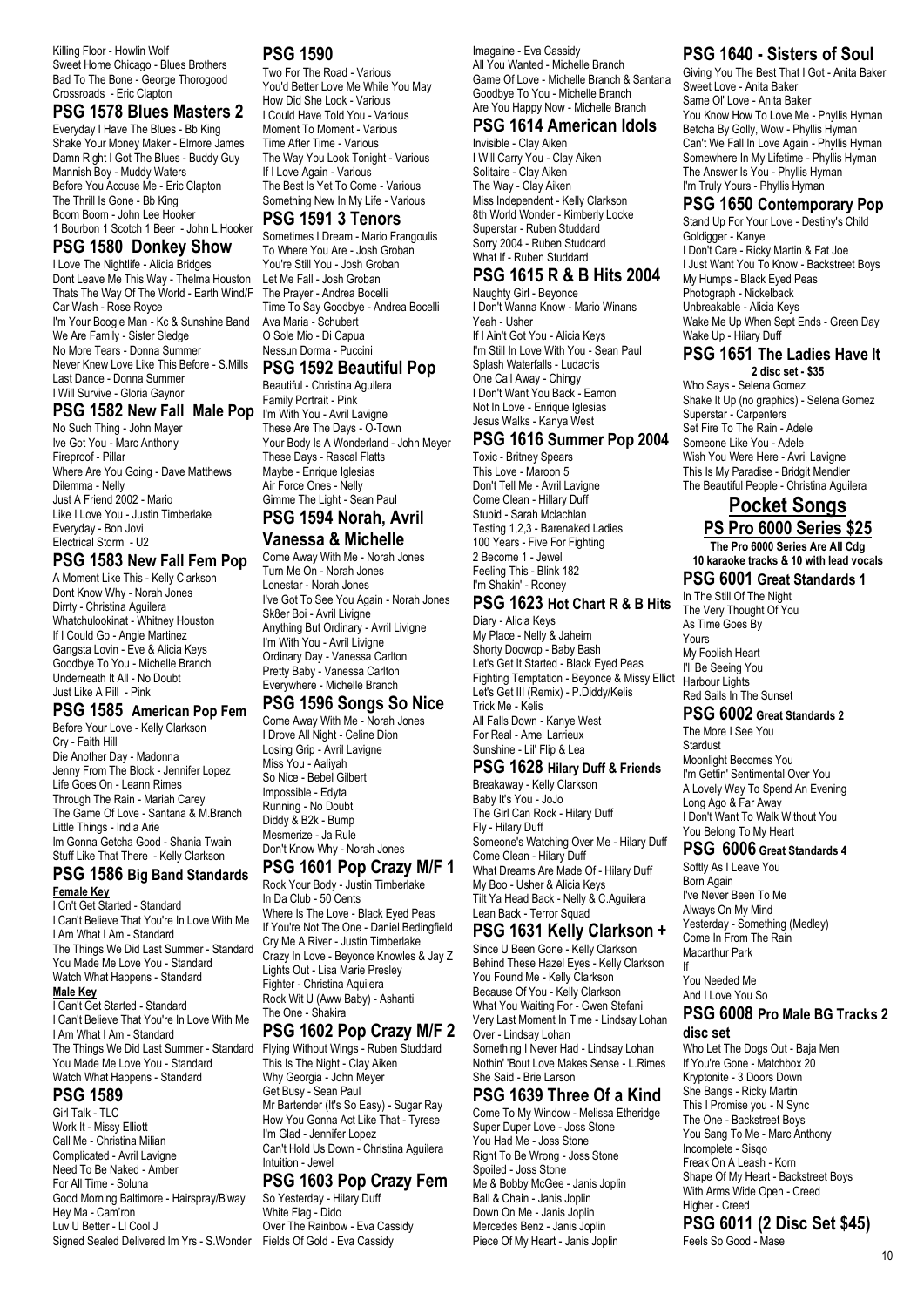Killing Floor - Howlin Wolf
Sweet Home Chicago - Blues Brothers
Bad To The Bone - George Thorogood
Crossroads - Eric Clapton

## PSG 1578 Blues Masters 2

Everyday I Have The Blues - Bb King
Shake Your Money Maker - Elmore James
Damn Right I Got The Blues - Buddy Guy
Mannish Boy - Muddy Waters
Before You Accuse Me - Eric Clapton
The Thrill Is Gone - Bb King
Boom Boom - John Lee Hooker
1 Bourbon 1 Scotch 1 Beer - John L.Hooker

## PSG 1580 Donkey Show

I Love The Nightlife - Alicia Bridges
Dont Leave Me This Way - Thelma Houston
Thats The Way Of The World - Earth Wind/F
Car Wash - Rose Royce
I'm Your Boogie Man - Kc & Sunshine Band
We Are Family - Sister Sledge
No More Tears - Donna Summer
Never Knew Love Like This Before - S.Mills
Last Dance - Donna Summer
I Will Survive - Gloria Gaynor

## PSG 1582 New Fall Male Pop

No Such Thing - John Mayer
Ive Got You - Marc Anthony
Fireproof - Pillar
Where Are You Going - Dave Matthews
Dilemma - Nelly
Just A Friend 2002 - Mario
Like I Love You - Justin Timberlake
Everyday - Bon Jovi
Electrical Storm - U2

## PSG 1583 New Fall Fem Pop

A Moment Like This - Kelly Clarkson
Dont Know Why - Norah Jones
Dirrty - Christina Aguilera
Whatchulookinat - Whitney Houston
If I Could Go - Angie Martinez
Gangsta Lovin - Eve & Alicia Keys
Goodbye To You - Michelle Branch
Underneath It All - No Doubt
Just Like A Pill - Pink

## PSG 1585 American Pop Fem

Before Your Love - Kelly Clarkson
Cry - Faith Hill
Die Another Day - Madonna
Jenny From The Block - Jennifer Lopez
Life Goes On - Leann Rimes
Through The Rain - Mariah Carey
The Game Of Love - Santana & M.Branch
Little Things - India Arie
Im Gonna Getcha Good - Shania Twain
Stuff Like That There - Kelly Clarkson

## PSG 1586 Big Band Standards

**Female Key**

I Cn't Get Started - Standard
I Can't Believe That You're In Love With Me
I Am What I Am - Standard
The Things We Did Last Summer - Standard
You Made Me Love You - Standard
Watch What Happens - Standard

**Male Key**

I Can't Get Started - Standard
I Can't Believe That You're In Love With Me
I Am What I Am - Standard
The Things We Did Last Summer - Standard
You Made Me Love You - Standard
Watch What Happens - Standard

## PSG 1589

Girl Talk - TLC
Work It - Missy Elliott
Call Me - Christina Milian
Complicated - Avril Lavigne
Need To Be Naked - Amber
For All Time - Soluna
Good Morning Baltimore - Hairspray/B'way
Hey Ma - Cam'ron
Luv U Better - Ll Cool J
Signed Sealed Delivered Im Yrs - S.Wonder

## PSG 1590

Two For The Road - Various
You'd Better Love Me While You May
How Did She Look - Various
I Could Have Told You - Various
Moment To Moment - Various
Time After Time - Various
The Way You Look Tonight - Various
If I Love Again - Various
The Best Is Yet To Come - Various
Something New In My Life - Various

## PSG 1591 3 Tenors

Sometimes I Dream - Mario Frangoulis
To Where You Are - Josh Groban
You're Still You - Josh Groban
The Prayer - Andrea Bocelli
Time To Say Goodbye - Andrea Bocelli
Ava Maria - Schubert
O Sole Mio - Di Capua
Nessun Dorma - Puccini

## PSG 1592 Beautiful Pop

Beautiful - Christina Aguilera
Family Portrait - Pink
I'm With You - Avril Lavigne
These Are The Days - O-Town
Your Body Is A Wonderland - John Meyer
These Days - Rascal Flatts
Maybe - Enrique Iglesias
Air Force Ones - Nelly
Gimme The Light - Sean Paul

## PSG 1594 Norah, Avril Vanessa & Michelle

Come Away With Me - Norah Jones
Turn Me On - Norah Jones
Lonestar - Norah Jones
I've Got To See You Again - Norah Jones
Sk8er Boi - Avril Livigne
Anything But Ordinary - Avril Livigne
I'm With You - Avril Livigne
Ordinary Day - Vanessa Carlton
Pretty Baby - Vanessa Carlton
Everywhere - Michelle Branch

## PSG 1596 Songs So Nice

Come Away With Me - Norah Jones
I Drove All Night - Celine Dion
Losing Grip - Avril Lavigne
Miss You - Aaliyah
So Nice - Bebel Gilbert
Impossible - Edyta
Running - No Doubt
Diddy & B2k - Bump
Mesmerize - Ja Rule
Don't Know Why - Norah Jones

## PSG 1601 Pop Crazy M/F 1

Rock Your Body - Justin Timberlake
In Da Club - 50 Cents
Where Is The Love - Black Eyed Peas
If You're Not The One - Daniel Bedingfield
Cry Me A River - Justin Timberlake
Crazy In Love - Beyonce Knowles & Jay Z
Lights Out - Lisa Marie Presley
Fighter - Christina Aguilera
Rock Wit U (Aww Baby) - Ashanti
The One - Shakira

## PSG 1602 Pop Crazy M/F 2

Flying Without Wings - Ruben Studdard
This Is The Night - Clay Aiken
Why Georgia - John Meyer
Get Busy - Sean Paul
Mr Bartender (It's So Easy) - Sugar Ray
How You Gonna Act Like That - Tyrese
I'm Glad - Jennifer Lopez
Can't Hold Us Down - Christina Aguilera
Intuition - Jewel

## PSG 1603 Pop Crazy Fem

So Yesterday - Hilary Duff
White Flag - Dido
Over The Rainbow - Eva Cassidy
Fields Of Gold - Eva Cassidy
Imagaine - Eva Cassidy
All You Wanted - Michelle Branch
Game Of Love - Michelle Branch & Santana
Goodbye To You - Michelle Branch
Are You Happy Now - Michelle Branch

## PSG 1614 American Idols

Invisible - Clay Aiken
I Will Carry You - Clay Aiken
Solitaire - Clay Aiken
The Way - Clay Aiken
Miss Independent - Kelly Clarkson
8th World Wonder - Kimberly Locke
Superstar - Ruben Studdard
Sorry 2004 - Ruben Studdard
What If - Ruben Studdard

## PSG 1615 R & B Hits 2004

Naughty Girl - Beyonce
I Don't Wanna Know - Mario Winans
Yeah - Usher
If I Ain't Got You - Alicia Keys
I'm Still In Love With You - Sean Paul
Splash Waterfalls - Ludacris
One Call Away - Chingy
I Don't Want You Back - Eamon
Not In Love - Enrique Iglesias
Jesus Walks - Kanya West

## PSG 1616 Summer Pop 2004

Toxic - Britney Spears
This Love - Maroon 5
Don't Tell Me - Avril Lavigne
Come Clean - Hillary Duff
Stupid - Sarah Mclachlan
Testing 1,2,3 - Barenaked Ladies
100 Years - Five For Fighting
2 Become 1 - Jewel
Feeling This - Blink 182
I'm Shakin' - Rooney

## PSG 1623 Hot Chart R & B Hits

Diary - Alicia Keys
My Place - Nelly & Jaheim
Shorty Doowop - Baby Bash
Let's Get It Started - Black Eyed Peas
Fighting Temptation - Beyonce & Missy Elliot
Let's Get Ill (Remix) - P.Diddy/Kelis
Trick Me - Kelis
All Falls Down - Kanye West
For Real - Amel Larrieux
Sunshine - Lil' Flip & Lea

## PSG 1628 Hilary Duff & Friends

Breakaway - Kelly Clarkson
Baby It's You - JoJo
The Girl Can Rock - Hilary Duff
Fly - Hilary Duff
Someone's Watching Over Me - Hilary Duff
Come Clean - Hilary Duff
What Dreams Are Made Of - Hilary Duff
My Boo - Usher & Alicia Keys
Tilt Ya Head Back - Nelly & C.Aguilera
Lean Back - Terror Squad

## PSG 1631 Kelly Clarkson +

Since U Been Gone - Kelly Clarkson
Behind These Hazel Eyes - Kelly Clarkson
You Found Me - Kelly Clarkson
Because Of You - Kelly Clarkson
What You Waiting For - Gwen Stefani
Very Last Moment In Time - Lindsay Lohan
Over - Lindsay Lohan
Something I Never Had - Lindsay Lohan
Nothin' 'Bout Love Makes Sense - L.Rimes
She Said - Brie Larson

## PSG 1639 Three Of a Kind

Come To My Window - Melissa Etheridge
Super Duper Love - Joss Stone
You Had Me - Joss Stone
Right To Be Wrong - Joss Stone
Spoiled - Joss Stone
Me & Bobby McGee - Janis Joplin
Ball & Chain - Janis Joplin
Down On Me - Janis Joplin
Mercedes Benz - Janis Joplin
Piece Of My Heart - Janis Joplin

## PSG 1640 - Sisters of Soul

Giving You The Best That I Got - Anita Baker
Sweet Love - Anita Baker
Same Ol' Love - Anita Baker
You Know How To Love Me - Phyllis Hyman
Betcha By Golly, Wow - Phyllis Hyman
Can't We Fall In Love Again - Phyllis Hyman
Somewhere In My Lifetime - Phyllis Hyman
The Answer Is You - Phyllis Hyman
I'm Truly Yours - Phyllis Hyman

## PSG 1650 Contemporary Pop

Stand Up For Your Love - Destiny's Child
Goldigger - Kanye
I Don't Care - Ricky Martin & Fat Joe
I Just Want You To Know - Backstreet Boys
My Humps - Black Eyed Peas
Photograph - Nickelback
Unbreakable - Alicia Keys
Wake Me Up When Sept Ends - Green Day
Wake Up - Hilary Duff

## PSG 1651 The Ladies Have It

**2 disc set - $35**

Who Says - Selena Gomez
Shake It Up (no graphics) - Selena Gomez
Superstar - Carpenters
Set Fire To The Rain - Adele
Someone Like You - Adele
Wish You Were Here - Avril Lavigne
This Is My Paradise - Bridgit Mendler
The Beautiful People - Christina Aguilera

# Pocket Songs

## PS Pro 6000 Series $25

**The Pro 6000 Series Are All Cdg**
**10 karaoke tracks & 10 with lead vocals**

## PSG 6001 Great Standards 1

In The Still Of The Night
The Very Thought Of You
As Time Goes By
Yours
My Foolish Heart
I'll Be Seeing You
Harbour Lights
Red Sails In The Sunset

## PSG 6002 Great Standards 2

The More I See You
Stardust
Moonlight Becomes You
I'm Gettin' Sentimental Over You
A Lovely Way To Spend An Evening
Long Ago & Far Away
I Don't Want To Walk Without You
You Belong To My Heart

## PSG 6006 Great Standards 4

Softly As I Leave You
Born Again
I've Never Been To Me
Always On My Mind
Yesterday - Something (Medley)
Come In From The Rain
Macarthur Park
If
You Needed Me
And I Love You So

## PSG 6008 Pro Male BG Tracks 2 disc set

Who Let The Dogs Out - Baja Men
If You're Gone - Matchbox 20
Kryptonite - 3 Doors Down
She Bangs - Ricky Martin
This I Promise you - N Sync
The One - Backstreet Boys
You Sang To Me - Marc Anthony
Incomplete - Sisqo
Freak On A Leash - Korn
Shape Of My Heart - Backstreet Boys
With Arms Wide Open - Creed
Higher - Creed

## PSG 6011 (2 Disc Set $45)

Feels So Good - Mase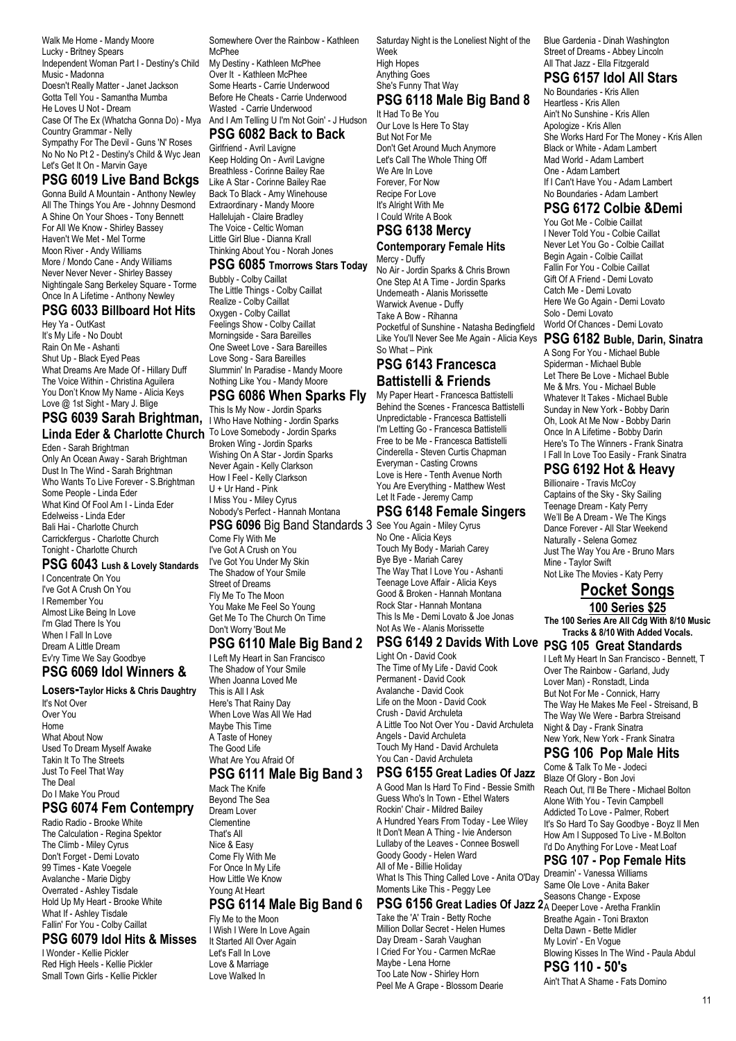Walk Me Home - Mandy Moore
Lucky - Britney Spears
Independent Woman Part I - Destiny's Child
Music - Madonna
Doesn't Really Matter - Janet Jackson
Gotta Tell You - Samantha Mumba
He Loves U Not - Dream
Case Of The Ex (Whatcha Gonna Do) - Mya
Country Grammar - Nelly
Sympathy For The Devil - Guns 'N' Roses
No No No Pt 2 - Destiny's Child & Wyc Jean
Let's Get It On - Marvin Gaye

## PSG 6019 Live Band Bckgs

Gonna Build A Mountain - Anthony Newley
All The Things You Are - Johnny Desmond
A Shine On Your Shoes - Tony Bennett
For All We Know - Shirley Bassey
Haven't We Met - Mel Torme
Moon River - Andy Williams
More / Mondo Cane - Andy Williams
Never Never Never - Shirley Bassey
Nightingale Sang Berkeley Square - Torme
Once In A Lifetime - Anthony Newley

## PSG 6033 Billboard Hot Hits

Hey Ya - OutKast
It's My Life - No Doubt
Rain On Me - Ashanti
Shut Up - Black Eyed Peas
What Dreams Are Made Of - Hillary Duff
The Voice Within - Christina Aguilera
You Don't Know My Name - Alicia Keys
Love @ 1st Sight - Mary J. Blige

## PSG 6039 Sarah Brightman, Linda Eder & Charlotte Church

Eden - Sarah Brightman
Only An Ocean Away - Sarah Brightman
Dust In The Wind - Sarah Brightman
Who Wants To Live Forever - S.Brightman
Some People - Linda Eder
What Kind Of Fool Am I - Linda Eder
Edelweiss - Linda Eder
Bali Hai - Charlotte Church
Carrickfergus - Charlotte Church
Tonight - Charlotte Church

## PSG 6043 Lush & Lovely Standards

I Concentrate On You
I've Got A Crush On You
I Remember You
Almost Like Being In Love
I'm Glad There Is You
When I Fall In Love
Dream A Little Dream
Ev'ry Time We Say Goodbye

## PSG 6069 Idol Winners & Losers-Taylor Hicks & Chris Daughtry

It's Not Over
Over You
Home
What About Now
Used To Dream Myself Awake
Takin It To The Streets
Just To Feel That Way
The Deal
Do I Make You Proud

## PSG 6074 Fem Contempry

Radio Radio - Brooke White
The Calculation - Regina Spektor
The Climb - Miley Cyrus
Don't Forget - Demi Lovato
99 Times - Kate Voegele
Avalanche - Marie Digby
Overrated - Ashley Tisdale
Hold Up My Heart - Brooke White
What If - Ashley Tisdale
Fallin' For You - Colby Caillat

## PSG 6079 Idol Hits & Misses

I Wonder - Kellie Pickler
Red High Heels - Kellie Pickler
Small Town Girls - Kellie Pickler
Somewhere Over the Rainbow - Kathleen McPhee
My Destiny - Kathleen McPhee
Over It - Kathleen McPhee
Some Hearts - Carrie Underwood
Before He Cheats - Carrie Underwood
Wasted - Carrie Underwood
And I Am Telling U I'm Not Goin' - J Hudson

## PSG 6082 Back to Back

Girlfriend - Avril Lavigne
Keep Holding On - Avril Lavigne
Breathless - Corinne Bailey Rae
Like A Star - Corinne Bailey Rae
Back To Black - Amy Winehouse
Extraordinary - Mandy Moore
Hallelujah - Claire Bradley
The Voice - Celtic Woman
Little Girl Blue - Dianna Krall
Thinking About You - Norah Jones

## PSG 6085 Tmorrows Stars Today

Bubbly - Colby Caillat
The Little Things - Colby Caillat
Realize - Colby Caillat
Oxygen - Colby Caillat
Feelings Show - Colby Caillat
Morningside - Sara Bareilles
One Sweet Love - Sara Bareilles
Love Song - Sara Bareilles
Slummin' In Paradise - Mandy Moore
Nothing Like You - Mandy Moore

## PSG 6086 When Sparks Fly

This Is My Now - Jordin Sparks
I Who Have Nothing - Jordin Sparks
To Love Somebody - Jordin Sparks
Broken Wing - Jordin Sparks
Wishing On A Star - Jordin Sparks
Never Again - Kelly Clarkson
How I Feel - Kelly Clarkson
U + Ur Hand - Pink
I Miss You - Miley Cyrus
Nobody's Perfect - Hannah Montana

## PSG 6096 Big Band Standards 3

Come Fly With Me
I've Got A Crush on You
I've Got You Under My Skin
The Shadow of Your Smile
Street of Dreams
Fly Me To The Moon
You Make Me Feel So Young
Get Me To The Church On Time
Don't Worry 'Bout Me

## PSG 6110 Male Big Band 2

I Left My Heart in San Francisco
The Shadow of Your Smile
When Joanna Loved Me
This is All I Ask
Here's That Rainy Day
When Love Was All We Had
Maybe This Time
A Taste of Honey
The Good Life
What Are You Afraid Of

## PSG 6111 Male Big Band 3

Mack The Knife
Beyond The Sea
Dream Lover
Clementine
That's All
Nice & Easy
Come Fly With Me
For Once In My Life
How Little We Know
Young At Heart

## PSG 6114 Male Big Band 6

Fly Me to the Moon
I Wish I Were In Love Again
It Started All Over Again
Let's Fall In Love
Love & Marriage
Love Walked In
Saturday Night is the Loneliest Night of the Week
High Hopes
Anything Goes
She's Funny That Way

## PSG 6118 Male Big Band 8

It Had To Be You
Our Love Is Here To Stay
But Not For Me
Don't Get Around Much Anymore
Let's Call The Whole Thing Off
We Are In Love
Forever, For Now
Recipe For Love
It's Alright With Me
I Could Write A Book

## PSG 6138 Mercy

### Contemporary Female Hits

Mercy - Duffy
No Air - Jordin Sparks & Chris Brown
One Step At A Time - Jordin Sparks
Underneath - Alanis Morissette
Warwick Avenue - Duffy
Take A Bow - Rihanna
Pocketful of Sunshine - Natasha Bedingfield
Like You'll Never See Me Again - Alicia Keys
So What – Pink

## PSG 6143 Francesca Battistelli & Friends

My Paper Heart - Francesca Battistelli
Behind the Scenes - Francesca Battistelli
Unpredictable - Francesca Battistelli
I'm Letting Go - Francesca Battistelli
Free to be Me - Francesca Battistelli
Cinderella - Steven Curtis Chapman
Everyman - Casting Crowns
Love is Here - Tenth Avenue North
You Are Everything - Matthew West
Let It Fade - Jeremy Camp

## PSG 6148 Female Singers

See You Again - Miley Cyrus
No One - Alicia Keys
Touch My Body - Mariah Carey
Bye Bye - Mariah Carey
The Way That I Love You - Ashanti
Teenage Love Affair - Alicia Keys
Good & Broken - Hannah Montana
Rock Star - Hannah Montana
This Is Me - Demi Lovato & Joe Jonas
Not As We - Alanis Morissette

## PSG 6149 2 Davids With Love

Light On - David Cook
The Time of My Life - David Cook
Permanent - David Cook
Avalanche - David Cook
Life on the Moon - David Cook
Crush - David Archuleta
A Little Too Not Over You - David Archuleta
Angels - David Archuleta
Touch My Hand - David Archuleta
You Can - David Archuleta

## PSG 6155 Great Ladies Of Jazz

A Good Man Is Hard To Find - Bessie Smith
Guess Who's In Town - Ethel Waters
Rockin' Chair - Mildred Bailey
A Hundred Years From Today - Lee Wiley
It Don't Mean A Thing - Ivie Anderson
Lullaby of the Leaves - Connee Boswell
Goody Goody - Helen Ward
All of Me - Billie Holiday
What Is This Thing Called Love - Anita O'Day
Moments Like This - Peggy Lee

## PSG 6156 Great Ladies Of Jazz 2

Take the 'A' Train - Betty Roche
Million Dollar Secret - Helen Humes
Day Dream - Sarah Vaughan
I Cried For You - Carmen McRae
Maybe - Lena Horne
Too Late Now - Shirley Horn
Peel Me A Grape - Blossom Dearie
Blue Gardenia - Dinah Washington
Street of Dreams - Abbey Lincoln
All That Jazz - Ella Fitzgerald

## PSG 6157 Idol All Stars

No Boundaries - Kris Allen
Heartless - Kris Allen
Ain't No Sunshine - Kris Allen
Apologize - Kris Allen
She Works Hard For The Money - Kris Allen
Black or White - Adam Lambert
Mad World - Adam Lambert
One - Adam Lambert
If I Can't Have You - Adam Lambert
No Boundaries - Adam Lambert

## PSG 6172 Colbie &Demi

You Got Me - Colbie Caillat
I Never Told You - Colbie Caillat
Never Let You Go - Colbie Caillat
Begin Again - Colbie Caillat
Fallin For You - Colbie Caillat
Gift Of A Friend - Demi Lovato
Catch Me - Demi Lovato
Here We Go Again - Demi Lovato
Solo - Demi Lovato
World Of Chances - Demi Lovato

## PSG 6182 Buble, Darin, Sinatra

A Song For You - Michael Buble
Spiderman - Michael Buble
Let There Be Love - Michael Buble
Me & Mrs. You - Michael Buble
Whatever It Takes - Michael Buble
Sunday in New York - Bobby Darin
Oh, Look At Me Now - Bobby Darin
Once In A Lifetime - Bobby Darin
Here's To The Winners - Frank Sinatra
I Fall In Love Too Easily - Frank Sinatra

## PSG 6192 Hot & Heavy

Billionaire - Travis McCoy
Captains of the Sky - Sky Sailing
Teenage Dream - Katy Perry
We'll Be A Dream - We The Kings
Dance Forever - All Star Weekend
Naturally - Selena Gomez
Just The Way You Are - Bruno Mars
Mine - Taylor Swift
Not Like The Movies - Katy Perry

# Pocket Songs

## 100 Series $25

**The 100 Series Are All Cdg With 8/10 Music Tracks & 8/10 With Added Vocals.**

## PSG 105 Great Standards

I Left My Heart In San Francisco - Bennett, T
Over The Rainbow - Garland, Judy
Lover Man) - Ronstadt, Linda
But Not For Me - Connick, Harry
The Way He Makes Me Feel - Streisand, B
The Way We Were - Barbra Streisand
Night & Day - Frank Sinatra
New York, New York - Frank Sinatra

## PSG 106 Pop Male Hits

Come & Talk To Me - Jodeci
Blaze Of Glory - Bon Jovi
Reach Out, I'll Be There - Michael Bolton
Alone With You - Tevin Campbell
Addicted To Love - Palmer, Robert
It's So Hard To Say Goodbye - Boyz II Men
How Am I Supposed To Live - M.Bolton
I'd Do Anything For Love - Meat Loaf

## PSG 107 - Pop Female Hits

Dreamin' - Vanessa Williams
Same Ole Love - Anita Baker
Seasons Change - Expose
A Deeper Love - Aretha Franklin
Breathe Again - Toni Braxton
Delta Dawn - Bette Midler
My Lovin' - En Vogue
Blowing Kisses In The Wind - Paula Abdul

## PSG 110 - 50's

Ain't That A Shame - Fats Domino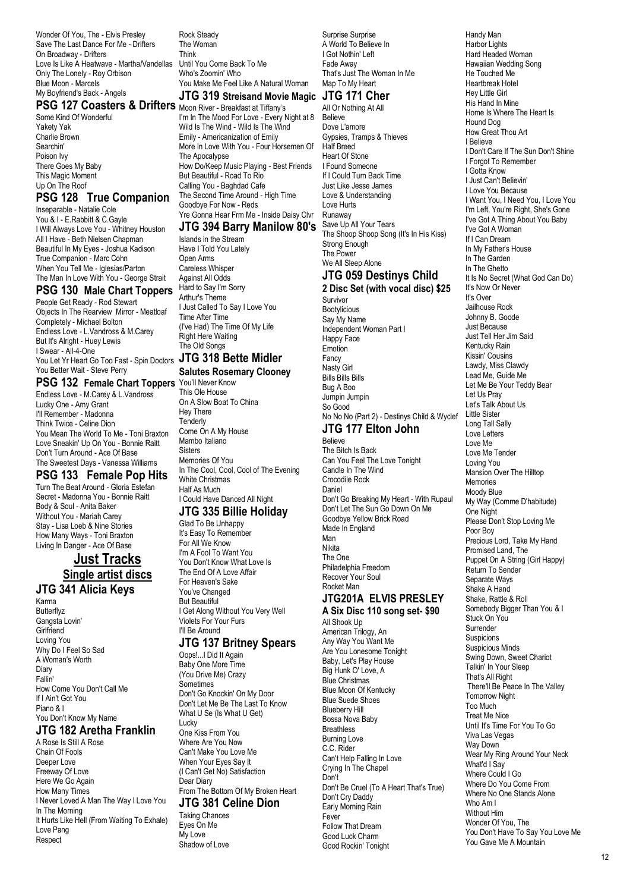Wonder Of You, The - Elvis Presley
Save The Last Dance For Me - Drifters
On Broadway - Drifters
Love Is Like A Heatwave - Martha/Vandellas
Only The Lonely - Roy Orbison
Blue Moon - Marcels
My Boyfriend's Back - Angels

## PSG 127 Coasters & Drifters

Some Kind Of Wonderful
Yakety Yak
Charlie Brown
Searchin'
Poison Ivy
There Goes My Baby
This Magic Moment
Up On The Roof

## PSG 128 True Companion

Inseparable - Natalie Cole
You & I - E.Rabbitt & C.Gayle
I Will Always Love You - Whitney Houston
All I Have - Beth Nielsen Chapman
Beautiful In My Eyes - Joshua Kadison
True Companion - Marc Cohn
When You Tell Me - Iglesias/Parton
The Man In Love With You - George Strait

## PSG 130 Male Chart Toppers

People Get Ready - Rod Stewart
Objects In The Rearview Mirror - Meatloaf
Completely - Michael Bolton
Endless Love - L.Vandross & M.Carey
But It's Alright - Huey Lewis
I Swear - All-4-One
You Let Yr Heart Go Too Fast - Spin Doctors
You Better Wait - Steve Perry

## PSG 132 Female Chart Toppers

Endless Love - M.Carey & L.Vandross
Lucky One - Amy Grant
I'll Remember - Madonna
Think Twice - Celine Dion
You Mean The World To Me - Toni Braxton
Love Sneakin' Up On You - Bonnie Raitt
Don't Turn Around - Ace Of Base
The Sweetest Days - Vanessa Williams

## PSG 133 Female Pop Hits

Turn The Beat Around - Gloria Estefan
Secret - Madonna You - Bonnie Raitt
Body & Soul - Anita Baker
Without You - Mariah Carey
Stay - Lisa Loeb & Nine Stories
How Many Ways - Toni Braxton
Living In Danger - Ace Of Base

# Just Tracks

## Single artist discs

## JTG 341 Alicia Keys

Karma
Butterflyz
Gangsta Lovin'
Girlfriend
Loving You
Why Do I Feel So Sad
A Woman's Worth
Diary
Fallin'
How Come You Don't Call Me
If I Ain't Got You
Piano & I
You Don't Know My Name

## JTG 182 Aretha Franklin

A Rose Is Still A Rose
Chain Of Fools
Deeper Love
Freeway Of Love
Here We Go Again
How Many Times
I Never Loved A Man The Way I Love You
In The Morning
It Hurts Like Hell (From Waiting To Exhale)
Love Pang
Respect
Rock Steady
The Woman
Think
Until You Come Back To Me
Who's Zoomin' Who
You Make Me Feel Like A Natural Woman

## JTG 319 Streisand Movie Magic

Moon River - Breakfast at Tiffany's
I'm In The Mood For Love - Every Night at 8
Wild Is The Wind - Wild Is The Wind
Emily - Americanization of Emily
More In Love With You - Four Horsemen Of The Apocalypse
How Do/Keep Music Playing - Best Friends
But Beautiful - Road To Rio
Calling You - Baghdad Cafe
The Second Time Around - High Time
Goodbye For Now - Reds
Yre Gonna Hear Frm Me - Inside Daisy Clvr

## JTG 394 Barry Manilow 80's

Islands in the Stream
Have I Told You Lately
Open Arms
Careless Whisper
Against All Odds
Hard to Say I'm Sorry
Arthur's Theme
I Just Called To Say I Love You
Time After Time
(I've Had) The Time Of My Life
Right Here Waiting
The Old Songs

## JTG 318 Bette Midler

### Salutes Rosemary Clooney

You'll Never Know
This Ole House
On A Slow Boat To China
Hey There
Tenderly
Come On A My House
Mambo Italiano
Sisters
Memories Of You
In The Cool, Cool, Cool of The Evening
White Christmas
Half As Much
I Could Have Danced All Night

## JTG 335 Billie Holiday

Glad To Be Unhappy
It's Easy To Remember
For All We Know
I'm A Fool To Want You
You Don't Know What Love Is
The End Of A Love Affair
For Heaven's Sake
You've Changed
But Beautiful
I Get Along Without You Very Well
Violets For Your Furs
I'll Be Around

## JTG 137 Britney Spears

Oops!...I Did It Again
Baby One More Time
(You Drive Me) Crazy
Sometimes
Don't Go Knockin' On My Door
Don't Let Me Be The Last To Know
What U Se (Is What U Get)
Lucky
One Kiss From You
Where Are You Now
Can't Make You Love Me
When Your Eyes Say It
(I Can't Get No) Satisfaction
Dear Diary
From The Bottom Of My Broken Heart

## JTG 381 Celine Dion

Taking Chances
Eyes On Me
My Love
Shadow of Love
Surprise Surprise
A World To Believe In
I Got Nothin' Left
Fade Away
That's Just The Woman In Me
Map To My Heart

## JTG 171 Cher

All Or Nothing At All
Believe
Dove L'amore
Gypsies, Tramps & Thieves
Half Breed
Heart Of Stone
I Found Someone
If I Could Turn Back Time
Just Like Jesse James
Love & Understanding
Love Hurts
Runaway
Save Up All Your Tears
The Shoop Shoop Song (It's In His Kiss)
Strong Enough
The Power
We All Sleep Alone

## JTG 059 Destinys Child

### 2 Disc Set (with vocal disc) $25

Survivor
Bootylicious
Say My Name
Independent Woman Part I
Happy Face
Emotion
Fancy
Nasty Girl
Bills Bills Bills
Bug A Boo
Jumpin Jumpin
So Good
No No No (Part 2) - Destinys Child & Wyclef

## JTG 177 Elton John

Believe
The Bitch Is Back
Can You Feel The Love Tonight
Candle In The Wind
Crocodile Rock
Daniel
Don't Go Breaking My Heart - With Rupaul
Don't Let The Sun Go Down On Me
Goodbye Yellow Brick Road
Made In England
Man
Nikita
The One
Philadelphia Freedom
Recover Your Soul
Rocket Man

## JTG201A ELVIS PRESLEY

### A Six Disc 110 song set- $90

All Shook Up
American Trilogy, An
Any Way You Want Me
Are You Lonesome Tonight
Baby, Let's Play House
Big Hunk O' Love, A
Blue Christmas
Blue Moon Of Kentucky
Blue Suede Shoes
Blueberry Hill
Bossa Nova Baby
Breathless
Burning Love
C.C. Rider
Can't Help Falling In Love
Crying In The Chapel
Don't
Don't Be Cruel (To A Heart That's True)
Don't Cry Daddy
Early Morning Rain
Fever
Follow That Dream
Good Luck Charm
Good Rockin' Tonight
Handy Man
Harbor Lights
Hard Headed Woman
Hawaiian Wedding Song
He Touched Me
Heartbreak Hotel
Hey Little Girl
His Hand In Mine
Home Is Where The Heart Is
Hound Dog
How Great Thou Art
I Believe
I Don't Care If The Sun Don't Shine
I Forgot To Remember
I Gotta Know
I Just Can't Believin'
I Love You Because
I Want You, I Need You, I Love You
I'm Left, You're Right, She's Gone
I've Got A Thing About You Baby
I've Got A Woman
If I Can Dream
In My Father's House
In The Garden
In The Ghetto
It Is No Secret (What God Can Do)
It's Now Or Never
It's Over
Jailhouse Rock
Johnny B. Goode
Just Because
Just Tell Her Jim Said
Kentucky Rain
Kissin' Cousins
Lawdy, Miss Clawdy
Lead Me, Guide Me
Let Me Be Your Teddy Bear
Let Us Pray
Let's Talk About Us
Little Sister
Long Tall Sally
Love Letters
Love Me
Love Me Tender
Loving You
Mansion Over The Hilltop
Memories
Moody Blue
My Way (Comme D'habitude)
One Night
Please Don't Stop Loving Me
Poor Boy
Precious Lord, Take My Hand
Promised Land, The
Puppet On A String (Girl Happy)
Return To Sender
Separate Ways
Shake A Hand
Shake, Rattle & Roll
Somebody Bigger Than You & I
Stuck On You
Surrender
Suspicions
Suspicious Minds
Swing Down, Sweet Chariot
Talkin' In Your Sleep
That's All Right
There'll Be Peace In The Valley
Tomorrow Night
Too Much
Treat Me Nice
Until It's Time For You To Go
Viva Las Vegas
Way Down
Wear My Ring Around Your Neck
What'd I Say
Where Could I Go
Where Do You Come From
Where No One Stands Alone
Who Am I
Without Him
Wonder Of You, The
You Don't Have To Say You Love Me
You Gave Me A Mountain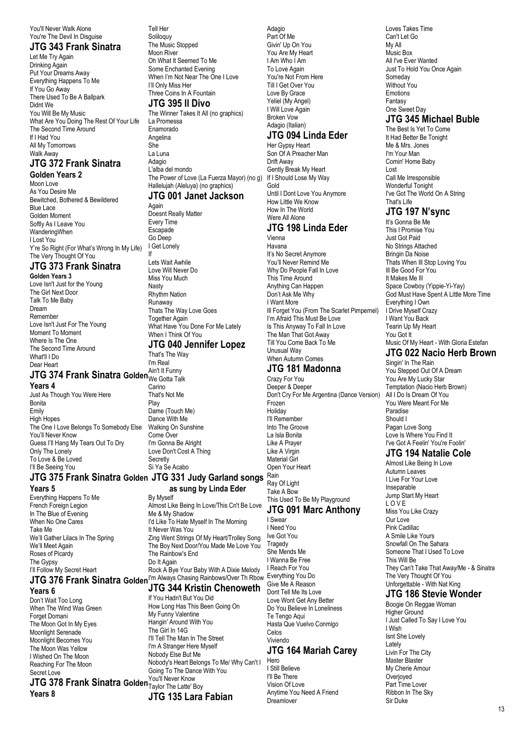You'll Never Walk Alone
You're The Devil In Disguise

## JTG 343 Frank Sinatra

Let Me Try Again
Drinking Again
Put Your Dreams Away
Everything Happens To Me
If You Go Away
There Used To Be A Ballpark
Didnt We
You Will Be My Music
What Are You Doing The Rest Of Your Life
The Second Time Around
If I Had You
All My Tomorrows
Walk Away

## JTG 372 Frank Sinatra

**Golden Years 2**

Moon Love
As You Desire Me
Bewitched, Bothered & Bewildered
Blue Lace
Golden Moment
Softly As I Leave You
WanderingWhen
I Lost You
Y're So Right (For What's Wrong In My Life)
The Very Thought Of You

## JTG 373 Frank Sinatra

**Golden Years 3**

Love Isn't Just for the Young
The Girl Next Door
Talk To Me Baby
Dream
Remember
Love Isn't Just For The Young
Moment To Moment
Where Is The One
The Second Time Around
What'll I Do
Dear Heart

## JTG 374 Frank Sinatra Golden Years 4

Just As Though You Were Here
Bonita
Emily
High Hopes
The One I Love Belongs To Somebody Else
You'll Never Know
Guess I'll Hang My Tears Out To Dry
Only The Lonely
To Love & Be Loved
I'll Be Seeing You

## JTG 375 Frank Sinatra Golden Years 5

Everything Happens To Me
French Foreign Legion
In The Blue of Evening
When No One Cares
Take Me
We'll Gather Lilacs In The Spring
We'll Meet Again
Roses of Picardy
The Gypsy
I'll Follow My Secret Heart

## JTG 376 Frank Sinatra Golden Years 6

Don't Wait Too Long
When The Wind Was Green
Forget Domani
The Moon Got In My Eyes
Moonlight Serenade
Moonlight Becomes You
The Moon Was Yellow
I Wished On The Moon
Reaching For The Moon
Secret Love

## JTG 378 Frank Sinatra Golden Years 8

Tell Her
Soliloquy
The Music Stopped
Moon River
Oh What It Seemed To Me
Some Enchanted Evening
When I'm Not Near The One I Love
I'll Only Miss Her
Three Coins In A Fountain

## JTG 395 Il Divo

The Winner Takes It All (no graphics)
La Promessa
Enamorado
Angelina
She
La Luna
Adagio
L'alba del mondo
The Power of Love (La Fuerza Mayor) (no g)
Hallelujah (Aleluya) (no graphics)

## JTG 001 Janet Jackson

Again
Doesnt Really Matter
Every Time
Escapade
Go Deep
I Get Lonely
If
Lets Wait Awhile
Love Will Never Do
Miss You Much
Nasty
Rhythm Nation
Runaway
Thats The Way Love Goes
Together Again
What Have You Done For Me Lately
When I Think Of You

## JTG 040 Jennifer Lopez

That's The Way
I'm Real
Ain't It Funny
We Gotta Talk
Carino
That's Not Me
Play
Dame (Touch Me)
Dance With Me
Walking On Sunshine
Come Over
I'm Gonna Be Alright
Love Don't Cost A Thing
Secretly
Si Ya Se Acabo

## JTG 331 Judy Garland songs as sung by Linda Eder

By Myself
Almost Like Being In Love/This Cn't Be Love
Me & My Shadow
I'd Like To Hate Myself In The Morning
It Never Was You
Zing Went Strings Of My Heart/Trolley Song
The Boy Next Door/You Made Me Love You
The Rainbow's End
Do It Again
Rock A Bye Your Baby With A Dixie Melody
I'm Always Chasing Rainbows/Over Th Rbow

## JTG 344 Kristin Chenoweth

If You Hadn't But You Did
How Long Has This Been Going On
My Funny Valentine
Hangin' Around With You
The Girl In 14G
I'll Tell The Man In The Street
I'm A Stranger Here Myself
Nobody Else But Me
Nobody's Heart Belongs To Me/ Why Can't I
Going To The Dance With You
You'll Never Know
Taylor The Latte' Boy

## JTG 135 Lara Fabian

Adagio
Part Of Me
Givin' Up On You
You Are My Heart
I Am Who I Am
To Love Again
You're Not From Here
Till I Get Over You
Love By Grace
Yeliel (My Angel)
I Will Love Again
Broken Vow
Adagio (Italian)

## JTG 094 Linda Eder

Her Gypsy Heart
Son Of A Preacher Man
Drift Away
Gently Break My Heart
If I Should Lose My Way
Gold
Until I Dont Love You Anymore
How Little We Know
How In The World
Were All Alone

## JTG 198 Linda Eder

Vienna
Havana
It's No Secret Anymore
You'll Never Remind Me
Why Do People Fall In Love
This Time Around
Anything Can Happen
Don't Ask Me Why
I Want More
Ill Forget You (From The Scarlet Pimpernel)
I'm Afraid This Must Be Love
Is This Anyway To Fall In Love
The Man That Got Away
Till You Come Back To Me
Unusual Way
When Autumn Comes

## JTG 181 Madonna

Crazy For You
Deeper & Deeper
Don't Cry For Me Argentina (Dance Version)
Frozen
Holiday
I'll Remember
Into The Groove
La Isla Bonita
Like A Prayer
Like A Virgin
Material Girl
Open Your Heart
Rain
Ray Of Light
Take A Bow
This Used To Be My Playground

## JTG 091 Marc Anthony

I Swear
I Need You
Ive Got You
Tragedy
She Mends Me
I Wanna Be Free
I Reach For You
Everything You Do
Give Me A Reason
Dont Tell Me Its Love
Love Wont Get Any Better
Do You Believe In Loneliness
Te Tengo Aqui
Hasta Que Vuelvo Conmigo
Celos
Viviendo

## JTG 164 Mariah Carey

Hero
I Still Believe
I'll Be There
Vision Of Love
Anytime You Need A Friend
Dreamlover
Loves Takes Time
Can't Let Go
My All
Music Box
All I've Ever Wanted
Just To Hold You Once Again
Someday
Without You
Emotions
Fantasy
One Sweet Day

## JTG 345 Michael Buble

The Best Is Yet To Come
It Had Better Be Tonight
Me & Mrs. Jones
I'm Your Man
Comin' Home Baby
Lost
Call Me Irresponsible
Wonderful Tonight
I've Got The World On A String
That's Life

## JTG 197 N'sync

It's Gonna Be Me
This I Promise You
Just Got Paid
No Strings Attached
Bringin Da Noise
Thats When Ill Stop Loving You
Ill Be Good For You
It Makes Me Ill
Space Cowboy (Yippie-Yi-Yay)
God Must Have Spent A Little More Time
Everything I Own
I Drive Myself Crazy
I Want You Back
Tearin Up My Heart
You Got It
Music Of My Heart - With Gloria Estefan

## JTG 022 Nacio Herb Brown

Singin' In The Rain
You Stepped Out Of A Dream
You Are My Lucky Star
Temptation (Nacio Herb Brown)
All I Do Is Dream Of You
You Were Meant For Me
Paradise
Should I
Pagan Love Song
Love Is Where You Find It
I've Got A Feelin' You're Foolin'

## JTG 194 Natalie Cole

Almost Like Being In Love
Autumn Leaves
I Live For Your Love
Inseparable
Jump Start My Heart
L O V E
Miss You Like Crazy
Our Love
Pink Cadillac
A Smile Like Yours
Snowfall On The Sahara
Someone That I Used To Love
This Will Be
They Can't Take That Away/Me - & Sinatra
The Very Thought Of You
Unforgettable - With Nat King

## JTG 186 Stevie Wonder

Boogie On Reggae Woman
Higher Ground
I Just Called To Say I Love You
I Wish
Isnt She Lovely
Lately
Livin For The City
Master Blaster
My Cherie Amour
Overjoyed
Part Time Lover
Ribbon In The Sky
Sir Duke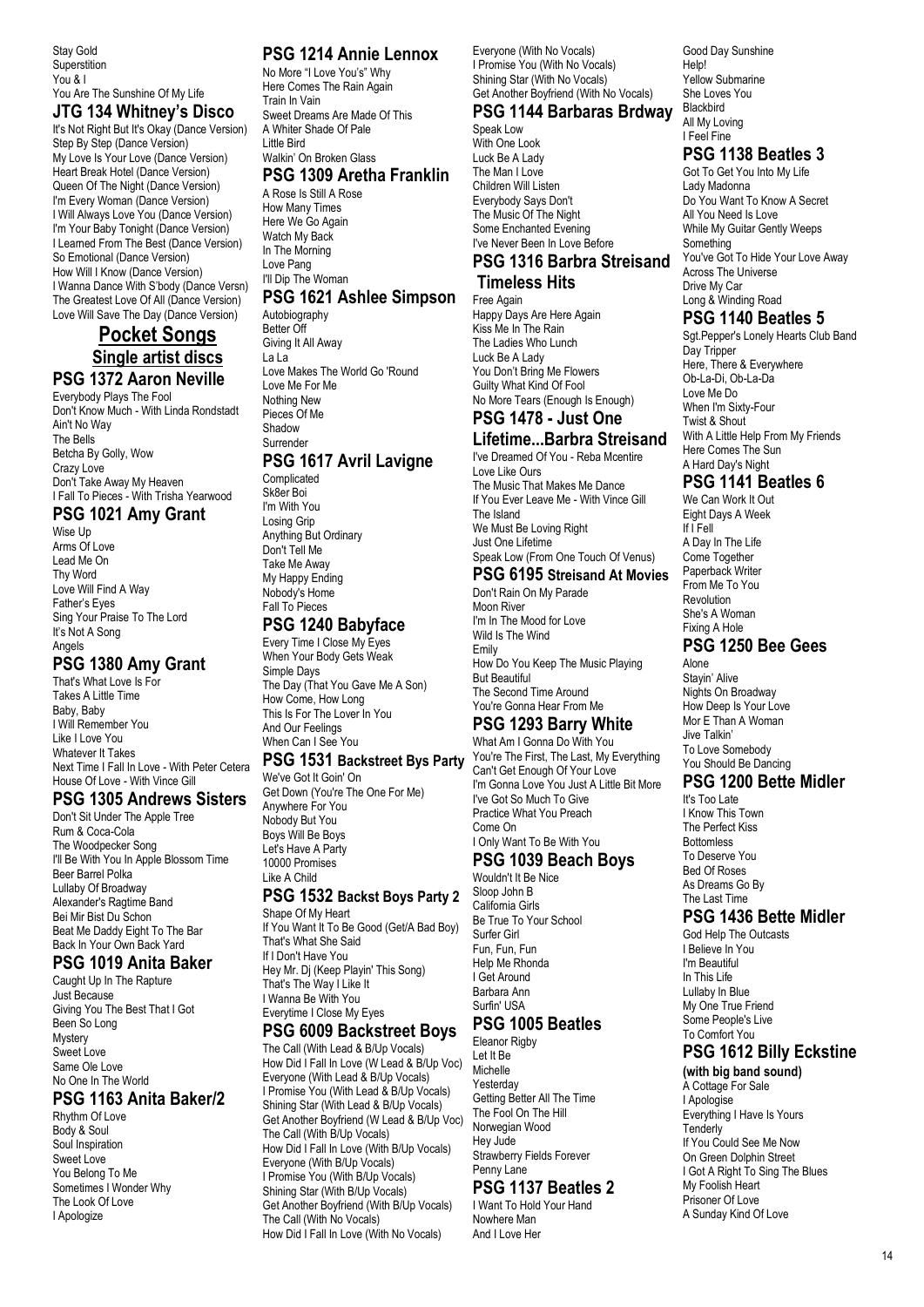Stay Gold
Superstition
You & I
You Are The Sunshine Of My Life

### JTG 134 Whitney's Disco

It's Not Right But It's Okay (Dance Version)
Step By Step (Dance Version)
My Love Is Your Love (Dance Version)
Heart Break Hotel (Dance Version)
Queen Of The Night (Dance Version)
I'm Every Woman (Dance Version)
I Will Always Love You (Dance Version)
I'm Your Baby Tonight (Dance Version)
I Learned From The Best (Dance Version)
So Emotional (Dance Version)
How Will I Know (Dance Version)
I Wanna Dance With S'body (Dance Versn)
The Greatest Love Of All (Dance Version)
Love Will Save The Day (Dance Version)

## Pocket Songs

## Single artist discs

### PSG 1372 Aaron Neville

Everybody Plays The Fool
Don't Know Much - With Linda Rondstadt
Ain't No Way
The Bells
Betcha By Golly, Wow
Crazy Love
Don't Take Away My Heaven
I Fall To Pieces - With Trisha Yearwood

### PSG 1021 Amy Grant

Wise Up
Arms Of Love
Lead Me On
Thy Word
Love Will Find A Way
Father's Eyes
Sing Your Praise To The Lord
It's Not A Song
Angels

### PSG 1380 Amy Grant

That's What Love Is For
Takes A Little Time
Baby, Baby
I Will Remember You
Like I Love You
Whatever It Takes
Next Time I Fall In Love - With Peter Cetera
House Of Love - With Vince Gill

### PSG 1305 Andrews Sisters

Don't Sit Under The Apple Tree
Rum & Coca-Cola
The Woodpecker Song
I'll Be With You In Apple Blossom Time
Beer Barrel Polka
Lullaby Of Broadway
Alexander's Ragtime Band
Bei Mir Bist Du Schon
Beat Me Daddy Eight To The Bar
Back In Your Own Back Yard

### PSG 1019 Anita Baker

Caught Up In The Rapture
Just Because
Giving You The Best That I Got
Been So Long
Mystery
Sweet Love
Same Ole Love
No One In The World

### PSG 1163 Anita Baker/2

Rhythm Of Love
Body & Soul
Soul Inspiration
Sweet Love
You Belong To Me
Sometimes I Wonder Why
The Look Of Love
I Apologize

### PSG 1214 Annie Lennox

No More "I Love You's" Why
Here Comes The Rain Again
Train In Vain
Sweet Dreams Are Made Of This
A Whiter Shade Of Pale
Little Bird
Walkin' On Broken Glass

### PSG 1309 Aretha Franklin

A Rose Is Still A Rose
How Many Times
Here We Go Again
Watch My Back
In The Morning
Love Pang
I'll Dip The Woman

### PSG 1621 Ashlee Simpson

Autobiography
Better Off
Giving It All Away
La La
Love Makes The World Go 'Round
Love Me For Me
Nothing New
Pieces Of Me
Shadow
Surrender

### PSG 1617 Avril Lavigne

Complicated
Sk8er Boi
I'm With You
Losing Grip
Anything But Ordinary
Don't Tell Me
Take Me Away
My Happy Ending
Nobody's Home
Fall To Pieces

### PSG 1240 Babyface

Every Time I Close My Eyes
When Your Body Gets Weak
Simple Days
The Day (That You Gave Me A Son)
How Come, How Long
This Is For The Lover In You
And Our Feelings
When Can I See You

### PSG 1531 Backstreet Bys Party

We've Got It Goin' On
Get Down (You're The One For Me)
Anywhere For You
Nobody But You
Boys Will Be Boys
Let's Have A Party
10000 Promises
Like A Child

### PSG 1532 Backst Boys Party 2

Shape Of My Heart
If You Want It To Be Good (Get/A Bad Boy)
That's What She Said
If I Don't Have You
Hey Mr. Dj (Keep Playin' This Song)
That's The Way I Like It
I Wanna Be With You
Everytime I Close My Eyes

### PSG 6009 Backstreet Boys

The Call (With Lead & B/Up Vocals)
How Did I Fall In Love (W Lead & B/Up Voc)
Everyone (With Lead & B/Up Vocals)
I Promise You (With Lead & B/Up Vocals)
Shining Star (With Lead & B/Up Vocals)
Get Another Boyfriend (W Lead & B/Up Voc)
The Call (With B/Up Vocals)
How Did I Fall In Love (With B/Up Vocals)
Everyone (With B/Up Vocals)
I Promise You (With B/Up Vocals)
Shining Star (With B/Up Vocals)
Get Another Boyfriend (With B/Up Vocals)
The Call (With No Vocals)
How Did I Fall In Love (With No Vocals)
Everyone (With No Vocals)
I Promise You (With No Vocals)
Shining Star (With No Vocals)
Get Another Boyfriend (With No Vocals)

### PSG 1144 Barbaras Brdway

Speak Low
With One Look
Luck Be A Lady
The Man I Love
Children Will Listen
Everybody Says Don't
The Music Of The Night
Some Enchanted Evening
I've Never Been In Love Before

### PSG 1316 Barbra Streisand Timeless Hits

Free Again
Happy Days Are Here Again
Kiss Me In The Rain
The Ladies Who Lunch
Luck Be A Lady
You Don't Bring Me Flowers
Guilty What Kind Of Fool
No More Tears (Enough Is Enough)

### PSG 1478 - Just One Lifetime...Barbra Streisand

I've Dreamed Of You - Reba Mcentire
Love Like Ours
The Music That Makes Me Dance
If You Ever Leave Me - With Vince Gill
The Island
We Must Be Loving Right
Just One Lifetime
Speak Low (From One Touch Of Venus)

### PSG 6195 Streisand At Movies

Don't Rain On My Parade
Moon River
I'm In The Mood for Love
Wild Is The Wind
Emily
How Do You Keep The Music Playing
But Beautiful
The Second Time Around
You're Gonna Hear From Me

### PSG 1293 Barry White

What Am I Gonna Do With You
You're The First, The Last, My Everything
Can't Get Enough Of Your Love
I'm Gonna Love You Just A Little Bit More
I've Got So Much To Give
Practice What You Preach
Come On
I Only Want To Be With You

### PSG 1039 Beach Boys

Wouldn't It Be Nice
Sloop John B
California Girls
Be True To Your School
Surfer Girl
Fun, Fun, Fun
Help Me Rhonda
I Get Around
Barbara Ann
Surfin' USA

### PSG 1005 Beatles

Eleanor Rigby
Let It Be
Michelle
Yesterday
Getting Better All The Time
The Fool On The Hill
Norwegian Wood
Hey Jude
Strawberry Fields Forever
Penny Lane

### PSG 1137 Beatles 2

I Want To Hold Your Hand
Nowhere Man
And I Love Her
Good Day Sunshine
Help!
Yellow Submarine
She Loves You
Blackbird
All My Loving
I Feel Fine

### PSG 1138 Beatles 3

Got To Get You Into My Life
Lady Madonna
Do You Want To Know A Secret
All You Need Is Love
While My Guitar Gently Weeps
Something
You've Got To Hide Your Love Away
Across The Universe
Drive My Car
Long & Winding Road

### PSG 1140 Beatles 5

Sgt.Pepper's Lonely Hearts Club Band
Day Tripper
Here, There & Everywhere
Ob-La-Di, Ob-La-Da
Love Me Do
When I'm Sixty-Four
Twist & Shout
With A Little Help From My Friends
Here Comes The Sun
A Hard Day's Night

### PSG 1141 Beatles 6

We Can Work It Out
Eight Days A Week
If I Fell
A Day In The Life
Come Together
Paperback Writer
From Me To You
Revolution
She's A Woman
Fixing A Hole

### PSG 1250 Bee Gees

Alone
Stayin' Alive
Nights On Broadway
How Deep Is Your Love
Mor E Than A Woman
Jive Talkin'
To Love Somebody
You Should Be Dancing

### PSG 1200 Bette Midler

It's Too Late
I Know This Town
The Perfect Kiss
Bottomless
To Deserve You
Bed Of Roses
As Dreams Go By
The Last Time

### PSG 1436 Bette Midler

God Help The Outcasts
I Believe In You
I'm Beautiful
In This Life
Lullaby In Blue
My One True Friend
Some People's Live
To Comfort You

### PSG 1612 Billy Eckstine

**(with big band sound)**

A Cottage For Sale
I Apologise
Everything I Have Is Yours
Tenderly
If You Could See Me Now
On Green Dolphin Street
I Got A Right To Sing The Blues
My Foolish Heart
Prisoner Of Love
A Sunday Kind Of Love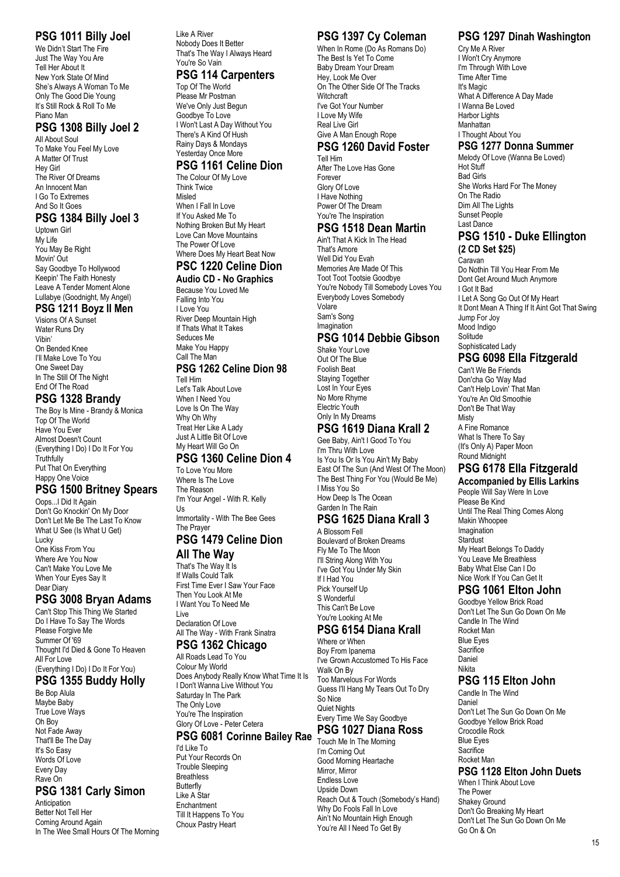## PSG 1011 Billy Joel

We Didn't Start The Fire
Just The Way You Are
Tell Her About It
New York State Of Mind
She's Always A Woman To Me
Only The Good Die Young
It's Still Rock & Roll To Me
Piano Man

## PSG 1308 Billy Joel 2

All About Soul
To Make You Feel My Love
A Matter Of Trust
Hey Girl
The River Of Dreams
An Innocent Man
I Go To Extremes
And So It Goes

## PSG 1384 Billy Joel 3

Uptown Girl
My Life
You May Be Right
Movin' Out
Say Goodbye To Hollywood
Keepin' The Faith Honesty
Leave A Tender Moment Alone
Lullabye (Goodnight, My Angel)

## PSG 1211 Boyz II Men

Visions Of A Sunset
Water Runs Dry
Vibin'
On Bended Knee
I'll Make Love To You
One Sweet Day
In The Still Of The Night
End Of The Road

## PSG 1328 Brandy

The Boy Is Mine - Brandy & Monica
Top Of The World
Have You Ever
Almost Doesn't Count
(Everything I Do) I Do It For You
Truthfully
Put That On Everything
Happy One Voice

## PSG 1500 Britney Spears

Oops...I Did It Again
Don't Go Knockin' On My Door
Don't Let Me Be The Last To Know
What U See (Is What U Get)
Lucky
One Kiss From You
Where Are You Now
Can't Make You Love Me
When Your Eyes Say It
Dear Diary

## PSG 3008 Bryan Adams

Can't Stop This Thing We Started
Do I Have To Say The Words
Please Forgive Me
Summer Of '69
Thought I'd Died & Gone To Heaven
All For Love
(Everything I Do) I Do It For You)

## PSG 1355 Buddy Holly

Be Bop Alula
Maybe Baby
True Love Ways
Oh Boy
Not Fade Away
That'll Be The Day
It's So Easy
Words Of Love
Every Day
Rave On

## PSG 1381 Carly Simon

Anticipation
Better Not Tell Her
Coming Around Again
In The Wee Small Hours Of The Morning
Like A River
Nobody Does It Better
That's The Way I Always Heard
You're So Vain

## PSG 114 Carpenters

Top Of The World
Please Mr Postman
We've Only Just Begun
Goodbye To Love
I Won't Last A Day Without You
There's A Kind Of Hush
Rainy Days & Mondays
Yesterday Once More

## PSG 1161 Celine Dion

The Colour Of My Love
Think Twice
Misled
When I Fall In Love
If You Asked Me To
Nothing Broken But My Heart
Love Can Move Mountains
The Power Of Love
Where Does My Heart Beat Now

## PSC 1220 Celine Dion

### Audio CD - No Graphics

Because You Loved Me
Falling Into You
I Love You
River Deep Mountain High
If Thats What It Takes
Seduces Me
Make You Happy
Call The Man

## PSG 1262 Celine Dion 98

Tell Him
Let's Talk About Love
When I Need You
Love Is On The Way
Why Oh Why
Treat Her Like A Lady
Just A Little Bit Of Love
My Heart Will Go On

## PSG 1360 Celine Dion 4

To Love You More
Where Is The Love
The Reason
I'm Your Angel - With R. Kelly
Us
Immortality - With The Bee Gees
The Prayer

## PSG 1479 Celine Dion All The Way

That's The Way It Is
If Walls Could Talk
First Time Ever I Saw Your Face
Then You Look At Me
I Want You To Need Me
Live
Declaration Of Love
All The Way - With Frank Sinatra

## PSG 1362 Chicago

All Roads Lead To You
Colour My World
Does Anybody Really Know What Time It Is
I Don't Wanna Live Without You
Saturday In The Park
The Only Love
You're The Inspiration
Glory Of Love - Peter Cetera

## PSG 6081 Corinne Bailey Rae

I'd Like To
Put Your Records On
Trouble Sleeping
Breathless
Butterfly
Like A Star
Enchantment
Till It Happens To You
Choux Pastry Heart

## PSG 1397 Cy Coleman

When In Rome (Do As Romans Do)
The Best Is Yet To Come
Baby Dream Your Dream
Hey, Look Me Over
On The Other Side Of The Tracks
Witchcraft
I've Got Your Number
I Love My Wife
Real Live Girl
Give A Man Enough Rope

## PSG 1260 David Foster

Tell Him
After The Love Has Gone
Forever
Glory Of Love
I Have Nothing
Power Of The Dream
You're The Inspiration

## PSG 1518 Dean Martin

Ain't That A Kick In The Head
That's Amore
Well Did You Evah
Memories Are Made Of This
Toot Toot Tootsie Goodbye
You're Nobody Till Somebody Loves You
Everybody Loves Somebody
Volare
Sam's Song
Imagination

## PSG 1014 Debbie Gibson

Shake Your Love
Out Of The Blue
Foolish Beat
Staying Together
Lost In Your Eyes
No More Rhyme
Electric Youth
Only In My Dreams

## PSG 1619 Diana Krall 2

Gee Baby, Ain't I Good To You
I'm Thru With Love
Is You Is Or Is You Ain't My Baby
East Of The Sun (And West Of The Moon)
The Best Thing For You (Would Be Me)
I Miss You So
How Deep Is The Ocean
Garden In The Rain

## PSG 1625 Diana Krall 3

A Blossom Fell
Boulevard of Broken Dreams
Fly Me To The Moon
I'll String Along With You
I've Got You Under My Skin
If I Had You
Pick Yourself Up
S Wonderful
This Can't Be Love
You're Looking At Me

## PSG 6154 Diana Krall

Where or When
Boy From Ipanema
I've Grown Accustomed To His Face
Walk On By
Too Marvelous For Words
Guess I'll Hang My Tears Out To Dry
So Nice
Quiet Nights
Every Time We Say Goodbye

## PSG 1027 Diana Ross

Touch Me In The Morning
I'm Coming Out
Good Morning Heartache
Mirror, Mirror
Endless Love
Upside Down
Reach Out & Touch (Somebody's Hand)
Why Do Fools Fall In Love
Ain't No Mountain High Enough
You're All I Need To Get By

## PSG 1297 Dinah Washington

Cry Me A River
I Won't Cry Anymore
I'm Through With Love
Time After Time
It's Magic
What A Difference A Day Made
I Wanna Be Loved
Harbor Lights
Manhattan
I Thought About You

## PSG 1277 Donna Summer

Melody Of Love (Wanna Be Loved)
Hot Stuff
Bad Girls
She Works Hard For The Money
On The Radio
Dim All The Lights
Sunset People
Last Dance

## PSG 1510 - Duke Ellington (2 CD Set $25)

Caravan
Do Nothin Till You Hear From Me
Dont Get Around Much Anymore
I Got It Bad
I Let A Song Go Out Of My Heart
It Dont Mean A Thing If It Aint Got That Swing
Jump For Joy
Mood Indigo
Solitude
Sophisticated Lady

## PSG 6098 Ella Fitzgerald

Can't We Be Friends
Don'cha Go 'Way Mad
Can't Help Lovin' That Man
You're An Old Smoothie
Don't Be That Way
Misty
A Fine Romance
What Is There To Say
(It's Only A) Paper Moon
Round Midnight

## PSG 6178 Ella Fitzgerald

### Accompanied by Ellis Larkins

People Will Say Were In Love
Please Be Kind
Until The Real Thing Comes Along
Makin Whoopee
Imagination
Stardust
My Heart Belongs To Daddy
You Leave Me Breathless
Baby What Else Can I Do
Nice Work If You Can Get It

## PSG 1061 Elton John

Goodbye Yellow Brick Road
Don't Let The Sun Go Down On Me
Candle In The Wind
Rocket Man
Blue Eyes
Sacrifice
Daniel
Nikita

## PSG 115 Elton John

Candle In The Wind
Daniel
Don't Let The Sun Go Down On Me
Goodbye Yellow Brick Road
Crocodile Rock
Blue Eyes
Sacrifice
Rocket Man

## PSG 1128 Elton John Duets

When I Think About Love
The Power
Shakey Ground
Don't Go Breaking My Heart
Don't Let The Sun Go Down On Me
Go On & On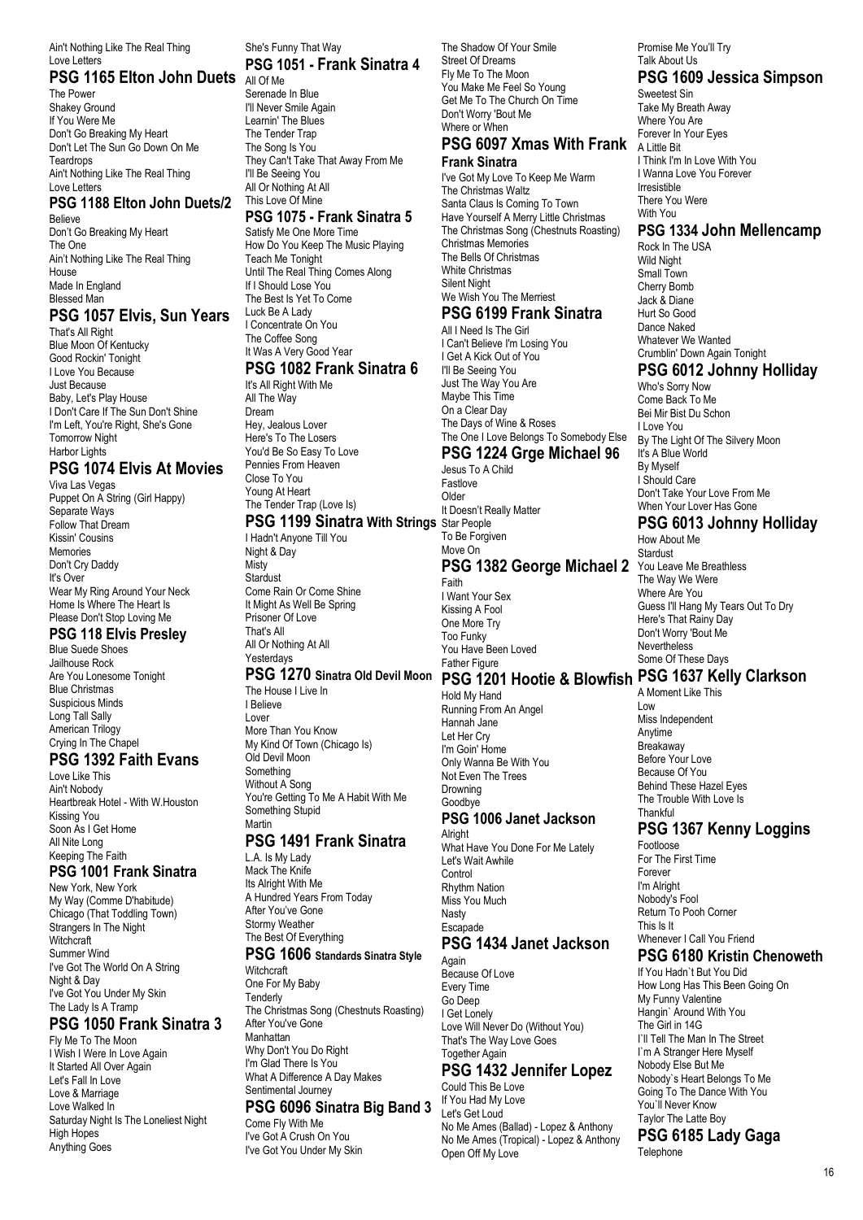Ain't Nothing Like The Real Thing
Love Letters

## PSG 1165 Elton John Duets

The Power
Shakey Ground
If You Were Me
Don't Go Breaking My Heart
Don't Let The Sun Go Down On Me
Teardrops
Ain't Nothing Like The Real Thing
Love Letters

## PSG 1188 Elton John Duets/2

Believe
Don't Go Breaking My Heart
The One
Ain't Nothing Like The Real Thing
House
Made In England
Blessed Man

## PSG 1057 Elvis, Sun Years

That's All Right
Blue Moon Of Kentucky
Good Rockin' Tonight
I Love You Because
Just Because
Baby, Let's Play House
I Don't Care If The Sun Don't Shine
I'm Left, You're Right, She's Gone
Tomorrow Night
Harbor Lights

## PSG 1074 Elvis At Movies

Viva Las Vegas
Puppet On A String (Girl Happy)
Separate Ways
Follow That Dream
Kissin' Cousins
Memories
Don't Cry Daddy
It's Over
Wear My Ring Around Your Neck
Home Is Where The Heart Is
Please Don't Stop Loving Me

## PSG 118 Elvis Presley

Blue Suede Shoes
Jailhouse Rock
Are You Lonesome Tonight
Blue Christmas
Suspicious Minds
Long Tall Sally
American Trilogy
Crying In The Chapel

## PSG 1392 Faith Evans

Love Like This
Ain't Nobody
Heartbreak Hotel - With W.Houston
Kissing You
Soon As I Get Home
All Nite Long
Keeping The Faith

## PSG 1001 Frank Sinatra

New York, New York
My Way (Comme D'habitude)
Chicago (That Toddling Town)
Strangers In The Night
Witchcraft
Summer Wind
I've Got The World On A String
Night & Day
I've Got You Under My Skin
The Lady Is A Tramp

## PSG 1050 Frank Sinatra 3

Fly Me To The Moon
I Wish I Were In Love Again
It Started All Over Again
Let's Fall In Love
Love & Marriage
Love Walked In
Saturday Night Is The Loneliest Night
High Hopes
Anything Goes
She's Funny That Way

## PSG 1051 - Frank Sinatra 4

All Of Me
Serenade In Blue
I'll Never Smile Again
Learnin' The Blues
The Tender Trap
The Song Is You
They Can't Take That Away From Me
I'll Be Seeing You
All Or Nothing At All
This Love Of Mine

## PSG 1075 - Frank Sinatra 5

Satisfy Me One More Time
How Do You Keep The Music Playing
Teach Me Tonight
Until The Real Thing Comes Along
If I Should Lose You
The Best Is Yet To Come
Luck Be A Lady
I Concentrate On You
The Coffee Song
It Was A Very Good Year

## PSG 1082 Frank Sinatra 6

It's All Right With Me
All The Way
Dream
Hey, Jealous Lover
Here's To The Losers
You'd Be So Easy To Love
Pennies From Heaven
Close To You
Young At Heart
The Tender Trap (Love Is)

## PSG 1199 Sinatra With Strings

I Hadn't Anyone Till You
Night & Day
Misty
Stardust
Come Rain Or Come Shine
It Might As Well Be Spring
Prisoner Of Love
That's All
All Or Nothing At All
Yesterdays

## PSG 1270 Sinatra Old Devil Moon

The House I Live In
I Believe
Lover
More Than You Know
My Kind Of Town (Chicago Is)
Old Devil Moon
Something
Without A Song
You're Getting To Me A Habit With Me
Something Stupid
Martin

## PSG 1491 Frank Sinatra

L.A. Is My Lady
Mack The Knife
Its Alright With Me
A Hundred Years From Today
After You've Gone
Stormy Weather
The Best Of Everything

## PSG 1606 Standards Sinatra Style

Witchcraft
One For My Baby
Tenderly
The Christmas Song (Chestnuts Roasting)
After You've Gone
Manhattan
Why Don't You Do Right
I'm Glad There Is You
What A Difference A Day Makes
Sentimental Journey

## PSG 6096 Sinatra Big Band 3

Come Fly With Me
I've Got A Crush On You
I've Got You Under My Skin
The Shadow Of Your Smile
Street Of Dreams
Fly Me To The Moon
You Make Me Feel So Young
Get Me To The Church On Time
Don't Worry 'Bout Me
Where or When

## PSG 6097 Xmas With Frank Frank Sinatra

I've Got My Love To Keep Me Warm
The Christmas Waltz
Santa Claus Is Coming To Town
Have Yourself A Merry Little Christmas
The Christmas Song (Chestnuts Roasting)
Christmas Memories
The Bells Of Christmas
White Christmas
Silent Night
We Wish You The Merriest

## PSG 6199 Frank Sinatra

All I Need Is The Girl
I Can't Believe I'm Losing You
I Get A Kick Out of You
I'll Be Seeing You
Just The Way You Are
Maybe This Time
On a Clear Day
The Days of Wine & Roses
The One I Love Belongs To Somebody Else

## PSG 1224 Grge Michael 96

Jesus To A Child
Fastlove
Older
It Doesn't Really Matter
Star People
To Be Forgiven
Move On

## PSG 1382 George Michael 2

Faith
I Want Your Sex
Kissing A Fool
One More Try
Too Funky
You Have Been Loved
Father Figure

## PSG 1201 Hootie & Blowfish

Hold My Hand
Running From An Angel
Hannah Jane
Let Her Cry
I'm Goin' Home
Only Wanna Be With You
Not Even The Trees
Drowning
Goodbye

## PSG 1006 Janet Jackson

Alright
What Have You Done For Me Lately
Let's Wait Awhile
Control
Rhythm Nation
Miss You Much
Nasty
Escapade

## PSG 1434 Janet Jackson

Again
Because Of Love
Every Time
Go Deep
I Get Lonely
Love Will Never Do (Without You)
That's The Way Love Goes
Together Again

## PSG 1432 Jennifer Lopez

Could This Be Love
If You Had My Love
Let's Get Loud
No Me Ames (Ballad) - Lopez & Anthony
No Me Ames (Tropical) - Lopez & Anthony
Open Off My Love
Promise Me You'll Try
Talk About Us

## PSG 1609 Jessica Simpson

Sweetest Sin
Take My Breath Away
Where You Are
Forever In Your Eyes
A Little Bit
I Think I'm In Love With You
I Wanna Love You Forever
Irresistible
There You Were
With You

## PSG 1334 John Mellencamp

Rock In The USA
Wild Night
Small Town
Cherry Bomb
Jack & Diane
Hurt So Good
Dance Naked
Whatever We Wanted
Crumblin' Down Again Tonight

## PSG 6012 Johnny Holliday

Who's Sorry Now
Come Back To Me
Bei Mir Bist Du Schon
I Love You
By The Light Of The Silvery Moon
It's A Blue World
By Myself
I Should Care
Don't Take Your Love From Me
When Your Lover Has Gone

## PSG 6013 Johnny Holliday

How About Me
Stardust
You Leave Me Breathless
The Way We Were
Where Are You
Guess I'll Hang My Tears Out To Dry
Here's That Rainy Day
Don't Worry 'Bout Me
Nevertheless
Some Of These Days

## PSG 1637 Kelly Clarkson

A Moment Like This
Low
Miss Independent
Anytime
Breakaway
Before Your Love
Because Of You
Behind These Hazel Eyes
The Trouble With Love Is
Thankful

## PSG 1367 Kenny Loggins

Footloose
For The First Time
Forever
I'm Alright
Nobody's Fool
Return To Pooh Corner
This Is It
Whenever I Call You Friend

## PSG 6180 Kristin Chenoweth

If You Hadn`t But You Did
How Long Has This Been Going On
My Funny Valentine
Hangin` Around With You
The Girl in 14G
I`ll Tell The Man In The Street
I`m A Stranger Here Myself
Nobody Else But Me
Nobody`s Heart Belongs To Me
Going To The Dance With You
You`ll Never Know
Taylor The Latte Boy

## PSG 6185 Lady Gaga

Telephone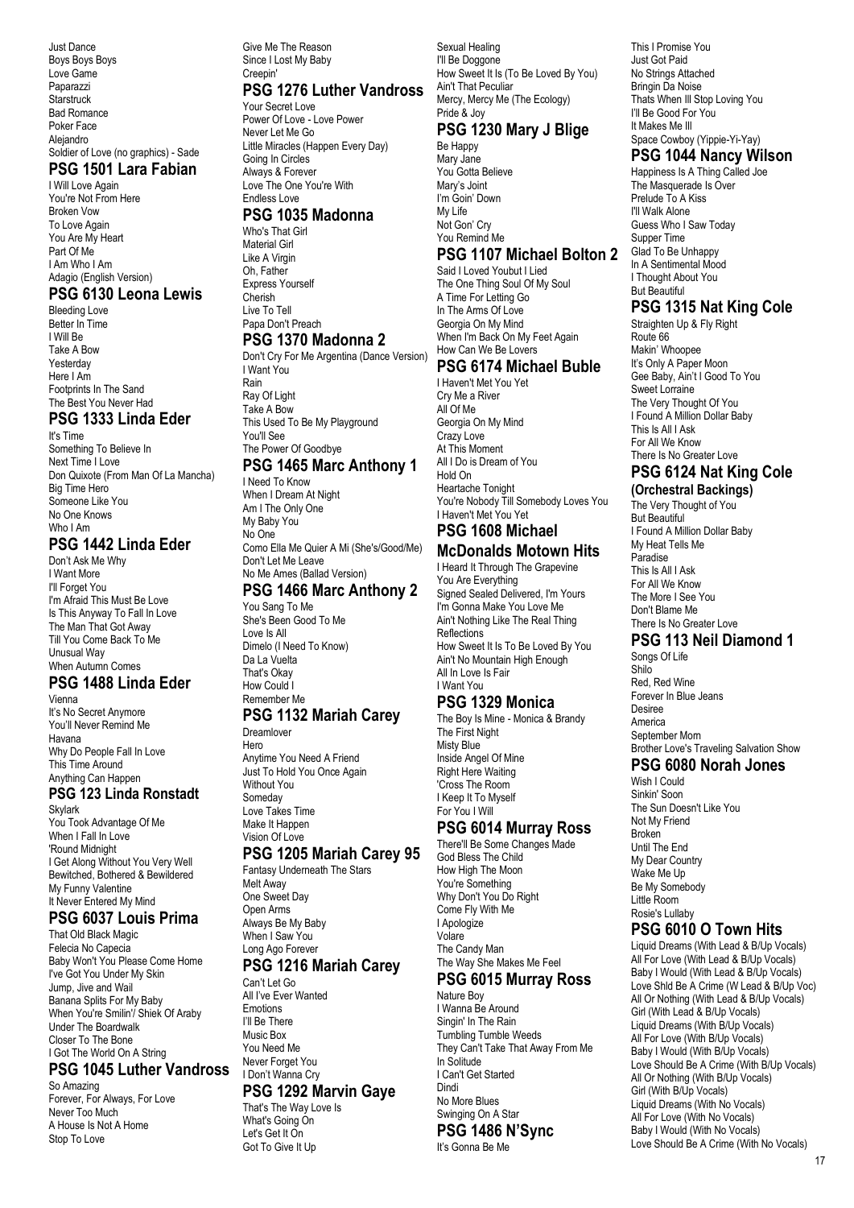Just Dance
Boys Boys Boys
Love Game
Paparazzi
Starstruck
Bad Romance
Poker Face
Alejandro
Soldier of Love (no graphics) - Sade

## PSG 1501 Lara Fabian

I Will Love Again
You're Not From Here
Broken Vow
To Love Again
You Are My Heart
Part Of Me
I Am Who I Am
Adagio (English Version)

## PSG 6130 Leona Lewis

Bleeding Love
Better In Time
I Will Be
Take A Bow
Yesterday
Here I Am
Footprints In The Sand
The Best You Never Had

## PSG 1333 Linda Eder

It's Time
Something To Believe In
Next Time I Love
Don Quixote (From Man Of La Mancha)
Big Time Hero
Someone Like You
No One Knows
Who I Am

## PSG 1442 Linda Eder

Don't Ask Me Why
I Want More
I'll Forget You
I'm Afraid This Must Be Love
Is This Anyway To Fall In Love
The Man That Got Away
Till You Come Back To Me
Unusual Way
When Autumn Comes

## PSG 1488 Linda Eder

Vienna
It's No Secret Anymore
You'll Never Remind Me
Havana
Why Do People Fall In Love
This Time Around
Anything Can Happen

## PSG 123 Linda Ronstadt

Skylark
You Took Advantage Of Me
When I Fall In Love
'Round Midnight
I Get Along Without You Very Well
Bewitched, Bothered & Bewildered
My Funny Valentine
It Never Entered My Mind

## PSG 6037 Louis Prima

That Old Black Magic
Felecia No Capecia
Baby Won't You Please Come Home
I've Got You Under My Skin
Jump, Jive and Wail
Banana Splits For My Baby
When You're Smilin'/ Shiek Of Araby
Under The Boardwalk
Closer To The Bone
I Got The World On A String

## PSG 1045 Luther Vandross

So Amazing
Forever, For Always, For Love
Never Too Much
A House Is Not A Home
Stop To Love
Give Me The Reason
Since I Lost My Baby
Creepin'

## PSG 1276 Luther Vandross

Your Secret Love
Power Of Love - Love Power
Never Let Me Go
Little Miracles (Happen Every Day)
Going In Circles
Always & Forever
Love The One You're With
Endless Love

## PSG 1035 Madonna

Who's That Girl
Material Girl
Like A Virgin
Oh, Father
Express Yourself
Cherish
Live To Tell
Papa Don't Preach

## PSG 1370 Madonna 2

Don't Cry For Me Argentina (Dance Version)
I Want You
Rain
Ray Of Light
Take A Bow
This Used To Be My Playground
You'll See
The Power Of Goodbye

## PSG 1465 Marc Anthony 1

I Need To Know
When I Dream At Night
Am I The Only One
My Baby You
No One
Como Ella Me Quier A Mi (She's/Good/Me)
Don't Let Me Leave
No Me Ames (Ballad Version)

## PSG 1466 Marc Anthony 2

You Sang To Me
She's Been Good To Me
Love Is All
Dimelo (I Need To Know)
Da La Vuelta
That's Okay
How Could I
Remember Me

## PSG 1132 Mariah Carey

Dreamlover
Hero
Anytime You Need A Friend
Just To Hold You Once Again
Without You
Someday
Love Takes Time
Make It Happen
Vision Of Love

## PSG 1205 Mariah Carey 95

Fantasy Underneath The Stars
Melt Away
One Sweet Day
Open Arms
Always Be My Baby
When I Saw You
Long Ago Forever

## PSG 1216 Mariah Carey

Can't Let Go
All I've Ever Wanted
Emotions
I'll Be There
Music Box
You Need Me
Never Forget You
I Don't Wanna Cry

## PSG 1292 Marvin Gaye

That's The Way Love Is
What's Going On
Let's Get It On
Got To Give It Up
Sexual Healing
I'll Be Doggone
How Sweet It Is (To Be Loved By You)
Ain't That Peculiar
Mercy, Mercy Me (The Ecology)
Pride & Joy

## PSG 1230 Mary J Blige

Be Happy
Mary Jane
You Gotta Believe
Mary's Joint
I'm Goin' Down
My Life
Not Gon' Cry
You Remind Me

## PSG 1107 Michael Bolton 2

Said I Loved Youbut I Lied
The One Thing Soul Of My Soul
A Time For Letting Go
In The Arms Of Love
Georgia On My Mind
When I'm Back On My Feet Again
How Can We Be Lovers

## PSG 6174 Michael Buble

I Haven't Met You Yet
Cry Me a River
All Of Me
Georgia On My Mind
Crazy Love
At This Moment
All I Do is Dream of You
Hold On
Heartache Tonight
You're Nobody Till Somebody Loves You
I Haven't Met You Yet

## PSG 1608 Michael McDonalds Motown Hits

I Heard It Through The Grapevine
You Are Everything
Signed Sealed Delivered, I'm Yours
I'm Gonna Make You Love Me
Ain't Nothing Like The Real Thing
Reflections
How Sweet It Is To Be Loved By You
Ain't No Mountain High Enough
All In Love Is Fair
I Want You

## PSG 1329 Monica

The Boy Is Mine - Monica & Brandy
The First Night
Misty Blue
Inside Angel Of Mine
Right Here Waiting
'Cross The Room
I Keep It To Myself
For You I Will

## PSG 6014 Murray Ross

There'll Be Some Changes Made
God Bless The Child
How High The Moon
You're Something
Why Don't You Do Right
Come Fly With Me
I Apologize
Volare
The Candy Man
The Way She Makes Me Feel

## PSG 6015 Murray Ross

Nature Boy
I Wanna Be Around
Singin' In The Rain
Tumbling Tumble Weeds
They Can't Take That Away From Me
In Solitude
I Can't Get Started
Dindi
No More Blues
Swinging On A Star

## PSG 1486 N'Sync

It's Gonna Be Me
This I Promise You
Just Got Paid
No Strings Attached
Bringin Da Noise
Thats When Ill Stop Loving You
I'll Be Good For You
It Makes Me Ill
Space Cowboy (Yippie-Yi-Yay)

## PSG 1044 Nancy Wilson

Happiness Is A Thing Called Joe
The Masquerade Is Over
Prelude To A Kiss
I'll Walk Alone
Guess Who I Saw Today
Supper Time
Glad To Be Unhappy
In A Sentimental Mood
I Thought About You
But Beautiful

## PSG 1315 Nat King Cole

Straighten Up & Fly Right
Route 66
Makin' Whoopee
It's Only A Paper Moon
Gee Baby, Ain't I Good To You
Sweet Lorraine
The Very Thought Of You
I Found A Million Dollar Baby
This Is All I Ask
For All We Know
There Is No Greater Love

## PSG 6124 Nat King Cole (Orchestral Backings)

The Very Thought of You
But Beautiful
I Found A Million Dollar Baby
My Heat Tells Me
Paradise
This Is All I Ask
For All We Know
The More I See You
Don't Blame Me
There Is No Greater Love

## PSG 113 Neil Diamond 1

Songs Of Life
Shilo
Red, Red Wine
Forever In Blue Jeans
Desiree
America
September Morn
Brother Love's Traveling Salvation Show

## PSG 6080 Norah Jones

Wish I Could
Sinkin' Soon
The Sun Doesn't Like You
Not My Friend
Broken
Until The End
My Dear Country
Wake Me Up
Be My Somebody
Little Room
Rosie's Lullaby

## PSG 6010 O Town Hits

Liquid Dreams (With Lead & B/Up Vocals)
All For Love (With Lead & B/Up Vocals)
Baby I Would (With Lead & B/Up Vocals)
Love Shld Be A Crime (W Lead & B/Up Voc)
All Or Nothing (With Lead & B/Up Vocals)
Girl (With Lead & B/Up Vocals)
Liquid Dreams (With B/Up Vocals)
All For Love (With B/Up Vocals)
Baby I Would (With B/Up Vocals)
Love Should Be A Crime (With B/Up Vocals)
All Or Nothing (With B/Up Vocals)
Girl (With B/Up Vocals)
Liquid Dreams (With No Vocals)
All For Love (With No Vocals)
Baby I Would (With No Vocals)
Love Should Be A Crime (With No Vocals)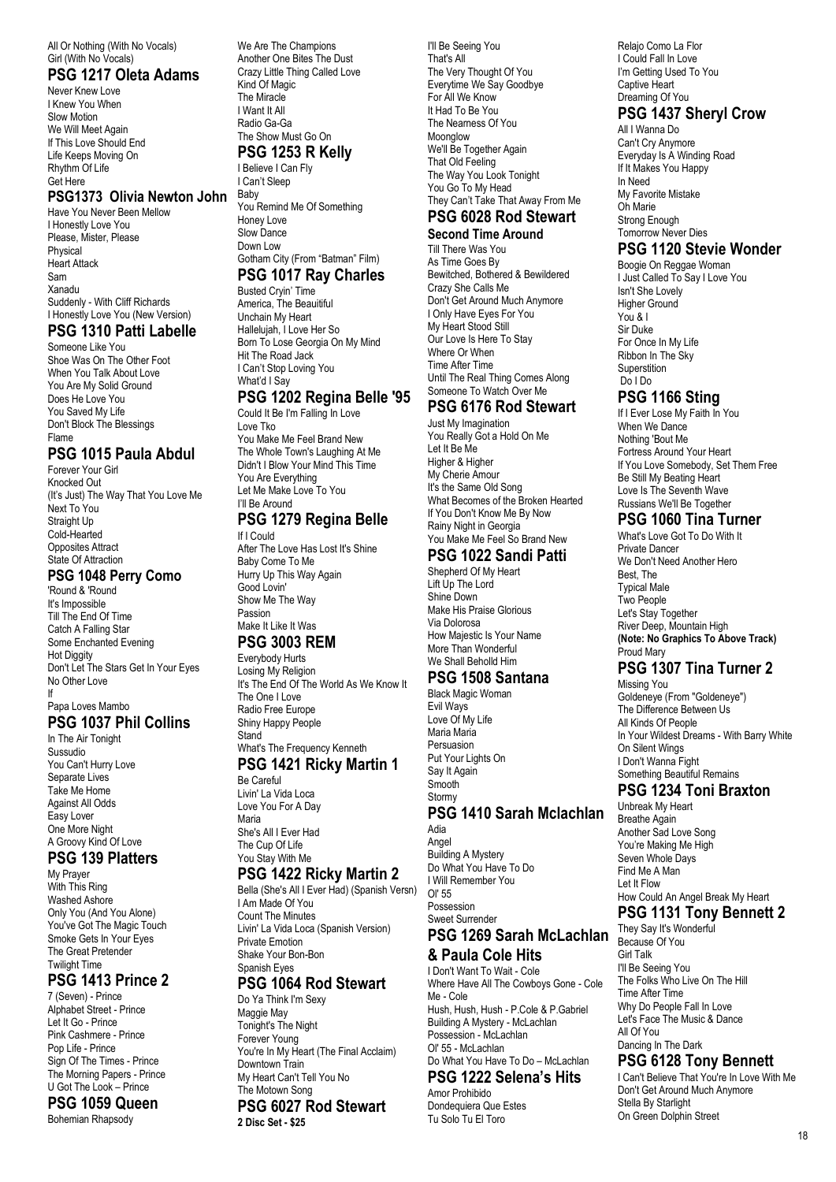All Or Nothing (With No Vocals)
Girl (With No Vocals)

## PSG 1217 Oleta Adams

Never Knew Love
I Knew You When
Slow Motion
We Will Meet Again
If This Love Should End
Life Keeps Moving On
Rhythm Of Life
Get Here

## PSG1373 Olivia Newton John

Have You Never Been Mellow
I Honestly Love You
Please, Mister, Please
Physical
Heart Attack
Sam
Xanadu
Suddenly - With Cliff Richards
I Honestly Love You (New Version)

## PSG 1310 Patti Labelle

Someone Like You
Shoe Was On The Other Foot
When You Talk About Love
You Are My Solid Ground
Does He Love You
You Saved My Life
Don't Block The Blessings
Flame

## PSG 1015 Paula Abdul

Forever Your Girl
Knocked Out
(It's Just) The Way That You Love Me
Next To You
Straight Up
Cold-Hearted
Opposites Attract
State Of Attraction

## PSG 1048 Perry Como

'Round & 'Round
It's Impossible
Till The End Of Time
Catch A Falling Star
Some Enchanted Evening
Hot Diggity
Don't Let The Stars Get In Your Eyes
No Other Love
If
Papa Loves Mambo

## PSG 1037 Phil Collins

In The Air Tonight
Sussudio
You Can't Hurry Love
Separate Lives
Take Me Home
Against All Odds
Easy Lover
One More Night
A Groovy Kind Of Love

## PSG 139 Platters

My Prayer
With This Ring
Washed Ashore
Only You (And You Alone)
You've Got The Magic Touch
Smoke Gets In Your Eyes
The Great Pretender
Twilight Time

## PSG 1413 Prince 2

7 (Seven) - Prince
Alphabet Street - Prince
Let It Go - Prince
Pink Cashmere - Prince
Pop Life - Prince
Sign Of The Times - Prince
The Morning Papers - Prince
U Got The Look – Prince

## PSG 1059 Queen

Bohemian Rhapsody
We Are The Champions
Another One Bites The Dust
Crazy Little Thing Called Love
Kind Of Magic
The Miracle
I Want It All
Radio Ga-Ga
The Show Must Go On

## PSG 1253 R Kelly

I Believe I Can Fly
I Can't Sleep
Baby
You Remind Me Of Something
Honey Love
Slow Dance
Down Low
Gotham City (From "Batman" Film)

## PSG 1017 Ray Charles

Busted Cryin' Time
America, The Beauitiful
Unchain My Heart
Hallelujah, I Love Her So
Born To Lose Georgia On My Mind
Hit The Road Jack
I Can't Stop Loving You
What'd I Say

## PSG 1202 Regina Belle '95

Could It Be I'm Falling In Love
Love Tko
You Make Me Feel Brand New
The Whole Town's Laughing At Me
Didn't I Blow Your Mind This Time
You Are Everything
Let Me Make Love To You
I'll Be Around

## PSG 1279 Regina Belle

If I Could
After The Love Has Lost It's Shine
Baby Come To Me
Hurry Up This Way Again
Good Lovin'
Show Me The Way
Passion
Make It Like It Was

## PSG 3003 REM

Everybody Hurts
Losing My Religion
It's The End Of The World As We Know It
The One I Love
Radio Free Europe
Shiny Happy People
Stand
What's The Frequency Kenneth

## PSG 1421 Ricky Martin 1

Be Careful
Livin' La Vida Loca
Love You For A Day
Maria
She's All I Ever Had
The Cup Of Life
You Stay With Me

## PSG 1422 Ricky Martin 2

Bella (She's All I Ever Had) (Spanish Versn)
I Am Made Of You
Count The Minutes
Livin' La Vida Loca (Spanish Version)
Private Emotion
Shake Your Bon-Bon
Spanish Eyes

## PSG 1064 Rod Stewart

Do Ya Think I'm Sexy
Maggie May
Tonight's The Night
Forever Young
You're In My Heart (The Final Acclaim)
Downtown Train
My Heart Can't Tell You No
The Motown Song

## PSG 6027 Rod Stewart

**2 Disc Set - $25**

I'll Be Seeing You
That's All
The Very Thought Of You
Everytime We Say Goodbye
For All We Know
It Had To Be You
The Nearness Of You
Moonglow
We'll Be Together Again
That Old Feeling
The Way You Look Tonight
You Go To My Head
They Can't Take That Away From Me

## PSG 6028 Rod Stewart

**Second Time Around**

Till There Was You
As Time Goes By
Bewitched, Bothered & Bewildered
Crazy She Calls Me
Don't Get Around Much Anymore
I Only Have Eyes For You
My Heart Stood Still
Our Love Is Here To Stay
Where Or When
Time After Time
Until The Real Thing Comes Along
Someone To Watch Over Me

## PSG 6176 Rod Stewart

Just My Imagination
You Really Got a Hold On Me
Let It Be Me
Higher & Higher
My Cherie Amour
It's the Same Old Song
What Becomes of the Broken Hearted
If You Don't Know Me By Now
Rainy Night in Georgia
You Make Me Feel So Brand New

## PSG 1022 Sandi Patti

Shepherd Of My Heart
Lift Up The Lord
Shine Down
Make His Praise Glorious
Via Dolorosa
How Majestic Is Your Name
More Than Wonderful
We Shall Beholld Him

## PSG 1508 Santana

Black Magic Woman
Evil Ways
Love Of My Life
Maria Maria
Persuasion
Put Your Lights On
Say It Again
Smooth
Stormy

## PSG 1410 Sarah Mclachlan

Adia
Angel
Building A Mystery
Do What You Have To Do
I Will Remember You
Ol' 55
Possession
Sweet Surrender

## PSG 1269 Sarah McLachlan & Paula Cole Hits

I Don't Want To Wait - Cole
Where Have All The Cowboys Gone - Cole
Me - Cole
Hush, Hush, Hush - P.Cole & P.Gabriel
Building A Mystery - McLachlan
Possession - McLachlan
Ol' 55 - McLachlan
Do What You Have To Do – McLachlan

## PSG 1222 Selena's Hits

Amor Prohibido
Dondequiera Que Estes
Tu Solo Tu El Toro
Relajo Como La Flor
I Could Fall In Love
I'm Getting Used To You
Captive Heart
Dreaming Of You

## PSG 1437 Sheryl Crow

All I Wanna Do
Can't Cry Anymore
Everyday Is A Winding Road
If It Makes You Happy
In Need
My Favorite Mistake
Oh Marie
Strong Enough
Tomorrow Never Dies

## PSG 1120 Stevie Wonder

Boogie On Reggae Woman
I Just Called To Say I Love You
Isn't She Lovely
Higher Ground
You & I
Sir Duke
For Once In My Life
Ribbon In The Sky
Superstition
Do I Do

## PSG 1166 Sting

If I Ever Lose My Faith In You
When We Dance
Nothing 'Bout Me
Fortress Around Your Heart
If You Love Somebody, Set Them Free
Be Still My Beating Heart
Love Is The Seventh Wave
Russians We'll Be Together

## PSG 1060 Tina Turner

What's Love Got To Do With It
Private Dancer
We Don't Need Another Hero
Best, The
Typical Male
Two People
Let's Stay Together
River Deep, Mountain High
**(Note: No Graphics To Above Track)**
Proud Mary

## PSG 1307 Tina Turner 2

Missing You
Goldeneye (From "Goldeneye")
The Difference Between Us
All Kinds Of People
In Your Wildest Dreams - With Barry White
On Silent Wings
I Don't Wanna Fight
Something Beautiful Remains

## PSG 1234 Toni Braxton

Unbreak My Heart
Breathe Again
Another Sad Love Song
You're Making Me High
Seven Whole Days
Find Me A Man
Let It Flow
How Could An Angel Break My Heart

## PSG 1131 Tony Bennett 2

They Say It's Wonderful
Because Of You
Girl Talk
I'll Be Seeing You
The Folks Who Live On The Hill
Time After Time
Why Do People Fall In Love
Let's Face The Music & Dance
All Of You
Dancing In The Dark

## PSG 6128 Tony Bennett

I Can't Believe That You're In Love With Me
Don't Get Around Much Anymore
Stella By Starlight
On Green Dolphin Street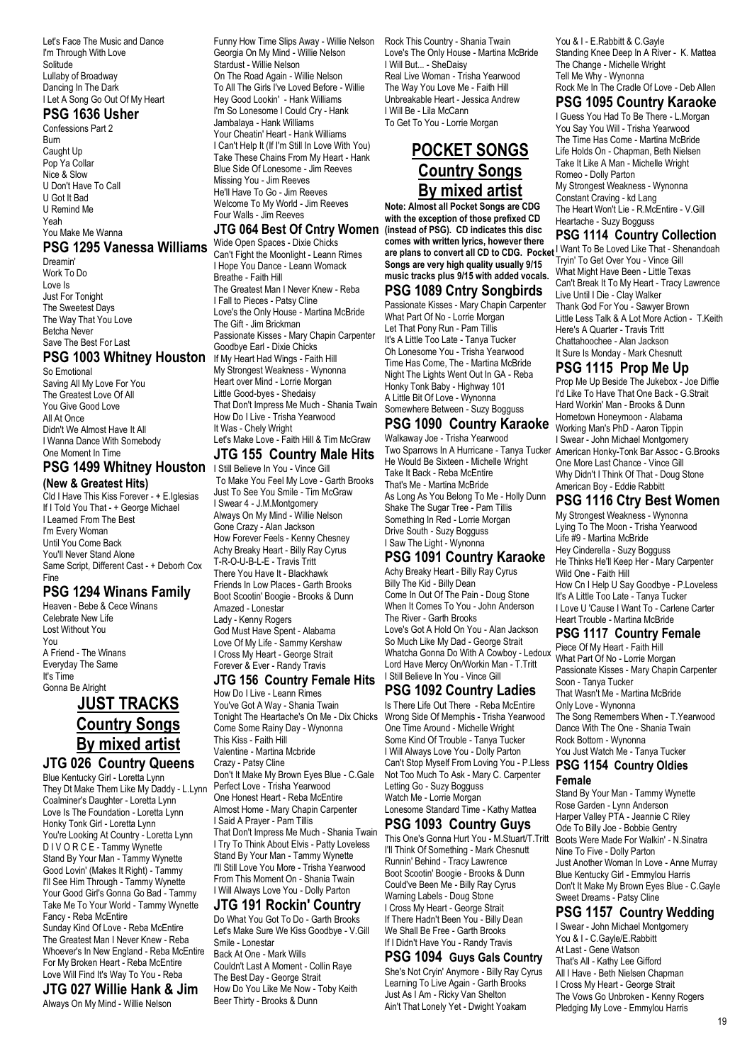Let's Face The Music and Dance
I'm Through With Love
Solitude
Lullaby of Broadway
Dancing In The Dark
I Let A Song Go Out Of My Heart

## PSG 1636 Usher

Confessions Part 2
Burn
Caught Up
Pop Ya Collar
Nice & Slow
U Don't Have To Call
U Got It Bad
U Remind Me
Yeah
You Make Me Wanna

## PSG 1295 Vanessa Williams

Dreamin'
Work To Do
Love Is
Just For Tonight
The Sweetest Days
The Way That You Love
Betcha Never
Save The Best For Last

## PSG 1003 Whitney Houston

So Emotional
Saving All My Love For You
The Greatest Love Of All
You Give Good Love
All At Once
Didn't We Almost Have It All
I Wanna Dance With Somebody
One Moment In Time

## PSG 1499 Whitney Houston (New & Greatest Hits)

Cld I Have This Kiss Forever - + E.Iglesias
If I Told You That - + George Michael
I Learned From The Best
I'm Every Woman
Until You Come Back
You'll Never Stand Alone
Same Script, Different Cast - + Deborh Cox
Fine

## PSG 1294 Winans Family

Heaven - Bebe & Cece Winans
Celebrate New Life
Lost Without You
You
A Friend - The Winans
Everyday The Same
It's Time
Gonna Be Alright

# JUST TRACKS Country Songs By mixed artist

## JTG 026 Country Queens

Blue Kentucky Girl - Loretta Lynn
They Dt Make Them Like My Daddy - L.Lynn
Coalminer's Daughter - Loretta Lynn
Love Is The Foundation - Loretta Lynn
Honky Tonk Girl - Loretta Lynn
You're Looking At Country - Loretta Lynn
D I V O R C E - Tammy Wynette
Stand By Your Man - Tammy Wynette
Good Lovin' (Makes It Right) - Tammy
I'll See Him Through - Tammy Wynette
Your Good Girl's Gonna Go Bad - Tammy
Take Me To Your World - Tammy Wynette
Fancy - Reba McEntire
Sunday Kind Of Love - Reba McEntire
The Greatest Man I Never Knew - Reba
Whoever's In New England - Reba McEntire
For My Broken Heart - Reba McEntire
Love Will Find It's Way To You - Reba

## JTG 027 Willie Hank & Jim

Always On My Mind - Willie Nelson
Funny How Time Slips Away - Willie Nelson
Georgia On My Mind - Willie Nelson
Stardust - Willie Nelson
On The Road Again - Willie Nelson
To All The Girls I've Loved Before - Willie
Hey Good Lookin' - Hank Williams
I'm So Lonesome I Could Cry - Hank
Jambalaya - Hank Williams
Your Cheatin' Heart - Hank Williams
I Can't Help It (If I'm Still In Love With You)
Take These Chains From My Heart - Hank
Blue Side Of Lonesome - Jim Reeves
Missing You - Jim Reeves
He'll Have To Go - Jim Reeves
Welcome To My World - Jim Reeves
Four Walls - Jim Reeves

## JTG 064 Best Of Cntry Women

Wide Open Spaces - Dixie Chicks
Can't Fight the Moonlight - Leann Rimes
I Hope You Dance - Leann Womack
Breathe - Faith Hill
The Greatest Man I Never Knew - Reba
I Fall to Pieces - Patsy Cline
Love's the Only House - Martina McBride
The Gift - Jim Brickman
Passionate Kisses - Mary Chapin Carpenter
Goodbye Earl - Dixie Chicks
If My Heart Had Wings - Faith Hill
My Strongest Weakness - Wynonna
Heart over Mind - Lorrie Morgan
Little Good-byes - Shedaisy
That Don't Impress Me Much - Shania Twain
How Do I Live - Trisha Yearwood
It Was - Chely Wright
Let's Make Love - Faith Hill & Tim McGraw

## JTG 155 Country Male Hits

I Still Believe In You - Vince Gill
To Make You Feel My Love - Garth Brooks
Just To See You Smile - Tim McGraw
I Swear 4 - J.M.Montgomery
Always On My Mind - Willie Nelson
Gone Crazy - Alan Jackson
How Forever Feels - Kenny Chesney
Achy Breaky Heart - Billy Ray Cyrus
T-R-O-U-B-L-E - Travis Tritt
There You Have It - Blackhawk
Friends In Low Places - Garth Brooks
Boot Scootin' Boogie - Brooks & Dunn
Amazed - Lonestar
Lady - Kenny Rogers
God Must Have Spent - Alabama
Love Of My Life - Sammy Kershaw
I Cross My Heart - George Strait
Forever & Ever - Randy Travis

## JTG 156 Country Female Hits

How Do I Live - Leann Rimes
You've Got A Way - Shania Twain
Tonight The Heartache's On Me - Dix Chicks
Come Some Rainy Day - Wynonna
This Kiss - Faith Hill
Valentine - Martina Mcbride
Crazy - Patsy Cline
Don't It Make My Brown Eyes Blue - C.Gale
Perfect Love - Trisha Yearwood
One Honest Heart - Reba McEntire
Almost Home - Mary Chapin Carpenter
I Said A Prayer - Pam Tillis
That Don't Impress Me Much - Shania Twain
I Try To Think About Elvis - Patty Loveless
Stand By Your Man - Tammy Wynette
I'll Still Love You More - Trisha Yearwood
From This Moment On - Shania Twain
I Will Always Love You - Dolly Parton

## JTG 191 Rockin' Country

Do What You Got To Do - Garth Brooks
Let's Make Sure We Kiss Goodbye - V.Gill
Smile - Lonestar
Back At One - Mark Wills
Couldn't Last A Moment - Collin Raye
The Best Day - George Strait
How Do You Like Me Now - Toby Keith
Beer Thirty - Brooks & Dunn
Rock This Country - Shania Twain
Love's The Only House - Martina McBride
I Will But... - SheDaisy
Real Live Woman - Trisha Yearwood
The Way You Love Me - Faith Hill
Unbreakable Heart - Jessica Andrew
I Will Be - Lila McCann
To Get To You - Lorrie Morgan

# POCKET SONGS Country Songs By mixed artist

**Note: Almost all Pocket Songs are CDG with the exception of those prefixed CD (instead of PSG). CD indicates this disc comes with written lyrics, however there are plans to convert all CD to CDG. Pocket Songs are very high quality usually 9/15 music tracks plus 9/15 with added vocals.**

## PSG 1089 Cntry Songbirds

Passionate Kisses - Mary Chapin Carpenter
What Part Of No - Lorrie Morgan
Let That Pony Run - Pam Tillis
It's A Little Too Late - Tanya Tucker
Oh Lonesome You - Trisha Yearwood
Time Has Come, The - Martina McBride
Night The Lights Went Out In GA - Reba
Honky Tonk Baby - Highway 101
A Little Bit Of Love - Wynonna
Somewhere Between - Suzy Bogguss

## PSG 1090 Country Karaoke

Walkaway Joe - Trisha Yearwood
Two Sparrows In A Hurricane - Tanya Tucker
He Would Be Sixteen - Michelle Wright
Take It Back - Reba McEntire
That's Me - Martina McBride
As Long As You Belong To Me - Holly Dunn
Shake The Sugar Tree - Pam Tillis
Something In Red - Lorrie Morgan
Drive South - Suzy Bogguss
I Saw The Light - Wynonna

## PSG 1091 Country Karaoke

Achy Breaky Heart - Billy Ray Cyrus
Billy The Kid - Billy Dean
Come In Out Of The Pain - Doug Stone
When It Comes To You - John Anderson
The River - Garth Brooks
Love's Got A Hold On You - Alan Jackson
So Much Like My Dad - George Strait
Whatcha Gonna Do With A Cowboy - Ledoux
Lord Have Mercy On/Workin Man - T.Tritt
I Still Believe In You - Vince Gill

## PSG 1092 Country Ladies

Is There Life Out There - Reba McEntire
Wrong Side Of Memphis - Trisha Yearwood
One Time Around - Michelle Wright
Some Kind Of Trouble - Tanya Tucker
I Will Always Love You - Dolly Parton
Can't Stop Myself From Loving You - P.Lless
Not Too Much To Ask - Mary C. Carpenter
Letting Go - Suzy Bogguss
Watch Me - Lorrie Morgan
Lonesome Standard Time - Kathy Mattea

## PSG 1093 Country Guys

This One's Gonna Hurt You - M.Stuart/T.Tritt
I'll Think Of Something - Mark Chesnutt
Runnin' Behind - Tracy Lawrence
Boot Scootin' Boogie - Brooks & Dunn
Could've Been Me - Billy Ray Cyrus
Warning Labels - Doug Stone
I Cross My Heart - George Strait
If There Hadn't Been You - Billy Dean
We Shall Be Free - Garth Brooks
If I Didn't Have You - Randy Travis

## PSG 1094 Guys Gals Country

She's Not Cryin' Anymore - Billy Ray Cyrus
Learning To Live Again - Garth Brooks
Just As I Am - Ricky Van Shelton
Ain't That Lonely Yet - Dwight Yoakam
You & I - E.Rabbitt & C.Gayle
Standing Knee Deep In A River - K. Mattea
The Change - Michelle Wright
Tell Me Why - Wynonna
Rock Me In The Cradle Of Love - Deb Allen

## PSG 1095 Country Karaoke

I Guess You Had To Be There - L.Morgan
You Say You Will - Trisha Yearwood
The Time Has Come - Martina McBride
Life Holds On - Chapman, Beth Nielsen
Take It Like A Man - Michelle Wright
Romeo - Dolly Parton
My Strongest Weakness - Wynonna
Constant Craving - kd Lang
The Heart Won't Lie - R.McEntire - V.Gill
Heartache - Suzy Bogguss

## PSG 1114 Country Collection

I Want To Be Loved Like That - Shenandoah
Tryin' To Get Over You - Vince Gill
What Might Have Been - Little Texas
Can't Break It To My Heart - Tracy Lawrence
Live Until I Die - Clay Walker
Thank God For You - Sawyer Brown
Little Less Talk & A Lot More Action - T.Keith
Here's A Quarter - Travis Tritt
Chattahoochee - Alan Jackson
It Sure Is Monday - Mark Chesnutt

## PSG 1115 Prop Me Up

Prop Me Up Beside The Jukebox - Joe Diffie
I'd Like To Have That One Back - G.Strait
Hard Workin' Man - Brooks & Dunn
Hometown Honeymoon - Alabama
Working Man's PhD - Aaron Tippin
I Swear - John Michael Montgomery
American Honky-Tonk Bar Assoc - G.Brooks
One More Last Chance - Vince Gill
Why Didn't I Think Of That - Doug Stone
American Boy - Eddie Rabbitt

## PSG 1116 Ctry Best Women

My Strongest Weakness - Wynonna
Lying To The Moon - Trisha Yearwood
Life #9 - Martina McBride
Hey Cinderella - Suzy Bogguss
He Thinks He'll Keep Her - Mary Carpenter
Wild One - Faith Hill
How Cn I Help U Say Goodbye - P.Loveless
It's A Little Too Late - Tanya Tucker
I Love U 'Cause I Want To - Carlene Carter
Heart Trouble - Martina McBride

## PSG 1117 Country Female

Piece Of My Heart - Faith Hill
What Part Of No - Lorrie Morgan
Passionate Kisses - Mary Chapin Carpenter
Soon - Tanya Tucker
That Wasn't Me - Martina McBride
Only Love - Wynonna
The Song Remembers When - T.Yearwood
Dance With The One - Shania Twain
Rock Bottom - Wynonna
You Just Watch Me - Tanya Tucker

## PSG 1154 Country Oldies Female

Stand By Your Man - Tammy Wynette
Rose Garden - Lynn Anderson
Harper Valley PTA - Jeannie C Riley
Ode To Billy Joe - Bobbie Gentry
Boots Were Made For Walkin' - N.Sinatra
Nine To Five - Dolly Parton
Just Another Woman In Love - Anne Murray
Blue Kentucky Girl - Emmylou Harris
Don't It Make My Brown Eyes Blue - C.Gayle
Sweet Dreams - Patsy Cline

## PSG 1157 Country Wedding

I Swear - John Michael Montgomery
You & I - C.Gayle/E.Rabbitt
At Last - Gene Watson
That's All - Kathy Lee Gifford
All I Have - Beth Nielsen Chapman
I Cross My Heart - George Strait
The Vows Go Unbroken - Kenny Rogers
Pledging My Love - Emmylou Harris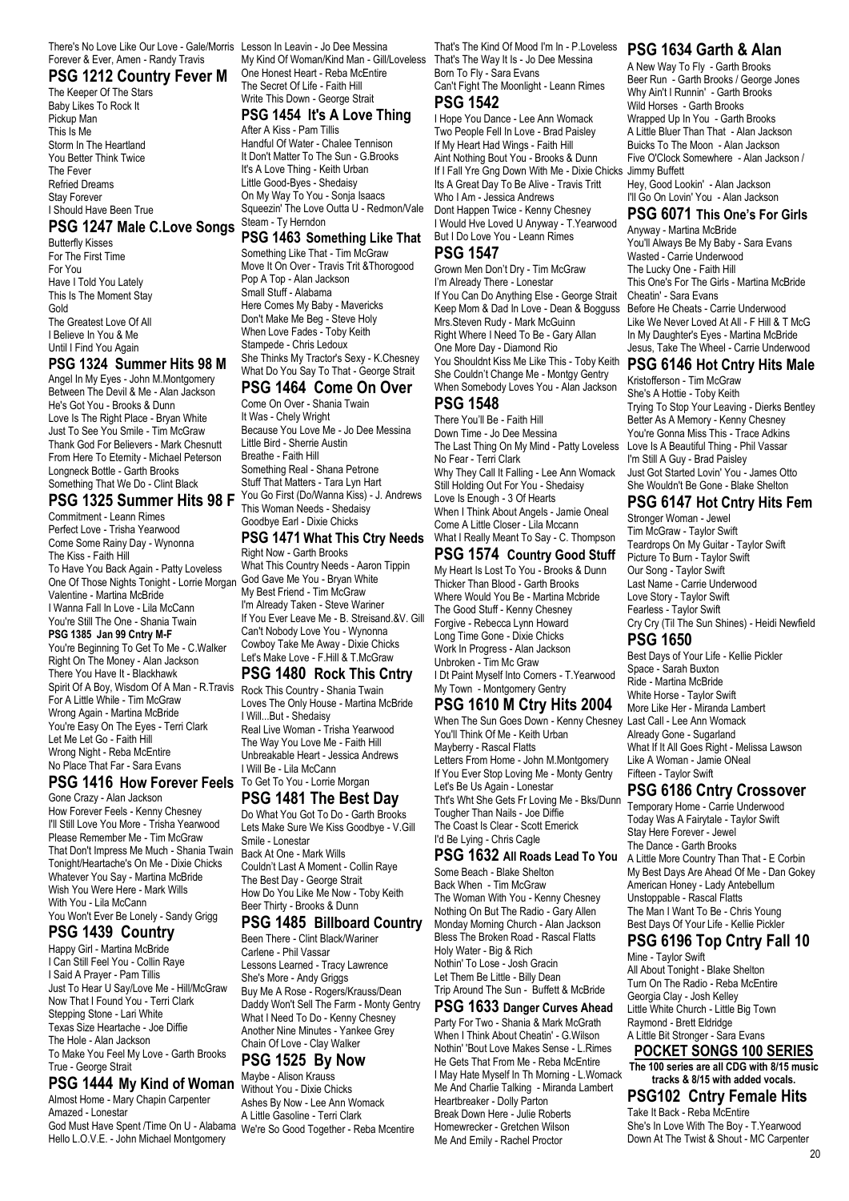There's No Love Like Our Love - Gale/Morris
Forever & Ever, Amen - Randy Travis

## PSG 1212 Country Fever M

The Keeper Of The Stars
Baby Likes To Rock It
Pickup Man
This Is Me
Storm In The Heartland
You Better Think Twice
The Fever
Refried Dreams
Stay Forever
I Should Have Been True

## PSG 1247 Male C.Love Songs

Butterfly Kisses
For The First Time
For You
Have I Told You Lately
This Is The Moment Stay
Gold
The Greatest Love Of All
I Believe In You & Me
Until I Find You Again

## PSG 1324 Summer Hits 98 M

Angel In My Eyes - John M.Montgomery
Between The Devil & Me - Alan Jackson
He's Got You - Brooks & Dunn
Love Is The Right Place - Bryan White
Just To See You Smile - Tim McGraw
Thank God For Believers - Mark Chesnutt
From Here To Eternity - Michael Peterson
Longneck Bottle - Garth Brooks
Something That We Do - Clint Black

## PSG 1325 Summer Hits 98 F

Commitment - Leann Rimes
Perfect Love - Trisha Yearwood
Come Some Rainy Day - Wynonna
The Kiss - Faith Hill
To Have You Back Again - Patty Loveless
One Of Those Nights Tonight - Lorrie Morgan
Valentine - Martina McBride
I Wanna Fall In Love - Lila McCann
You're Still The One - Shania Twain

**PSG 1385 Jan 99 Cntry M-F**

You're Beginning To Get To Me - C.Walker
Right On The Money - Alan Jackson
There You Have It - Blackhawk
Spirit Of A Boy, Wisdom Of A Man - R.Travis
For A Little While - Tim McGraw
Wrong Again - Martina McBride
You're Easy On The Eyes - Terri Clark
Let Me Let Go - Faith Hill
Wrong Night - Reba McEntire
No Place That Far - Sara Evans

## PSG 1416 How Forever Feels

Gone Crazy - Alan Jackson
How Forever Feels - Kenny Chesney
I'll Still Love You More - Trisha Yearwood
Please Remember Me - Tim McGraw
That Don't Impress Me Much - Shania Twain
Tonight/Heartache's On Me - Dixie Chicks
Whatever You Say - Martina McBride
Wish You Were Here - Mark Wills
With You - Lila McCann
You Won't Ever Be Lonely - Sandy Grigg

## PSG 1439 Country

Happy Girl - Martina McBride
I Can Still Feel You - Collin Raye
I Said A Prayer - Pam Tillis
Just To Hear U Say/Love Me - Hill/McGraw
Now That I Found You - Terri Clark
Stepping Stone - Lari White
Texas Size Heartache - Joe Diffie
The Hole - Alan Jackson
To Make You Feel My Love - Garth Brooks
True - George Strait

## PSG 1444 My Kind of Woman

Almost Home - Mary Chapin Carpenter
Amazed - Lonestar
God Must Have Spent /Time On U - Alabama
Hello L.O.V.E. - John Michael Montgomery
Lesson In Leavin - Jo Dee Messina
My Kind Of Woman/Kind Man - Gill/Loveless
One Honest Heart - Reba McEntire
The Secret Of Life - Faith Hill
Write This Down - George Strait

## PSG 1454 It's A Love Thing

After A Kiss - Pam Tillis
Handful Of Water - Chalee Tennison
It Don't Matter To The Sun - G.Brooks
It's A Love Thing - Keith Urban
Little Good-Byes - Shedaisy
On My Way To You - Sonja Isaacs
Squeezin' The Love Outta U - Redmon/Vale
Steam - Ty Herndon

## PSG 1463 Something Like That

Something Like That - Tim McGraw
Move It On Over - Travis Trit &Thorogood
Pop A Top - Alan Jackson
Small Stuff - Alabama
Here Comes My Baby - Mavericks
Don't Make Me Beg - Steve Holy
When Love Fades - Toby Keith
Stampede - Chris Ledoux
She Thinks My Tractor's Sexy - K.Chesney
What Do You Say To That - George Strait

## PSG 1464 Come On Over

Come On Over - Shania Twain
It Was - Chely Wright
Because You Love Me - Jo Dee Messina
Little Bird - Sherrie Austin
Breathe - Faith Hill
Something Real - Shana Petrone
Stuff That Matters - Tara Lyn Hart
You Go First (Do/Wanna Kiss) - J. Andrews
This Woman Needs - Shedaisy
Goodbye Earl - Dixie Chicks

## PSG 1471 What This Ctry Needs

Right Now - Garth Brooks
What This Country Needs - Aaron Tippin
God Gave Me You - Bryan White
My Best Friend - Tim McGraw
I'm Already Taken - Steve Wariner
If You Ever Leave Me - B. Streisand.&V. Gill
Can't Nobody Love You - Wynonna
Cowboy Take Me Away - Dixie Chicks
Let's Make Love - F.Hill & T.McGraw

## PSG 1480 Rock This Cntry

Rock This Country - Shania Twain
Loves The Only House - Martina McBride
I Will...But - Shedaisy
Real Live Woman - Trisha Yearwood
The Way You Love Me - Faith Hill
Unbreakable Heart - Jessica Andrews
I Will Be - Lila McCann
To Get To You - Lorrie Morgan

## PSG 1481 The Best Day

Do What You Got To Do - Garth Brooks
Lets Make Sure We Kiss Goodbye - V.Gill
Smile - Lonestar
Back At One - Mark Wills
Couldn't Last A Moment - Collin Raye
The Best Day - George Strait
How Do You Like Me Now - Toby Keith
Beer Thirty - Brooks & Dunn

## PSG 1485 Billboard Country

Been There - Clint Black/Wariner
Carlene - Phil Vassar
Lessons Learned - Tracy Lawrence
She's More - Andy Griggs
Buy Me A Rose - Rogers/Krauss/Dean
Daddy Won't Sell The Farm - Monty Gentry
What I Need To Do - Kenny Chesney
Another Nine Minutes - Yankee Grey
Chain Of Love - Clay Walker

## PSG 1525 By Now

Maybe - Alison Krauss
Without You - Dixie Chicks
Ashes By Now - Lee Ann Womack
A Little Gasoline - Terri Clark
We're So Good Together - Reba Mcentire
That's The Kind Of Mood I'm In - P.Loveless
That's The Way It Is - Jo Dee Messina
Born To Fly - Sara Evans
Can't Fight The Moonlight - Leann Rimes

## PSG 1542

I Hope You Dance - Lee Ann Womack
Two People Fell In Love - Brad Paisley
If My Heart Had Wings - Faith Hill
Aint Nothing Bout You - Brooks & Dunn
If I Fall Yre Gng Down With Me - Dixie Chicks
Its A Great Day To Be Alive - Travis Tritt
Who I Am - Jessica Andrews
Dont Happen Twice - Kenny Chesney
I Would Hve Loved U Anyway - T.Yearwood
But I Do Love You - Leann Rimes

## PSG 1547

Grown Men Don't Dry - Tim McGraw
I'm Already There - Lonestar
If You Can Do Anything Else - George Strait
Keep Mom & Dad In Love - Dean & Bogguss
Mrs.Steven Rudy - Mark McGuinn
Right Where I Need To Be - Gary Allan
One More Day - Diamond Rio
You Shouldnt Kiss Me Like This - Toby Keith
She Couldn't Change Me - Montgy Gentry
When Somebody Loves You - Alan Jackson

## PSG 1548

There You'll Be - Faith Hill
Down Time - Jo Dee Messina
The Last Thing On My Mind - Patty Loveless
No Fear - Terri Clark
Why They Call It Falling - Lee Ann Womack
Still Holding Out For You - Shedaisy
Love Is Enough - 3 Of Hearts
When I Think About Angels - Jamie Oneal
Come A Little Closer - Lila Mccann
What I Really Meant To Say - C. Thompson

## PSG 1574 Country Good Stuff

My Heart Is Lost To You - Brooks & Dunn
Thicker Than Blood - Garth Brooks
Where Would You Be - Martina Mcbride
The Good Stuff - Kenny Chesney
Forgive - Rebecca Lynn Howard
Long Time Gone - Dixie Chicks
Work In Progress - Alan Jackson
Unbroken - Tim Mc Graw
I Dt Paint Myself Into Corners - T.Yearwood
My Town - Montgomery Gentry

## PSG 1610 M Ctry Hits 2004

When The Sun Goes Down - Kenny Chesney
You'll Think Of Me - Keith Urban
Mayberry - Rascal Flatts
Letters From Home - John M.Montgomery
If You Ever Stop Loving Me - Monty Gentry
Let's Be Us Again - Lonestar
Tht's Wht She Gets Fr Loving Me - Bks/Dunn
Tougher Than Nails - Joe Diffie
The Coast Is Clear - Scott Emerick
I'd Be Lying - Chris Cagle

## PSG 1632 All Roads Lead To You

Some Beach - Blake Shelton
Back When - Tim McGraw
The Woman With You - Kenny Chesney
Nothing On But The Radio - Gary Allen
Monday Morning Church - Alan Jackson
Bless The Broken Road - Rascal Flatts
Holy Water - Big & Rich
Nothin' To Lose - Josh Gracin
Let Them Be Little - Billy Dean
Trip Around The Sun - Buffett & McBride

## PSG 1633 Danger Curves Ahead

Party For Two - Shania & Mark McGrath
When I Think About Cheatin' - G.Wilson
Nothin' 'Bout Love Makes Sense - L.Rimes
He Gets That From Me - Reba McEntire
I May Hate Myself In Th Morning - L.Womack
Me And Charlie Talking - Miranda Lambert
Heartbreaker - Dolly Parton
Break Down Here - Julie Roberts
Homewrecker - Gretchen Wilson
Me And Emily - Rachel Proctor

## PSG 1634 Garth & Alan

A New Way To Fly - Garth Brooks
Beer Run - Garth Brooks / George Jones
Why Ain't I Runnin' - Garth Brooks
Wild Horses - Garth Brooks
Wrapped Up In You - Garth Brooks
A Little Bluer Than That - Alan Jackson
Buicks To The Moon - Alan Jackson
Five O'Clock Somewhere - Alan Jackson / Jimmy Buffett
Hey, Good Lookin' - Alan Jackson
I'll Go On Lovin' You - Alan Jackson

## PSG 6071 This One's For Girls

Anyway - Martina McBride
You'll Always Be My Baby - Sara Evans
Wasted - Carrie Underwood
The Lucky One - Faith Hill
This One's For The Girls - Martina McBride
Cheatin' - Sara Evans
Before He Cheats - Carrie Underwood
Like We Never Loved At All - F Hill & T McG
In My Daughter's Eyes - Martina McBride
Jesus, Take The Wheel - Carrie Underwood

## PSG 6146 Hot Cntry Hits Male

Kristofferson - Tim McGraw
She's A Hottie - Toby Keith
Trying To Stop Your Leaving - Dierks Bentley
Better As A Memory - Kenny Chesney
You're Gonna Miss This - Trace Adkins
Love Is A Beautiful Thing - Phil Vassar
I'm Still A Guy - Brad Paisley
Just Got Started Lovin' You - James Otto
She Wouldn't Be Gone - Blake Shelton

## PSG 6147 Hot Cntry Hits Fem

Stronger Woman - Jewel
Tim McGraw - Taylor Swift
Teardrops On My Guitar - Taylor Swift
Picture To Burn - Taylor Swift
Our Song - Taylor Swift
Last Name - Carrie Underwood
Love Story - Taylor Swift
Fearless - Taylor Swift
Cry Cry (Til The Sun Shines) - Heidi Newfield

## PSG 1650

Best Days of Your Life - Kellie Pickler
Space - Sarah Buxton
Ride - Martina McBride
White Horse - Taylor Swift
More Like Her - Miranda Lambert
Last Call - Lee Ann Womack
Already Gone - Sugarland
What If It All Goes Right - Melissa Lawson
Like A Woman - Jamie ONeal
Fifteen - Taylor Swift

## PSG 6186 Cntry Crossover

Temporary Home - Carrie Underwood
Today Was A Fairytale - Taylor Swift
Stay Here Forever - Jewel
The Dance - Garth Brooks
A Little More Country Than That - E Corbin
My Best Days Are Ahead Of Me - Dan Gokey
American Honey - Lady Antebellum
Unstoppable - Rascal Flatts
The Man I Want To Be - Chris Young
Best Days Of Your Life - Kellie Pickler

## PSG 6196 Top Cntry Fall 10

Mine - Taylor Swift
All About Tonight - Blake Shelton
Turn On The Radio - Reba McEntire
Georgia Clay - Josh Kelley
Little White Church - Little Big Town
Raymond - Brett Eldridge
A Little Bit Stronger - Sara Evans

## POCKET SONGS 100 SERIES

**The 100 series are all CDG with 8/15 music tracks & 8/15 with added vocals.**

## PSG102 Cntry Female Hits

Take It Back - Reba McEntire
She's In Love With The Boy - T.Yearwood
Down At The Twist & Shout - MC Carpenter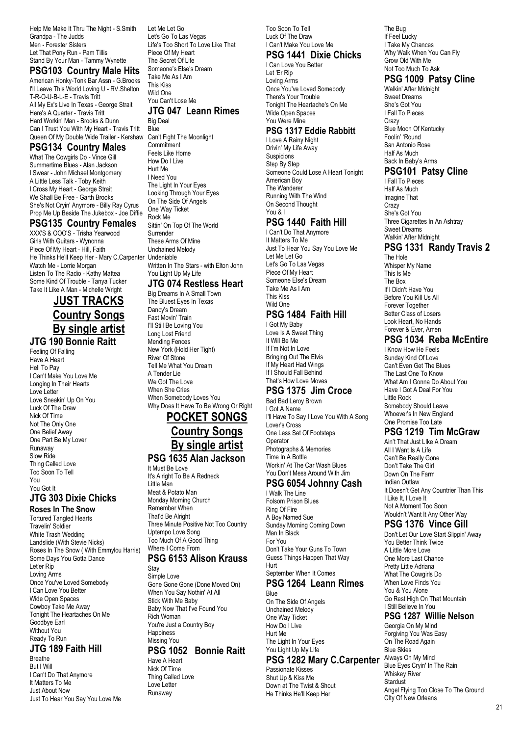Help Me Make It Thru The Night - S.Smith
Grandpa - The Judds
Men - Forester Sisters
Let That Pony Run - Pam Tillis
Stand By Your Man - Tammy Wynette

### PSG103 Country Male Hits

American Honky-Tonk Bar Assn - G.Brooks
I'll Leave This World Loving U - RV.Shelton
T-R-O-U-B-L-E - Travis Tritt
All My Ex's Live In Texas - George Strait
Here's A Quarter - Travis Tritt
Hard Workin' Man - Brooks & Dunn
Can I Trust You With My Heart - Travis Tritt
Queen Of My Double Wide Trailer - Kershaw

### PSG134 Country Males

What The Cowgirls Do - Vince Gill
Summertime Blues - Alan Jackson
I Swear - John Michael Montgomery
A Little Less Talk - Toby Keith
I Cross My Heart - George Strait
We Shall Be Free - Garth Brooks
She's Not Cryin' Anymore - Billy Ray Cyrus
Prop Me Up Beside The Jukebox - Joe Diffie

### PSG135 Country Females

XXX'S & OOO'S - Trisha Yearwood
Girls With Guitars - Wynonna
Piece Of My Heart - Hill, Faith
He Thinks He'll Keep Her - Mary C.Carpenter
Watch Me - Lorrie Morgan
Listen To The Radio - Kathy Mattea
Some Kind Of Trouble - Tanya Tucker
Take It Like A Man - Michelle Wright

## JUST TRACKS Country Songs By single artist

### JTG 190 Bonnie Raitt

Feeling Of Falling
Have A Heart
Hell To Pay
I Can't Make You Love Me
Longing In Their Hearts
Love Letter
Love Sneakin' Up On You
Luck Of The Draw
Nick Of Time
Not The Only One
One Belief Away
One Part Be My Lover
Runaway
Slow Ride
Thing Called Love
Too Soon To Tell
You
You Got It

### JTG 303 Dixie Chicks

**Roses In The Snow**

Tortured Tangled Hearts
Travelin' Soldier
White Trash Wedding
Landslide (With Stevie Nicks)
Roses In The Snow ( With Emmylou Harris)
Some Days You Gotta Dance
Let'er Rip
Loving Arms
Once You've Loved Somebody
I Can Love You Better
Wide Open Spaces
Cowboy Take Me Away
Tonight The Heartaches On Me
Goodbye Earl
Without You
Ready To Run

### JTG 189 Faith Hill

Breathe
But I Will
I Can't Do That Anymore
It Matters To Me
Just About Now
Just To Hear You Say You Love Me
Let Me Let Go
Let's Go To Las Vegas
Life's Too Short To Love Like That
Piece Of My Heart
The Secret Of Life
Someone's Else's Dream
Take Me As I Am
This Kiss
Wild One
You Can't Lose Me

### JTG 047 Leann Rimes

Big Deal
Blue
Can't Fight The Moonlight
Commitment
Feels Like Home
How Do I Live
Hurt Me
I Need You
The Light In Your Eyes
Looking Through Your Eyes
On The Side Of Angels
One Way Ticket
Rock Me
Sittin' On Top Of The World
Surrender
These Arms Of Mine
Unchained Melody
Undeniable
Written In The Stars - with Elton John
You Light Up My Life

### JTG 074 Restless Heart

Big Dreams In A Small Town
The Bluest Eyes In Texas
Dancy's Dream
Fast Movin' Train
I'll Still Be Loving You
Long Lost Friend
Mending Fences
New York (Hold Her Tight)
River Of Stone
Tell Me What You Dream
A Tender Lie
We Got The Love
When She Cries
When Somebody Loves You
Why Does It Have To Be Wrong Or Right

## POCKET SONGS Country Songs By single artist

### PSG 1635 Alan Jackson

It Must Be Love
It's Alright To Be A Redneck
Little Man
Meat & Potato Man
Monday Morning Church
Remember When
That'd Be Alright
Three Minute Positive Not Too Country
Uptempo Love Song
Too Much Of A Good Thing
Where I Come From

### PSG 6153 Alison Krauss

Stay
Simple Love
Gone Gone Gone (Done Moved On)
When You Say Nothin' At All
Stick With Me Baby
Baby Now That I've Found You
Rich Woman
You're Just a Country Boy
Happiness
Missing You

### PSG 1052 Bonnie Raitt

Have A Heart
Nick Of Time
Thing Called Love
Love Letter
Runaway
Too Soon To Tell
Luck Of The Draw
I Can't Make You Love Me

### PSG 1441 Dixie Chicks

I Can Love You Better
Let 'Er Rip
Loving Arms
Once You've Loved Somebody
There's Your Trouble
Tonight The Heartache's On Me
Wide Open Spaces
You Were Mine

### PSG 1317 Eddie Rabbitt

I Love A Rainy Night
Drivin' My Life Away
Suspicions
Step By Step
Someone Could Lose A Heart Tonight
American Boy
The Wanderer
Running With The Wind
On Second Thought
You & I

### PSG 1440 Faith Hill

I Can't Do That Anymore
It Matters To Me
Just To Hear You Say You Love Me
Let Me Let Go
Let's Go To Las Vegas
Piece Of My Heart
Someone Else's Dream
Take Me As I Am
This Kiss
Wild One

### PSG 1484 Faith Hill

I Got My Baby
Love Is A Sweet Thing
It Will Be Me
If I'm Not In Love
Bringing Out The Elvis
If My Heart Had Wings
If I Should Fall Behind
That's How Love Moves

### PSG 1375 Jim Croce

Bad Bad Leroy Brown
I Got A Name
I'll Have To Say I Love You With A Song
Lover's Cross
One Less Set Of Footsteps
Operator
Photographs & Memories
Time In A Bottle
Workin' At The Car Wash Blues
You Don't Mess Around With Jim

### PSG 6054 Johnny Cash

I Walk The Line
Folsom Prison Blues
Ring Of Fire
A Boy Named Sue
Sunday Morning Coming Down
Man In Black
For You
Don't Take Your Guns To Town
Guess Things Happen That Way
Hurt
September When It Comes

### PSG 1264 Leann Rimes

Blue
On The Side Of Angels
Unchained Melody
One Way Ticket
How Do I Live
Hurt Me
The Light In Your Eyes
You Light Up My Life

### PSG 1282 Mary C.Carpenter

Passionate Kisses
Shut Up & Kiss Me
Down at The Twist & Shout
He Thinks He'll Keep Her
The Bug
If Feel Lucky
I Take My Chances
Why Walk When You Can Fly
Grow Old With Me
Not Too Much To Ask

### PSG 1009 Patsy Cline

Walkin' After Midnight
Sweet Dreams
She's Got You
I Fall To Pieces
Crazy
Blue Moon Of Kentucky
Foolin' 'Round
San Antonio Rose
Half As Much
Back In Baby's Arms

### PSG101 Patsy Cline

I Fall To Pieces
Half As Much
Imagine That
Crazy
She's Got You
Three Cigarettes In An Ashtray
Sweet Dreams
Walkin' After Midnight

### PSG 1331 Randy Travis 2

The Hole
Whisper My Name
This Is Me
The Box
If I Didn't Have You
Before You Kill Us All
Forever Together
Better Class of Losers
Look Heart, No Hands
Forever & Ever, Amen

### PSG 1034 Reba McEntire

I Know How He Feels
Sunday Kind Of Love
Can't Even Get The Blues
The Last One To Know
What Am I Gonna Do About You
Have I Got A Deal For You
Little Rock
Somebody Should Leave
Whoever's In New England
One Promise Too Late

### PSG 1219 Tim McGraw

Ain't That Just LIke A Dream
All I Want Is A Life
Can't Be Really Gone
Don't Take The Girl
Down On The Farm
Indian Outlaw
It Doesn't Get Any Countrier Than This
I Like It, I Love It
Not A Moment Too Soon
Wouldn't Want It Any Other Way

### PSG 1376 Vince Gill

Don't Let Our Love Start Slippin' Away
You Better Think Twice
A Little More Love
One More Last Chance
Pretty Little Adriana
What The Cowgirls Do
When Love Finds You
You & You Alone
Go Rest High On That Mountain
I Still Believe In You

### PSG 1287 Willie Nelson

Georgia On My Mind
Forgiving You Was Easy
On The Road Again
Blue Skies
Always On My Mind
Blue Eyes Cryin' In The Rain
Whiskey River
Stardust
Angel Flying Too Close To The Ground
CIty Of New Orleans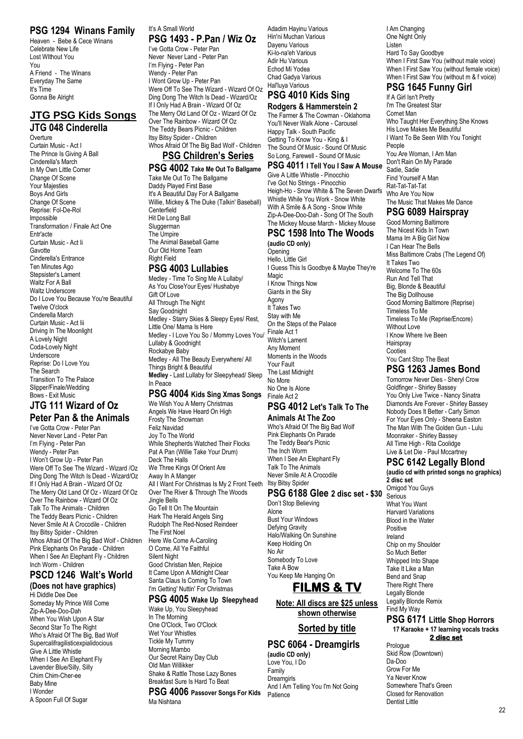## PSG 1294 Winans Family

Heaven - Bebe & Cece Winans
Celebrate New Life
Lost WIthout You
You
A Friend - The Winans
Everyday The Same
It's Time
Gonna Be Alright

# JTG PSG Kids Songs

## JTG 048 Cinderella

Overture
Curtain Music - Act I
The Prince Is Giving A Ball
Cinderella's March
In My Own Little Corner
Change Of Scene
Your Majesties
Boys And Girls
Change Of Scene
Reprise: Fol-De-Rol
Impossible
Transformation / Finale Act One
Entr'acte
Curtain Music - Act Ii
Gavotte
Cinderella's Entrance
Ten Minutes Ago
Stepsister's Lament
Waltz For A Ball
Waltz Underscore
Do I Love You Because You're Beautiful
Twelve O'clock
Cinderella March
Curtain Music - Act Iii
Driving In The Moonlight
A Lovely Night
Coda-Lovely Night
Underscore
Reprise: Do I Love You
The Search
Transition To The Palace
Slipper/Finale/Wedding
Bows - Exit Music

## JTG 111 Wizard of Oz Peter Pan & the Animals

I've Gotta Crow - Peter Pan
Never Never Land - Peter Pan
I'm Flying - Peter Pan
Wendy - Peter Pan
I Won't Grow Up - Peter Pan
Were Off To See The Wizard - Wizard /Oz
Ding Dong The Witch Is Dead - Wizard/Oz
If I Only Had A Brain - Wizard Of Oz
The Merry Old Land Of Oz - Wizard Of Oz
Over The Rainbow - Wizard Of Oz
Talk To The Animals - Children
The Teddy Bears Picnic - Children
Never Smile At A Crocodile - Children
Itsy Bitsy Spider - Children
Whos Afraid Of The Big Bad Wolf - Children
Pink Elephants On Parade - Children
When I See An Elephant Fly - Children
Inch Worm - Children

## PSCD 1246 Walt's World

**(Does not have graphics)**

Hi Diddle Dee Dee
Someday My Prince Will Come
Zip-A-Dee-Doo-Dah
When You Wish Upon A Star
Second Star To The Right
Who's Afraid Of The Big, Bad Wolf
Supercalifragilisticexpialidocious
Give A Little Whistle
When I See An Elephant Fly
Lavender Blue/Silly, Silly
Chim Chim-Cher-ee
Baby Mine
I Wonder
A Spoon Full Of Sugar
It's A Small World

## PSG 1493 - P.Pan / Wiz Oz

I've Gotta Crow - Peter Pan
Never Never Land - Peter Pan
I'm Flying - Peter Pan
Wendy - Peter Pan
I Wont Grow Up - Peter Pan
Were Off To See The Wizard - Wizard Of Oz
Ding Dong The Witch Is Dead - Wizard/Oz
If I Only Had A Brain - Wizard Of Oz
The Merry Old Land Of Oz - Wizard Of Oz
Over The Rainbow - Wizard Of Oz
The Teddy Bears Picnic - Children
Itsy Bitsy Spider - Children
Whos Afraid Of The Big Bad Wolf - Children

# PSG Children's Series

## PSG 4002 Take Me Out To Ballgame

Take Me Out To The Ballgame
Daddy Played First Base
It's A Beautiful Day For A Ballgame
Willie, Mickey & The Duke (Talkin' Baseball)
Centerfield
Hit De Long Ball
Sluggerman
The Umpire
The Animal Baseball Game
Our Old Home Team
Right Field

## PSG 4003 Lullabies

Medley - Time To Sing Me A Lullaby/ As You CloseYour Eyes/ Hushabye
Gift Of Love
All Through The Night
Say Goodnight
Medley - Starry Skies & Sleepy Eyes/ Rest, Little One/ Mama Is Here
Medley - I Love You So / Mommy Loves You/ Lullaby & Goodnight
Rockabye Baby
Medley - All The Beauty Everywhere/ All Things Bright & Beautiful
**Medley** - Last Lullaby for Sleepyhead/ Sleep In Peace

## PSG 4004 Kids Sing Xmas Songs

We Wish You A Merry Christmas
Angels We Have Heard On High
Frosty The Snowman
Feliz Navidad
Joy To The World
While Shepherds Watched Their Flocks
Pat A Pan (Willie Take Your Drum)
Deck The Halls
We Three Kings Of Orient Are
Away In A Manger
All I Want For Christmas Is My 2 Front Teeth
Over The River & Through The Woods
Jingle Bells
Go Tell It On The Mountain
Hark The Herald Angels Sing
Rudolph The Red-Nosed Reindeer
The First Noel
Here We Come A-Caroling
O Come, All Ye Faithful
Silent Night
Good Christian Men, Rejoice
It Came Upon A Midnight Clear
Santa Claus Is Coming To Town
I'm Getting' Nuttin' For Christmas

## PSG 4005 Wake Up Sleepyhead

Wake Up, You Sleepyhead
In The Morning
One O'Clock, Two O'Clock
Wet Your Whistles
Tickle My Tummy
Morning Mambo
Our Secret Rainy Day Club
Old Man Willikker
Shake & Rattle Those Lazy Bones
Breakfast Sure Is Hard To Beat

## PSG 4006 Passover Songs For Kids

Ma Nishtana
Adadim Hayinu Various
Hin'ni Muchan Various
Dayenu Various
Ki-lo-na'eh Various
Adir Hu Various
Echod Mi Yodea
Chad Gadya Various
Hal'luya Various

## PSG 4010 Kids Sing Rodgers & Hammerstein 2

The Farmer & The Cowman - Oklahoma
You'll Never Walk Alone - Carousel
Happy Talk - South Pacific
Getting To Know You - King & I
The Sound Of Music - Sound Of Music
So Long, Farewell - Sound Of Music

## PSG 4011 I Tell You I Saw A Mouse

Give A Little Whistle - Pinocchio
I've Got No Strings - Pinocchio
Heigh-Ho - Snow White & The Seven Dwarfs
Whistle While You Work - Snow White
With A Smile & A Song - Snow White
Zip-A-Dee-Doo-Dah - Song Of The South
The Mickey Mouse March - Mickey Mouse

## PSC 1598 Into The Woods

**(audio CD only)**

Opening
Hello, Little Girl
I Guess This Is Goodbye & Maybe They're Magic
I Know Things Now
Giants in the Sky
Agony
It Takes Two
Stay with Me
On the Steps of the Palace
Finale Act 1
Witch's Lament
Any Moment
Moments in the Woods
Your Fault
The Last Midnight
No More
No One Is Alone
Finale Act 2

## PSG 4012 Let's Talk To The Animals At The Zoo

Who's Afraid Of The Big Bad Wolf
Pink Elephants On Parade
The Teddy Bear's Picnic
The Inch Worm
When I See An Elephant Fly
Talk To The Animals
Never Smile At A Crocodile
Itsy Bitsy Spider

## PSG 6188 Glee 2 disc set - $30

Don't Stop Believing
Alone
Bust Your Windows
Defying Gravity
Halo/Walking On Sunshine
Keep Holding On
No Air
Somebody To Love
Take A Bow
You Keep Me Hanging On

# FILMS & TV

**Note: All discs are $25 unless shown otherwise**

**Sorted by title**

## PSC 6064 - Dreamgirls

**(audio CD only)**

Love You, I Do
Family
Dreamgirls
And I Am Telling You I'm Not Going
Patience
I Am Changing
One Night Only
Listen
Hard To Say Goodbye
When I First Saw You (without male voice)
When I First Saw You (without female voice)
When I First Saw You (without m & f voice)

## PSG 1645 Funny Girl

If A Girl Isn't Pretty
I'm The Greatest Star
Cornet Man
Who Taught Her Everything She Knows
His Love Makes Me Beautiful
I Want To Be Seen With You Tonight
People
You Are Woman, I Am Man
Don't Rain On My Parade
Sadie, Sadie
Find Yourself A Man
Rat-Tat-Tat-Tat
Who Are You Now
The Music That Makes Me Dance

## PSG 6089 Hairspray

Good Morning Baltimore
The Nicest Kids In Town
Mama Im A Big Girl Now
I Can Hear The Bells
Miss Baltimore Crabs (The Legend Of)
It Takes Two
Welcome To The 60s
Run And Tell That
Big, Blonde & Beautiful
The Big Dollhouse
Good Morning Baltimore (Reprise)
Timeless To Me
Timeless To Me (Reprise/Encore)
Without Love
I Know Where Ive Been
Hairspray
Cooties
You Cant Stop The Beat

## PSG 1263 James Bond

Tomorrow Never Dies - Sheryl Crow
Goldfinger - Shirley Bassey
You Only Live Twice - Nancy Sinatra
Diamonds Are Forever - Shirley Bassey
Nobody Does It Better - Carly Simon
For Your Eyes Only - Sheena Easton
The Man With The Golden Gun - Lulu
Moonraker - Shirley Bassey
All Time High - Rita Coolidge
Live & Let Die - Paul Mccartney

## PSC 6142 Legally Blond

**(audio cd with printed songs no graphics) 2 disc set**

Omigod You Guys
Serious
What You Want
Harvard Variations
Blood in the Water
Positive
Ireland
Chip on my Shoulder
So Much Better
Whipped Into Shape
Take It Like a Man
Bend and Snap
There Right There
Legally Blonde
Legally Blonde Remix
Find My Way

## PSG 6171 Little Shop Horrors

**17 Karaoke + 17 learning vocals tracks**

**2 disc set**

Prologue
Skid Row (Downtown)
Da-Doo
Grow For Me
Ya Never Know
Somewhere That's Green
Closed for Renovation
Dentist Little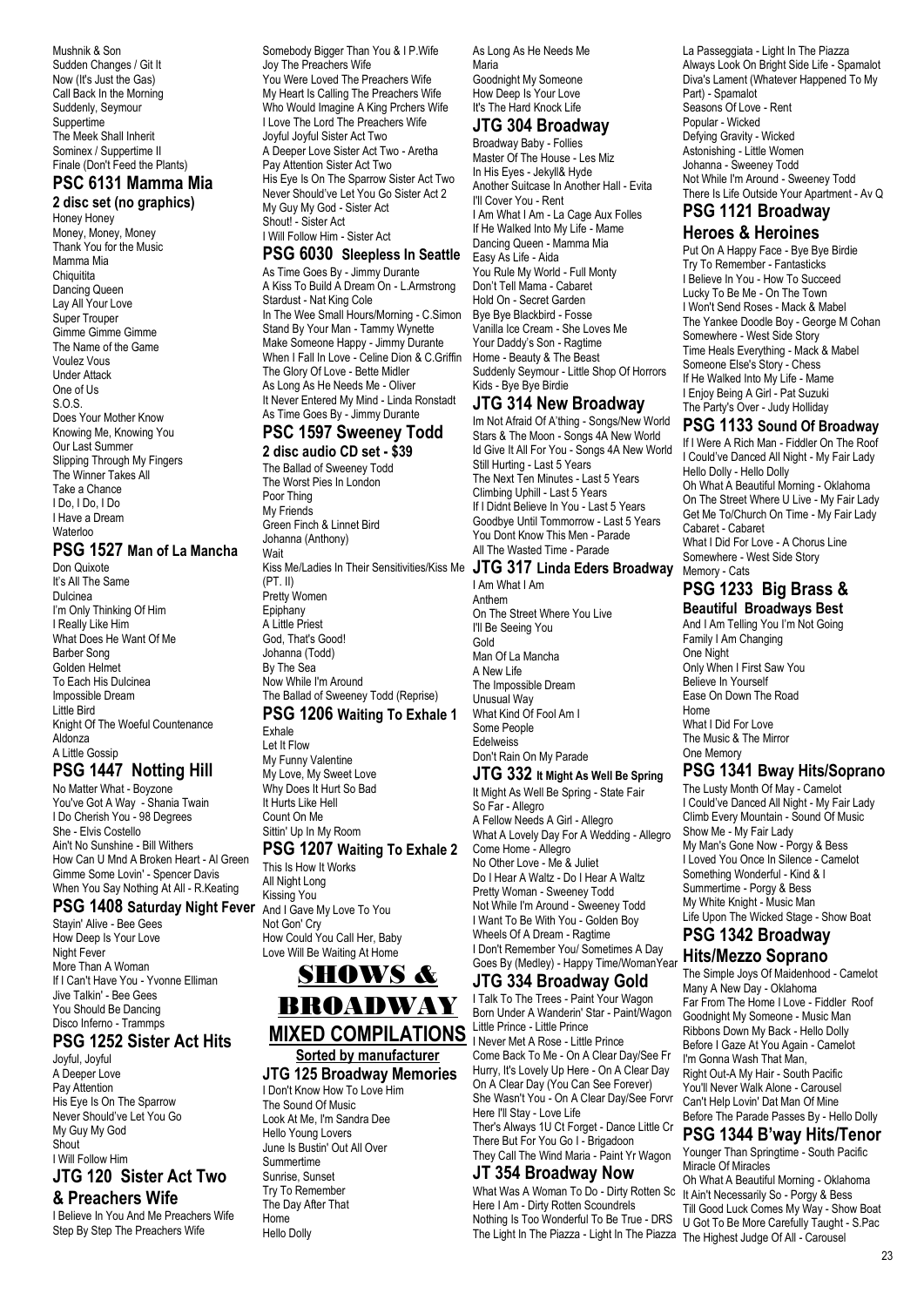Mushnik & Son
Sudden Changes / Git It
Now (It's Just the Gas)
Call Back In the Morning
Suddenly, Seymour
Suppertime
The Meek Shall Inherit
Sominex / Suppertime II
Finale (Don't Feed the Plants)

## PSC 6131 Mamma Mia

**2 disc set (no graphics)**

Honey Honey
Money, Money, Money
Thank You for the Music
Mamma Mia
Chiquitita
Dancing Queen
Lay All Your Love
Super Trouper
Gimme Gimme Gimme
The Name of the Game
Voulez Vous
Under Attack
One of Us
S.O.S.
Does Your Mother Know
Knowing Me, Knowing You
Our Last Summer
Slipping Through My Fingers
The Winner Takes All
Take a Chance
I Do, I Do, I Do
I Have a Dream
Waterloo

## PSG 1527 Man of La Mancha

Don Quixote
It's All The Same
Dulcinea
I'm Only Thinking Of Him
I Really Like Him
What Does He Want Of Me
Barber Song
Golden Helmet
To Each His Dulcinea
Impossible Dream
Little Bird
Knight Of The Woeful Countenance
Aldonza
A Little Gossip

## PSG 1447 Notting Hill

No Matter What - Boyzone
You've Got A Way - Shania Twain
I Do Cherish You - 98 Degrees
She - Elvis Costello
Ain't No Sunshine - Bill Withers
How Can U Mnd A Broken Heart - Al Green
Gimme Some Lovin' - Spencer Davis
When You Say Nothing At All - R.Keating

## PSG 1408 Saturday Night Fever

Stayin' Alive - Bee Gees
How Deep Is Your Love
Night Fever
More Than A Woman
If I Can't Have You - Yvonne Elliman
Jive Talkin' - Bee Gees
You Should Be Dancing
Disco Inferno - Trammps

## PSG 1252 Sister Act Hits

Joyful, Joyful
A Deeper Love
Pay Attention
His Eye Is On The Sparrow
Never Should've Let You Go
My Guy My God
Shout
I Will Follow Him

## JTG 120 Sister Act Two & Preachers Wife

I Believe In You And Me Preachers Wife
Step By Step The Preachers Wife
Somebody Bigger Than You & I P.Wife
Joy The Preachers Wife
You Were Loved The Preachers Wife
My Heart Is Calling The Preachers Wife
Who Would Imagine A King Prchers Wife
I Love The Lord The Preachers Wife
Joyful Joyful Sister Act Two
A Deeper Love Sister Act Two - Aretha
Pay Attention Sister Act Two
His Eye Is On The Sparrow Sister Act Two
Never Should've Let You Go Sister Act 2
My Guy My God - Sister Act
Shout! - Sister Act
I Will Follow Him - Sister Act

## PSG 6030 Sleepless In Seattle

As Time Goes By - Jimmy Durante
A Kiss To Build A Dream On - L.Armstrong
Stardust - Nat King Cole
In The Wee Small Hours/Morning - C.Simon
Stand By Your Man - Tammy Wynette
Make Someone Happy - Jimmy Durante
When I Fall In Love - Celine Dion & C.Griffin
The Glory Of Love - Bette Midler
As Long As He Needs Me - Oliver
It Never Entered My Mind - Linda Ronstadt
As Time Goes By - Jimmy Durante

## PSC 1597 Sweeney Todd

**2 disc audio CD set - $39**

The Ballad of Sweeney Todd
The Worst Pies In London
Poor Thing
My Friends
Green Finch & Linnet Bird
Johanna (Anthony)
Wait
Kiss Me/Ladies In Their Sensitivities/Kiss Me (PT. II)
Pretty Women
Epiphany
A Little Priest
God, That's Good!
Johanna (Todd)
By The Sea
Now While I'm Around
The Ballad of Sweeney Todd (Reprise)

## PSG 1206 Waiting To Exhale 1

Exhale
Let It Flow
My Funny Valentine
My Love, My Sweet Love
Why Does It Hurt So Bad
It Hurts Like Hell
Count On Me
Sittin' Up In My Room

## PSG 1207 Waiting To Exhale 2

This Is How It Works
All Night Long
Kissing You
And I Gave My Love To You
Not Gon' Cry
How Could You Call Her, Baby
Love Will Be Waiting At Home

# SHOWS & BROADWAY

## MIXED COMPILATIONS

**Sorted by manufacturer**

## JTG 125 Broadway Memories

I Don't Know How To Love Him
The Sound Of Music
Look At Me, I'm Sandra Dee
Hello Young Lovers
June Is Bustin' Out All Over
Summertime
Sunrise, Sunset
Try To Remember
The Day After That
Home
Hello Dolly
As Long As He Needs Me
Maria
Goodnight My Someone
How Deep Is Your Love
It's The Hard Knock Life

## JTG 304 Broadway

Broadway Baby - Follies
Master Of The House - Les Miz
In His Eyes - Jekyll& Hyde
Another Suitcase In Another Hall - Evita
I'll Cover You - Rent
I Am What I Am - La Cage Aux Folles
If He Walked Into My Life - Mame
Dancing Queen - Mamma Mia
Easy As Life - Aida
You Rule My World - Full Monty
Don't Tell Mama - Cabaret
Hold On - Secret Garden
Bye Bye Blackbird - Fosse
Vanilla Ice Cream - She Loves Me
Your Daddy's Son - Ragtime
Home - Beauty & The Beast
Suddenly Seymour - Little Shop Of Horrors
Kids - Bye Bye Birdie

## JTG 314 New Broadway

Im Not Afraid Of A'thing - Songs/New World
Stars & The Moon - Songs 4A New World
Id Give It All For You - Songs 4A New World
Still Hurting - Last 5 Years
The Next Ten Minutes - Last 5 Years
Climbing Uphill - Last 5 Years
If I Didnt Believe In You - Last 5 Years
Goodbye Until Tommorrow - Last 5 Years
You Dont Know This Men - Parade
All The Wasted Time - Parade

## JTG 317 Linda Eders Broadway

I Am What I Am
Anthem
On The Street Where You Live
I'll Be Seeing You
Gold
Man Of La Mancha
A New Life
The Impossible Dream
Unusual Way
What Kind Of Fool Am I
Some People
Edelweiss
Don't Rain On My Parade

## JTG 332 It Might As Well Be Spring

It Might As Well Be Spring - State Fair
So Far - Allegro
A Fellow Needs A Girl - Allegro
What A Lovely Day For A Wedding - Allegro
Come Home - Allegro
No Other Love - Me & Juliet
Do I Hear A Waltz - Do I Hear A Waltz
Pretty Woman - Sweeney Todd
Not While I'm Around - Sweeney Todd
I Want To Be With You - Golden Boy
Wheels Of A Dream - Ragtime
I Don't Remember You/ Sometimes A Day Goes By (Medley) - Happy Time/WomanYear

## JTG 334 Broadway Gold

I Talk To The Trees - Paint Your Wagon
Born Under A Wanderin' Star - Paint/Wagon
Little Prince - Little Prince
I Never Met A Rose - Little Prince
Come Back To Me - On A Clear Day/See Fr
Hurry, It's Lovely Up Here - On A Clear Day
On A Clear Day (You Can See Forever)
She Wasn't You - On A Clear Day/See Forvr
Here I'll Stay - Love Life
Ther's Always 1U Ct Forget - Dance Little Cr
There But For You Go I - Brigadoon
They Call The Wind Maria - Paint Yr Wagon

## JT 354 Broadway Now

What Was A Woman To Do - Dirty Rotten Sc
Here I Am - Dirty Rotten Scoundrels
Nothing Is Too Wonderful To Be True - DRS
The Light In The Piazza - Light In The Piazza
La Passeggiata - Light In The Piazza
Always Look On Bright Side Life - Spamalot
Diva's Lament (Whatever Happened To My Part) - Spamalot
Seasons Of Love - Rent
Popular - Wicked
Defying Gravity - Wicked
Astonishing - Little Women
Johanna - Sweeney Todd
Not While I'm Around - Sweeney Todd
There Is Life Outside Your Apartment - Av Q

## PSG 1121 Broadway Heroes & Heroines

Put On A Happy Face - Bye Bye Birdie
Try To Remember - Fantasticks
I Believe In You - How To Succeed
Lucky To Be Me - On The Town
I Won't Send Roses - Mack & Mabel
The Yankee Doodle Boy - George M Cohan
Somewhere - West Side Story
Time Heals Everything - Mack & Mabel
Someone Else's Story - Chess
If He Walked Into My Life - Mame
I Enjoy Being A Girl - Pat Suzuki
The Party's Over - Judy Holliday

## PSG 1133 Sound Of Broadway

If I Were A Rich Man - Fiddler On The Roof
I Could've Danced All Night - My Fair Lady
Hello Dolly - Hello Dolly
Oh What A Beautiful Morning - Oklahoma
On The Street Where U Live - My Fair Lady
Get Me To/Church On Time - My Fair Lady
Cabaret - Cabaret
What I Did For Love - A Chorus Line
Somewhere - West Side Story
Memory - Cats

## PSG 1233 Big Brass & Beautiful Broadways Best

And I Am Telling You I'm Not Going
Family I Am Changing
One Night
Only When I First Saw You
Believe In Yourself
Ease On Down The Road
Home
What I Did For Love
The Music & The Mirror
One Memory

## PSG 1341 Bway Hits/Soprano

The Lusty Month Of May - Camelot
I Could've Danced All Night - My Fair Lady
Climb Every Mountain - Sound Of Music
Show Me - My Fair Lady
My Man's Gone Now - Porgy & Bess
I Loved You Once In Silence - Camelot
Something Wonderful - Kind & I
Summertime - Porgy & Bess
My White Knight - Music Man
Life Upon The Wicked Stage - Show Boat

## PSG 1342 Broadway Hits/Mezzo Soprano

The Simple Joys Of Maidenhood - Camelot
Many A New Day - Oklahoma
Far From The Home I Love - Fiddler Roof
Goodnight My Someone - Music Man
Ribbons Down My Back - Hello Dolly
Before I Gaze At You Again - Camelot
I'm Gonna Wash That Man,
Right Out-A My Hair - South Pacific
You'll Never Walk Alone - Carousel
Can't Help Lovin' Dat Man Of Mine
Before The Parade Passes By - Hello Dolly

## PSG 1344 B'way Hits/Tenor

Younger Than Springtime - South Pacific
Miracle Of Miracles
Oh What A Beautiful Morning - Oklahoma
It Ain't Necessarily So - Porgy & Bess
Till Good Luck Comes My Way - Show Boat
U Got To Be More Carefully Taught - S.Pac
The Highest Judge Of All - Carousel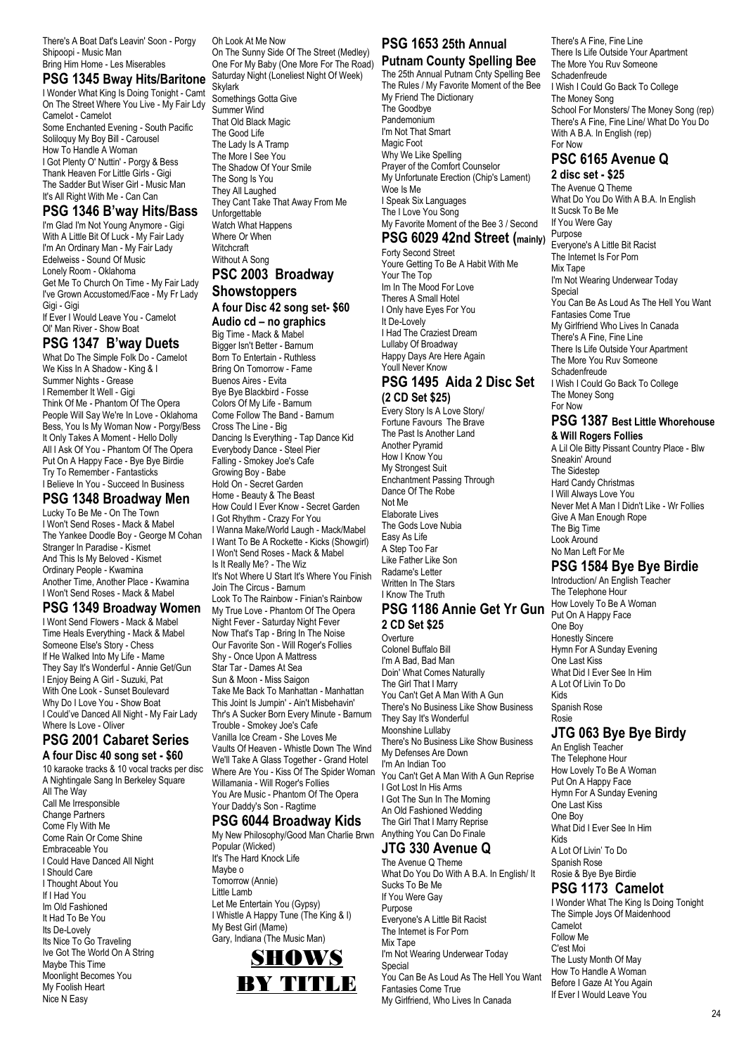There's A Boat Dat's Leavin' Soon - Porgy
Shipoopi - Music Man
Bring Him Home - Les Miserables

## PSG 1345 Bway Hits/Baritone

I Wonder What King Is Doing Tonight - Camt
On The Street Where You Live - My Fair Ldy
Camelot - Camelot
Some Enchanted Evening - South Pacific
Soliloquy My Boy Bill - Carousel
How To Handle A Woman
I Got Plenty O' Nuttin' - Porgy & Bess
Thank Heaven For Little Girls - Gigi
The Sadder But Wiser Girl - Music Man
It's All Right With Me - Can Can

## PSG 1346 B'way Hits/Bass

I'm Glad I'm Not Young Anymore - Gigi
With A Little Bit Of Luck - My Fair Lady
I'm An Ordinary Man - My Fair Lady
Edelweiss - Sound Of Music
Lonely Room - Oklahoma
Get Me To Church On Time - My Fair Lady
I've Grown Accustomed/Face - My Fr Lady
Gigi - Gigi
If Ever I Would Leave You - Camelot
Ol' Man River - Show Boat

## PSG 1347 B'way Duets

What Do The Simple Folk Do - Camelot
We Kiss In A Shadow - King & I
Summer Nights - Grease
I Remember It Well - Gigi
Think Of Me - Phantom Of The Opera
People Will Say We're In Love - Oklahoma
Bess, You Is My Woman Now - Porgy/Bess
It Only Takes A Moment - Hello Dolly
All I Ask Of You - Phantom Of The Opera
Put On A Happy Face - Bye Bye Birdie
Try To Remember - Fantasticks
I Believe In You - Succeed In Business

## PSG 1348 Broadway Men

Lucky To Be Me - On The Town
I Won't Send Roses - Mack & Mabel
The Yankee Doodle Boy - George M Cohan
Stranger In Paradise - Kismet
And This Is My Beloved - Kismet
Ordinary People - Kwamina
Another Time, Another Place - Kwamina
I Won't Send Roses - Mack & Mabel

## PSG 1349 Broadway Women

I Wont Send Flowers - Mack & Mabel
Time Heals Everything - Mack & Mabel
Someone Else's Story - Chess
If He Walked Into My Life - Mame
They Say It's Wonderful - Annie Get/Gun
I Enjoy Being A Girl - Suzuki, Pat
With One Look - Sunset Boulevard
Why Do I Love You - Show Boat
I Could've Danced All Night - My Fair Lady
Where Is Love - Oliver

## PSG 2001 Cabaret Series

### A four Disc 40 song set - $60

10 karaoke tracks & 10 vocal tracks per disc
A Nightingale Sang In Berkeley Square
All The Way
Call Me Irresponsible
Change Partners
Come Fly With Me
Come Rain Or Come Shine
Embraceable You
I Could Have Danced All Night
I Should Care
I Thought About You
If I Had You
Im Old Fashioned
It Had To Be You
Its De-Lovely
Its Nice To Go Traveling
Ive Got The World On A String
Maybe This Time
Moonlight Becomes You
My Foolish Heart
Nice N Easy
Oh Look At Me Now
On The Sunny Side Of The Street (Medley)
One For My Baby (One More For The Road)
Saturday Night (Loneliest Night Of Week)
Skylark
Somethings Gotta Give
Summer Wind
That Old Black Magic
The Good Life
The Lady Is A Tramp
The More I See You
The Shadow Of Your Smile
The Song Is You
They All Laughed
They Cant Take That Away From Me
Unforgettable
Watch What Happens
Where Or When
Witchcraft
Without A Song

## PSC 2003 Broadway Showstoppers

### A four Disc 42 song set- $60 Audio cd – no graphics

Big Time - Mack & Mabel
Bigger Isn't Better - Barnum
Born To Entertain - Ruthless
Bring On Tomorrow - Fame
Buenos Aires - Evita
Bye Bye Blackbird - Fosse
Colors Of My Life - Barnum
Come Follow The Band - Barnum
Cross The Line - Big
Dancing Is Everything - Tap Dance Kid
Everybody Dance - Steel Pier
Falling - Smokey Joe's Cafe
Growing Boy - Babe
Hold On - Secret Garden
Home - Beauty & The Beast
How Could I Ever Know - Secret Garden
I Got Rhythm - Crazy For You
I Wanna Make/World Laugh - Mack/Mabel
I Want To Be A Rockette - Kicks (Showgirl)
I Won't Send Roses - Mack & Mabel
Is It Really Me? - The Wiz
It's Not Where U Start It's Where You Finish
Join The Circus - Barnum
Look To The Rainbow - Finian's Rainbow
My True Love - Phantom Of The Opera
Night Fever - Saturday Night Fever
Now That's Tap - Bring In The Noise
Our Favorite Son - Will Roger's Follies
Shy - Once Upon A Mattress
Star Tar - Dames At Sea
Sun & Moon - Miss Saigon
Take Me Back To Manhattan - Manhattan
This Joint Is Jumpin' - Ain't Misbehavin'
Thr's A Sucker Born Every Minute - Barnum
Trouble - Smokey Joe's Cafe
Vanilla Ice Cream - She Loves Me
Vaults Of Heaven - Whistle Down The Wind
We'll Take A Glass Together - Grand Hotel
Where Are You - Kiss Of The Spider Woman
Willamania - Will Roger's Follies
You Are Music - Phantom Of The Opera
Your Daddy's Son - Ragtime

## PSG 6044 Broadway Kids

My New Philosophy/Good Man Charlie Brwn
Popular (Wicked)
It's The Hard Knock Life
Maybe o
Tomorrow (Annie)
Little Lamb
Let Me Entertain You (Gypsy)
I Whistle A Happy Tune (The King & I)
My Best Girl (Mame)
Gary, Indiana (The Music Man)

# SHOWS BY TITLE

## PSG 1653 25th Annual Putnam County Spelling Bee

The 25th Annual Putnam Cnty Spelling Bee
The Rules / My Favorite Moment of the Bee
My Friend The Dictionary
The Goodbye
Pandemonium
I'm Not That Smart
Magic Foot
Why We Like Spelling
Prayer of the Comfort Counselor
My Unfortunate Erection (Chip's Lament)
Woe Is Me
I Speak Six Languages
The I Love You Song
My Favorite Moment of the Bee 3 / Second

## PSG 6029 42nd Street (mainly)

Forty Second Street
Youre Getting To Be A Habit With Me
Your The Top
Im In The Mood For Love
Theres A Small Hotel
I Only have Eyes For You
It De-Lovely
I Had The Craziest Dream
Lullaby Of Broadway
Happy Days Are Here Again
Youll Never Know

## PSG 1495 Aida 2 Disc Set

### (2 CD Set $25)

Every Story Is A Love Story/
Fortune Favours The Brave
The Past Is Another Land
Another Pyramid
How I Know You
My Strongest Suit
Enchantment Passing Through
Dance Of The Robe
Not Me
Elaborate Lives
The Gods Love Nubia
Easy As Life
A Step Too Far
Like Father Like Son
Radame's Letter
Written In The Stars
I Know The Truth

## PSG 1186 Annie Get Yr Gun

### 2 CD Set $25

Overture
Colonel Buffalo Bill
I'm A Bad, Bad Man
Doin' What Comes Naturally
The Girl That I Marry
You Can't Get A Man With A Gun
There's No Business Like Show Business
They Say It's Wonderful
Moonshine Lullaby
There's No Business Like Show Business
My Defenses Are Down
I'm An Indian Too
You Can't Get A Man With A Gun Reprise
I Got Lost In His Arms
I Got The Sun In The Morning
An Old Fashioned Wedding
The Girl That I Marry Reprise
Anything You Can Do Finale

## JTG 330 Avenue Q

The Avenue Q Theme
What Do You Do With A B.A. In English/ It
Sucks To Be Me
If You Were Gay
Purpose
Everyone's A Little Bit Racist
The Internet is For Porn
Mix Tape
I'm Not Wearing Underwear Today
Special
You Can Be As Loud As The Hell You Want
Fantasies Come True
My Girlfriend, Who Lives In Canada
There's A Fine, Fine Line
There Is Life Outside Your Apartment
The More You Ruv Someone
Schadenfreude
I Wish I Could Go Back To College
The Money Song
School For Monsters/ The Money Song (rep)
There's A Fine, Fine Line/ What Do You Do
With A B.A. In English (rep)
For Now

## PSC 6165 Avenue Q

### 2 disc set - $25

The Avenue Q Theme
What Do You Do With A B.A. In English
It Sucsk To Be Me
If You Were Gay
Purpose
Everyone's A Little Bit Racist
The Internet Is For Porn
Mix Tape
I'm Not Wearing Underwear Today
Special
You Can Be As Loud As The Hell You Want
Fantasies Come True
My Girlfriend Who Lives In Canada
There's A Fine, Fine Line
There Is Life Outside Your Apartment
The More You Ruv Someone
Schadenfreude
I Wish I Could Go Back To College
The Money Song
For Now

## PSG 1387 Best Little Whorehouse & Will Rogers Follies

A Lil Ole Bitty Pissant Country Place - Blw
Sneakin' Around
The Sidestep
Hard Candy Christmas
I Will Always Love You
Never Met A Man I Didn't Like - Wr Follies
Give A Man Enough Rope
The Big Time
Look Around
No Man Left For Me

## PSG 1584 Bye Bye Birdie

Introduction/ An English Teacher
The Telephone Hour
How Lovely To Be A Woman
Put On A Happy Face
One Boy
Honestly Sincere
Hymn For A Sunday Evening
One Last Kiss
What Did I Ever See In Him
A Lot Of Livin To Do
Kids
Spanish Rose
Rosie

## JTG 063 Bye Bye Birdy

An English Teacher
The Telephone Hour
How Lovely To Be A Woman
Put On A Happy Face
Hymn For A Sunday Evening
One Last Kiss
One Boy
What Did I Ever See In Him
Kids
A Lot Of Livin' To Do
Spanish Rose
Rosie & Bye Bye Birdie

## PSG 1173 Camelot

I Wonder What The King Is Doing Tonight
The Simple Joys Of Maidenhood
Camelot
Follow Me
C'est Moi
The Lusty Month Of May
How To Handle A Woman
Before I Gaze At You Again
If Ever I Would Leave You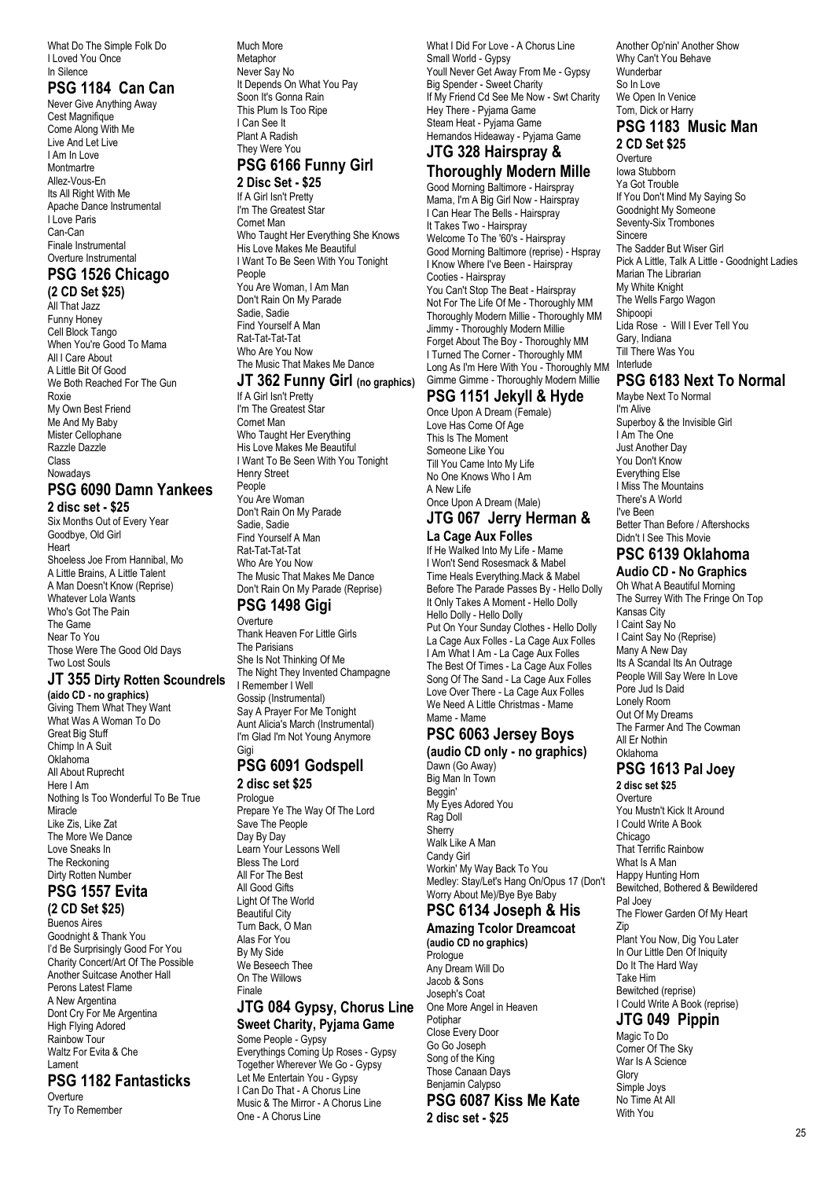What Do The Simple Folk Do
I Loved You Once
In Silence

## PSG 1184 Can Can

Never Give Anything Away
Cest Magnifique
Come Along With Me
Live And Let Live
I Am In Love
Montmartre
Allez-Vous-En
Its All Right With Me
Apache Dance Instrumental
I Love Paris
Can-Can
Finale Instrumental
Overture Instrumental

## PSG 1526 Chicago
**(2 CD Set $25)**

All That Jazz
Funny Honey
Cell Block Tango
When You're Good To Mama
All I Care About
A Little Bit Of Good
We Both Reached For The Gun
Roxie
My Own Best Friend
Me And My Baby
Mister Cellophane
Razzle Dazzle
Class
Nowadays

## PSG 6090 Damn Yankees
**2 disc set - $25**

Six Months Out of Every Year
Goodbye, Old Girl
Heart
Shoeless Joe From Hannibal, Mo
A Little Brains, A Little Talent
A Man Doesn't Know (Reprise)
Whatever Lola Wants
Who's Got The Pain
The Game
Near To You
Those Were The Good Old Days
Two Lost Souls

## JT 355 Dirty Rotten Scoundrels
**(aido CD - no graphics)**

Giving Them What They Want
What Was A Woman To Do
Great Big Stuff
Chimp In A Suit
Oklahoma
All About Ruprecht
Here I Am
Nothing Is Too Wonderful To Be True
Miracle
Like Zis, Like Zat
The More We Dance
Love Sneaks In
The Reckoning
Dirty Rotten Number

## PSG 1557 Evita
**(2 CD Set $25)**

Buenos Aires
Goodnight & Thank You
I'd Be Surprisingly Good For You
Charity Concert/Art Of The Possible
Another Suitcase Another Hall
Perons Latest Flame
A New Argentina
Dont Cry For Me Argentina
High Flying Adored
Rainbow Tour
Waltz For Evita & Che
Lament

## PSG 1182 Fantasticks

Overture
Try To Remember
Much More
Metaphor
Never Say No
It Depends On What You Pay
Soon It's Gonna Rain
This Plum Is Too Ripe
I Can See It
Plant A Radish
They Were You

## PSG 6166 Funny Girl
**2 Disc Set - $25**

If A Girl Isn't Pretty
I'm The Greatest Star
Cornet Man
Who Taught Her Everything She Knows
His Love Makes Me Beautiful
I Want To Be Seen With You Tonight
People
You Are Woman, I Am Man
Don't Rain On My Parade
Sadie, Sadie
Find Yourself A Man
Rat-Tat-Tat-Tat
Who Are You Now
The Music That Makes Me Dance

## JT 362 Funny Girl (no graphics)

If A Girl Isn't Pretty
I'm The Greatest Star
Cornet Man
Who Taught Her Everything
His Love Makes Me Beautiful
I Want To Be Seen With You Tonight
Henry Street
People
You Are Woman
Don't Rain On My Parade
Sadie, Sadie
Find Yourself A Man
Rat-Tat-Tat-Tat
Who Are You Now
The Music That Makes Me Dance
Don't Rain On My Parade (Reprise)

## PSG 1498 Gigi

Overture
Thank Heaven For Little Girls
The Parisians
She Is Not Thinking Of Me
The Night They Invented Champagne
I Remember I Well
Gossip (Instrumental)
Say A Prayer For Me Tonight
Aunt Alicia's March (Instrumental)
I'm Glad I'm Not Young Anymore
Gigi

## PSG 6091 Godspell
**2 disc set $25**

Prologue
Prepare Ye The Way Of The Lord
Save The People
Day By Day
Learn Your Lessons Well
Bless The Lord
All For The Best
All Good Gifts
Light Of The World
Beautiful City
Turn Back, O Man
Alas For You
By My Side
We Beseech Thee
On The Willows
Finale

## JTG 084 Gypsy, Chorus Line
**Sweet Charity, Pyjama Game**

Some People - Gypsy
Everythings Coming Up Roses - Gypsy
Together Wherever We Go - Gypsy
Let Me Entertain You - Gypsy
I Can Do That - A Chorus Line
Music & The Mirror - A Chorus Line
One - A Chorus Line
What I Did For Love - A Chorus Line
Small World - Gypsy
Youll Never Get Away From Me - Gypsy
Big Spender - Sweet Charity
If My Friend Cd See Me Now - Swt Charity
Hey There - Pyjama Game
Steam Heat - Pyjama Game
Hernandos Hideaway - Pyjama Game

## JTG 328 Hairspray & Thoroughly Modern Mille

Good Morning Baltimore - Hairspray
Mama, I'm A Big Girl Now - Hairspray
I Can Hear The Bells - Hairspray
It Takes Two - Hairspray
Welcome To The '60's - Hairspray
Good Morning Baltimore (reprise) - Hspray
I Know Where I've Been - Hairspray
Cooties - Hairspray
You Can't Stop The Beat - Hairspray
Not For The Life Of Me - Thoroughly MM
Thoroughly Modern Millie - Thoroughly MM
Jimmy - Thoroughly Modern Millie
Forget About The Boy - Thoroughly MM
I Turned The Corner - Thoroughly MM
Long As I'm Here With You - Thoroughly MM
Gimme Gimme - Thoroughly Modern Millie

## PSG 1151 Jekyll & Hyde

Once Upon A Dream (Female)
Love Has Come Of Age
This Is The Moment
Someone Like You
Till You Came Into My Life
No One Knows Who I Am
A New Life
Once Upon A Dream (Male)

## JTG 067 Jerry Herman & La Cage Aux Folles

If He Walked Into My Life - Mame
I Won't Send Rosesmack & Mabel
Time Heals Everything.Mack & Mabel
Before The Parade Passes By - Hello Dolly
It Only Takes A Moment - Hello Dolly
Hello Dolly - Hello Dolly
Put On Your Sunday Clothes - Hello Dolly
La Cage Aux Folles - La Cage Aux Folles
I Am What I Am - La Cage Aux Folles
The Best Of Times - La Cage Aux Folles
Song Of The Sand - La Cage Aux Folles
Love Over There - La Cage Aux Folles
We Need A Little Christmas - Mame
Mame - Mame

## PSC 6063 Jersey Boys
**(audio CD only - no graphics)**

Dawn (Go Away)
Big Man In Town
Beggin'
My Eyes Adored You
Rag Doll
Sherry
Walk Like A Man
Candy Girl
Workin' My Way Back To You
Medley: Stay/Let's Hang On/Opus 17 (Don't Worry About Me)/Bye Bye Baby

## PSC 6134 Joseph & His Amazing Tcolor Dreamcoat
**(audio CD no graphics)**

Prologue
Any Dream Will Do
Jacob & Sons
Joseph's Coat
One More Angel in Heaven
Potiphar
Close Every Door
Go Go Joseph
Song of the King
Those Canaan Days
Benjamin Calypso

## PSG 6087 Kiss Me Kate
**2 disc set - $25**

Another Op'nin' Another Show
Why Can't You Behave
Wunderbar
So In Love
We Open In Venice
Tom, Dick or Harry

## PSG 1183 Music Man
**2 CD Set $25**

Overture
Iowa Stubborn
Ya Got Trouble
If You Don't Mind My Saying So
Goodnight My Someone
Seventy-Six Trombones
Sincere
The Sadder But Wiser Girl
Pick A Little, Talk A Little - Goodnight Ladies
Marian The Librarian
My White Knight
The Wells Fargo Wagon
Shipoopi
Lida Rose - Will I Ever Tell You
Gary, Indiana
Till There Was You
Interlude

## PSG 6183 Next To Normal

Maybe Next To Normal
I'm Alive
Superboy & the Invisible Girl
I Am The One
Just Another Day
You Don't Know
Everything Else
I Miss The Mountains
There's A World
I've Been
Better Than Before / Aftershocks
Didn't I See This Movie

## PSC 6139 Oklahoma
**Audio CD - No Graphics**

Oh What A Beautiful Morning
The Surrey With The Fringe On Top
Kansas City
I Caint Say No
I Caint Say No (Reprise)
Many A New Day
Its A Scandal Its An Outrage
People Will Say Were In Love
Pore Jud Is Daid
Lonely Room
Out Of My Dreams
The Farmer And The Cowman
All Er Nothin
Oklahoma

## PSG 1613 Pal Joey
**2 disc set $25**

Overture
You Mustn't Kick It Around
I Could Write A Book
Chicago
That Terrific Rainbow
What Is A Man
Happy Hunting Horn
Bewitched, Bothered & Bewildered
Pal Joey
The Flower Garden Of My Heart
Zip
Plant You Now, Dig You Later
In Our Little Den Of Iniquity
Do It The Hard Way
Take Him
Bewitched (reprise)
I Could Write A Book (reprise)

## JTG 049 Pippin

Magic To Do
Corner Of The Sky
War Is A Science
Glory
Simple Joys
No Time At All
With You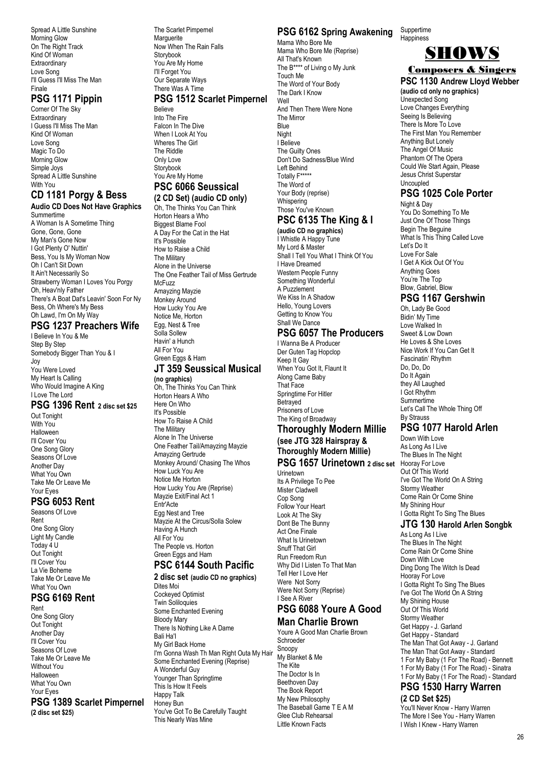Spread A Little Sunshine
Morning Glow
On The Right Track
Kind Of Woman
Extraordinary
Love Song
I'll Guess I'll Miss The Man
Finale

## PSG 1171 Pippin

Corner Of The Sky
Extraordinary
I Guess I'll Miss The Man
Kind Of Woman
Love Song
Magic To Do
Morning Glow
Simple Joys
Spread A Little Sunshine
With You

## CD 1181 Porgy & Bess

**Audio CD Does Not Have Graphics**

Summertime
A Woman Is A Sometime Thing
Gone, Gone, Gone
My Man's Gone Now
I Got Plenty O' Nuttin'
Bess, You Is My Woman Now
Oh I Can't Sit Down
It Ain't Necessarily So
Strawberry Woman I Loves You Porgy
Oh, Heav'nly Father
There's A Boat Dat's Leavin' Soon For Ny
Bess, Oh Where's My Bess
Oh Lawd, I'm On My Way

## PSG 1237 Preachers Wife

I Believe In You & Me
Step By Step
Somebody Bigger Than You & I
Joy
You Were Loved
My Heart Is Calling
Who Would Imagine A King
I Love The Lord

## PSG 1396 Rent 2 disc set $25

Out Tonight
With You
Halloween
I'll Cover You
One Song Glory
Seasons Of Love
Another Day
What You Own
Take Me Or Leave Me
Your Eyes

## PSG 6053 Rent

Seasons Of Love
Rent
One Song Glory
Light My Candle
Today 4 U
Out Tonight
I'll Cover You
La Vie Boheme
Take Me Or Leave Me
What You Own

## PSG 6169 Rent

Rent
One Song Glory
Out Tonight
Another Day
I'll Cover You
Seasons Of Love
Take Me Or Leave Me
Without You
Halloween
What You Own
Your Eyes

## PSG 1389 Scarlet Pimpernel

**(2 disc set $25)**

The Scarlet Pimpernel
Marguerite
Now When The Rain Falls
Storybook
You Are My Home
I'll Forget You
Our Separate Ways
There Was A Time

## PSG 1512 Scarlet Pimpernel

Believe
Into The Fire
Falcon In The Dive
When I Look At You
Wheres The Girl
The Riddle
Only Love
Storybook
You Are My Home

## PSC 6066 Seussical

**(2 CD Set) (audio CD only)**

Oh, The Thinks You Can Think
Horton Hears a Who
Biggest Blame Fool
A Day For the Cat in the Hat
It's Possible
How to Raise a Child
The Military
Alone in the Universe
The One Feather Tail of Miss Gertrude McFuzz
Amayzing Mayzie
Monkey Around
How Lucky You Are
Notice Me, Horton
Egg, Nest & Tree
Solla Sollew
Havin' a Hunch
All For You
Green Eggs & Ham

## JT 359 Seussical Musical

**(no graphics)**

Oh, The Thinks You Can Think
Horton Hears A Who
Here On Who
It's Possible
How To Raise A Child
The Military
Alone In The Universe
One Feather Tail/Amayzing Mayzie
Amayzing Gertrude
Monkey Around/ Chasing The Whos
How Luck You Are
Notice Me Horton
How Lucky You Are (Reprise)
Mayzie Exit/Final Act 1
Entr'Acte
Egg Nest and Tree
Mayzie At the Circus/Solla Solew
Having A Hunch
All For You
The People vs. Horton
Green Eggs and Ham

## PSC 6144 South Pacific

**2 disc set (audio CD no graphics)**

Dites Moi
Cockeyed Optimist
Twin Soliloquies
Some Enchanted Evening
Bloody Mary
There Is Nothing Like A Dame
Bali Ha'I
My Girl Back Home
I'm Gonna Wash Th Man Right Outa My Hair
Some Enchanted Evening (Reprise)
A Wonderful Guy
Younger Than Springtime
This Is How It Feels
Happy Talk
Honey Bun
You've Got To Be Carefully Taught
This Nearly Was Mine

## PSG 6162 Spring Awakening

Mama Who Bore Me
Mama Who Bore Me (Reprise)
All That's Known
The B**** of Living o My Junk
Touch Me
The Word of Your Body
The Dark I Know
Well
And Then There Were None
The Mirror
Blue
Night
I Believe
The Guilty Ones
Don't Do Sadness/Blue Wind
Left Behind
Totally F*****
The Word of
Your Body (reprise)
Whispering
Those You've Known

## PSC 6135 The King & I

**(audio CD no graphics)**

I Whistle A Happy Tune
My Lord & Master
Shall I Tell You What I Think Of You
I Have Dreamed
Western People Funny
Something Wonderful
A Puzzlement
We Kiss In A Shadow
Hello, Young Lovers
Getting to Know You
Shall We Dance

## PSG 6057 The Producers

I Wanna Be A Producer
Der Guten Tag Hopclop
Keep It Gay
When You Got It, Flaunt It
Along Came Baby
That Face
Springtime For Hitler
Betrayed
Prisoners of Love
The King of Broadway

## Thoroughly Modern Millie (see JTG 328 Hairspray & Thoroughly Modern Millie)

## PSG 1657 Urinetown 2 disc set

Urinetown
Its A Privilege To Pee
Mister Cladwell
Cop Song
Follow Your Heart
Look At The Sky
Dont Be The Bunny
Act One Finale
What Is Urinetown
Snuff That Girl
Run Freedom Run
Why Did I Listen To That Man
Tell Her I Love Her
Were Not Sorry
Were Not Sorry (Reprise)
I See A River

## PSG 6088 Youre A Good Man Charlie Brown

Youre A Good Man Charlie Brown
Schroeder
Snoopy
My Blanket & Me
The Kite
The Doctor Is In
Beethoven Day
The Book Report
My New Philosophy
The Baseball Game T E A M
Glee Club Rehearsal
Little Known Facts
Suppertime
Happiness

# SHOWS

## Composers & Singers

## PSC 1130 Andrew Lloyd Webber

**(audio cd only no graphics)**

Unexpected Song
Love Changes Everything
Seeing Is Believing
There Is More To Love
The First Man You Remember
Anything But Lonely
The Angel Of Music
Phantom Of The Opera
Could We Start Again, Please
Jesus Christ Superstar
Uncoupled

## PSG 1025 Cole Porter

Night & Day
You Do Something To Me
Just One Of Those Things
Begin The Beguine
What Is This Thing Called Love
Let's Do It
Love For Sale
I Get A Kick Out Of You
Anything Goes
You're The Top
Blow, Gabriel, Blow

## PSG 1167 Gershwin

Oh, Lady Be Good
Bidin' My Time
Love Walked In
Sweet & Low Down
He Loves & She Loves
Nice Work If You Can Get It
Fascinatin' Rhythm
Do, Do, Do
Do It Again
they All Laughed
I Got Rhythm
Summertime
Let's Call The Whole Thing Off
By Strauss

## PSG 1077 Harold Arlen

Down With Love
As Long As I Live
The Blues In The Night
Hooray For Love
Out Of This World
I've Got The World On A String
Stormy Weather
Come Rain Or Come Shine
My Shining Hour
I Gotta Right To Sing The Blues

## JTG 130 Harold Arlen Songbk

As Long As I Live
The Blues In The Night
Come Rain Or Come Shine
Down With Love
Ding Dong The Witch Is Dead
Hooray For Love
I Gotta Right To Sing The Blues
I've Got The World On A String
My Shining House
Out Of This World
Stormy Weather
Get Happy - J. Garland
Get Happy - Standard
The Man That Got Away - J. Garland
The Man That Got Away - Standard
1 For My Baby (1 For The Road) - Bennett
1 For My Baby (1 For The Road) - Sinatra
1 For My Baby (1 For The Road) - Standard

## PSG 1530 Harry Warren

**(2 CD Set $25)**

You'll Never Know - Harry Warren
The More I See You - Harry Warren
I Wish I Knew - Harry Warren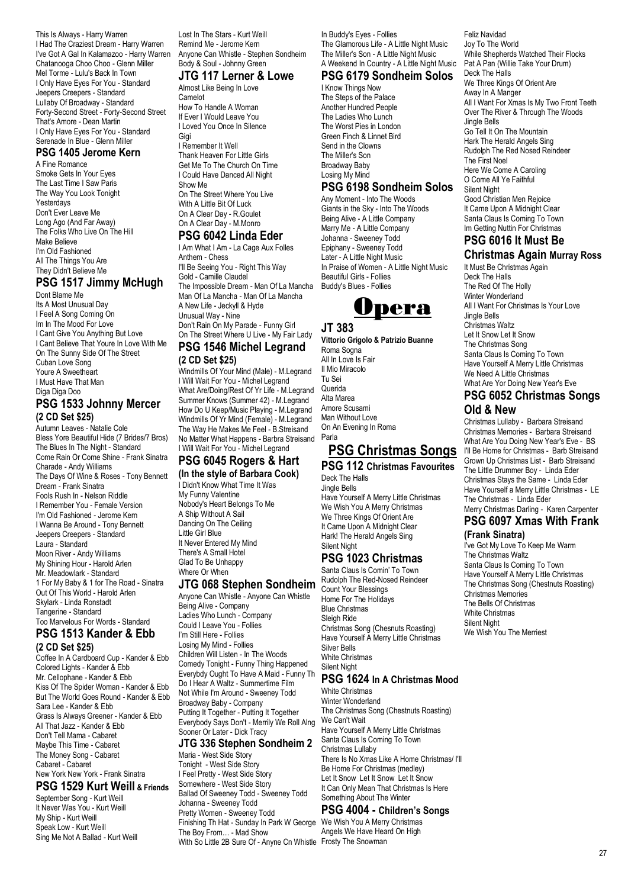This Is Always - Harry Warren
I Had The Craziest Dream - Harry Warren
I've Got A Gal In Kalamazoo - Harry Warren
Chatanooga Choo Choo - Glenn Miller
Mel Torme - Lulu's Back In Town
I Only Have Eyes For You - Standard
Jeepers Creepers - Standard
Lullaby Of Broadway - Standard
Forty-Second Street - Forty-Second Street
That's Amore - Dean Martin
I Only Have Eyes For You - Standard
Serenade In Blue - Glenn Miller

## PSG 1405 Jerome Kern

A Fine Romance
Smoke Gets In Your Eyes
The Last Time I Saw Paris
The Way You Look Tonight
Yesterdays
Don't Ever Leave Me
Long Ago (And Far Away)
The Folks Who Live On The Hill
Make Believe
I'm Old Fashioned
All The Things You Are
They Didn't Believe Me

## PSG 1517 Jimmy McHugh

Dont Blame Me
Its A Most Unusual Day
I Feel A Song Coming On
Im In The Mood For Love
I Cant Give You Anything But Love
I Cant Believe That Youre In Love With Me
On The Sunny Side Of The Street
Cuban Love Song
Youre A Sweetheart
I Must Have That Man
Diga Diga Doo

## PSG 1533 Johnny Mercer
**(2 CD Set $25)**

Autumn Leaves - Natalie Cole
Bless Yore Beautiful Hide (7 Brides/7 Bros)
The Blues In The Night - Standard
Come Rain Or Come Shine - Frank Sinatra
Charade - Andy Williams
The Days Of Wine & Roses - Tony Bennett
Dream - Frank Sinatra
Fools Rush In - Nelson Riddle
I Remember You - Female Version
I'm Old Fashioned - Jerome Kern
I Wanna Be Around - Tony Bennett
Jeepers Creepers - Standard
Laura - Standard
Moon River - Andy Williams
My Shining Hour - Harold Arlen
Mr. Meadowlark - Standard
1 For My Baby & 1 for The Road - Sinatra
Out Of This World - Harold Arlen
Skylark - Linda Ronstadt
Tangerine - Standard
Too Marvelous For Words - Standard

## PSG 1513 Kander & Ebb
**(2 CD Set $25)**

Coffee In A Cardboard Cup - Kander & Ebb
Colored Lights - Kander & Ebb
Mr. Cellophane - Kander & Ebb
Kiss Of The Spider Woman - Kander & Ebb
But The World Goes Round - Kander & Ebb
Sara Lee - Kander & Ebb
Grass Is Always Greener - Kander & Ebb
All That Jazz - Kander & Ebb
Don't Tell Mama - Cabaret
Maybe This Time - Cabaret
The Money Song - Cabaret
Cabaret - Cabaret
New York New York - Frank Sinatra

## PSG 1529 Kurt Weill & Friends

September Song - Kurt Weill
It Never Was You - Kurt Weill
My Ship - Kurt Weill
Speak Low - Kurt Weill
Sing Me Not A Ballad - Kurt Weill
Lost In The Stars - Kurt Weill
Remind Me - Jerome Kern
Anyone Can Whistle - Stephen Sondheim
Body & Soul - Johnny Green

## JTG 117 Lerner & Lowe

Almost Like Being In Love
Camelot
How To Handle A Woman
If Ever I Would Leave You
I Loved You Once In Silence
Gigi
I Remember It Well
Thank Heaven For Little Girls
Get Me To The Church On Time
I Could Have Danced All Night
Show Me
On The Street Where You Live
With A Little Bit Of Luck
On A Clear Day - R.Goulet
On A Clear Day - M.Monro

## PSG 6042 Linda Eder

I Am What I Am - La Cage Aux Folles
Anthem - Chess
I'll Be Seeing You - Right This Way
Gold - Camille Claudel
The Impossible Dream - Man Of La Mancha
Man Of La Mancha - Man Of La Mancha
A New Life - Jeckyll & Hyde
Unusual Way - Nine
Don't Rain On My Parade - Funny Girl
On The Street Where U Live - My Fair Lady

## PSG 1546 Michel Legrand
**(2 CD Set $25)**

Windmills Of Your Mind (Male) - M.Legrand
I Will Wait For You - Michel Legrand
What Are/Doing/Rest Of Yr Life - M.Legrand
Summer Knows (Summer 42) - M.Legrand
How Do U Keep/Music Playing - M.Legrand
Windmills Of Yr Mind (Female) - M.Legrand
The Way He Makes Me Feel - B.Streisand
No Matter What Happens - Barbra Streisand
I Will Wait For You - Michel Legrand

## PSG 6045 Rogers & Hart
**(In the style of Barbara Cook)**

I Didn't Know What Time It Was
My Funny Valentine
Nobody's Heart Belongs To Me
A Ship Without A Sail
Dancing On The Ceiling
Little Girl Blue
It Never Entered My Mind
There's A Small Hotel
Glad To Be Unhappy
Where Or When

## JTG 068 Stephen Sondheim

Anyone Can Whistle - Anyone Can Whistle
Being Alive - Company
Ladies Who Lunch - Company
Could I Leave You - Follies
I'm Still Here - Follies
Losing My Mind - Follies
Children Will Listen - In The Woods
Comedy Tonight - Funny Thing Happened
Everybdy Ought To Have A Maid - Funny Th
Do I Hear A Waltz - Summertime Film
Not While I'm Around - Sweeney Todd
Broadway Baby - Company
Putting It Together - Putting It Together
Everybody Says Don't - Merrily We Roll Alng
Sooner Or Later - Dick Tracy

## JTG 336 Stephen Sondheim 2

Maria - West Side Story
Tonight - West Side Story
I Feel Pretty - West Side Story
Somewhere - West Side Story
Ballad Of Sweeney Todd - Sweeney Todd
Johanna - Sweeney Todd
Pretty Women - Sweeney Todd
Finishing Th Hat - Sunday In Park W George
The Boy From… - Mad Show
With So Little 2B Sure Of - Anyne Cn Whistle
In Buddy's Eyes - Follies
The Glamorous Life - A Little Night Music
The Miller's Son - A Little Night Music
A Weekend In Country - A Little Night Music

## PSG 6179 Sondheim Solos

I Know Things Now
The Steps of the Palace
Another Hundred People
The Ladies Who Lunch
The Worst Pies in London
Green Finch & Linnet Bird
Send in the Clowns
The Miller's Son
Broadway Baby
Losing My Mind

## PSG 6198 Sondheim Solos

Any Moment - Into The Woods
Giants in the Sky - Into The Woods
Being Alive - A Little Company
Marry Me - A Little Company
Johanna - Sweeney Todd
Epiphany - Sweeney Todd
Later - A Little Night Music
In Praise of Women - A Little Night Music
Beautiful Girls - Follies
Buddy's Blues - Follies

# Opera

## JT 383

**Vittorio Grigolo & Patrizio Buanne**

Roma Sogna
All In Love Is Fair
Il Mio Miracolo
Tu Sei
Querida
Alta Marea
Amore Scusami
Man Without Love
On An Evening In Roma
Parla

# PSG Christmas Songs

## PSG 112 Christmas Favourites

Deck The Halls
Jingle Bells
Have Yourself A Merry Little Christmas
We Wish You A Merry Christmas
We Three Kings Of Orient Are
It Came Upon A Midnight Clear
Hark! The Herald Angels Sing
Silent Night

## PSG 1023 Christmas

Santa Claus Is Comin' To Town
Rudolph The Red-Nosed Reindeer
Count Your Blessings
Home For The Holidays
Blue Christmas
Sleigh Ride
Christmas Song (Chesnuts Roasting)
Have Yourself A Merry Little Christmas
Silver Bells
White Christmas
Silent Night

## PSG 1624 In A Christmas Mood

White Christmas
Winter Wonderland
The Christmas Song (Chestnuts Roasting)
We Can't Wait
Have Yourself A Merry Little Christmas
Santa Claus Is Coming To Town
Christmas Lullaby
There Is No Xmas Like A Home Christmas/ I'll Be Home For Christmas (medley)
Let It Snow Let It Snow Let It Snow
It Can Only Mean That Christmas Is Here
Something About The Winter

## PSG 4004 - Children's Songs

We Wish You A Merry Christmas
Angels We Have Heard On High
Frosty The Snowman
Feliz Navidad
Joy To The World
While Shepherds Watched Their Flocks
Pat A Pan (Willie Take Your Drum)
Deck The Halls
We Three Kings Of Orient Are
Away In A Manger
All I Want For Xmas Is My Two Front Teeth
Over The River & Through The Woods
Jingle Bells
Go Tell It On The Mountain
Hark The Herald Angels Sing
Rudolph The Red Nosed Reindeer
The First Noel
Here We Come A Caroling
O Come All Ye Faithful
Silent Night
Good Christian Men Rejoice
It Came Upon A Midnight Clear
Santa Claus Is Coming To Town
Im Getting Nuttin For Christmas

## PSG 6016 It Must Be Christmas Again Murray Ross

It Must Be Christmas Again
Deck The Halls
The Red Of The Holly
Winter Wonderland
All I Want For Christmas Is Your Love
Jingle Bells
Christmas Waltz
Let It Snow Let It Snow
The Christmas Song
Santa Claus Is Coming To Town
Have Yourself A Merry Little Christmas
We Need A Little Christmas
What Are Yor Doing New Year's Eve

## PSG 6052 Christmas Songs Old & New

Christmas Lullaby - Barbara Streisand
Christmas Memories - Barbara Streisand
What Are You Doing New Year's Eve - BS
I'll Be Home for Christmas - Barb Streisand
Grown Up Christmas List - Barb Streisand
The Little Drummer Boy - Linda Eder
Christmas Stays the Same - Linda Eder
Have Yourself a Merry Little Christmas - LE
The Christmas - Linda Eder
Merry Christmas Darling - Karen Carpenter

## PSG 6097 Xmas With Frank
**(Frank Sinatra)**

I've Got My Love To Keep Me Warm
The Christmas Waltz
Santa Claus Is Coming To Town
Have Yourself A Merry Little Christmas
The Christmas Song (Chestnuts Roasting)
Christmas Memories
The Bells Of Christmas
White Christmas
Silent Night
We Wish You The Merriest